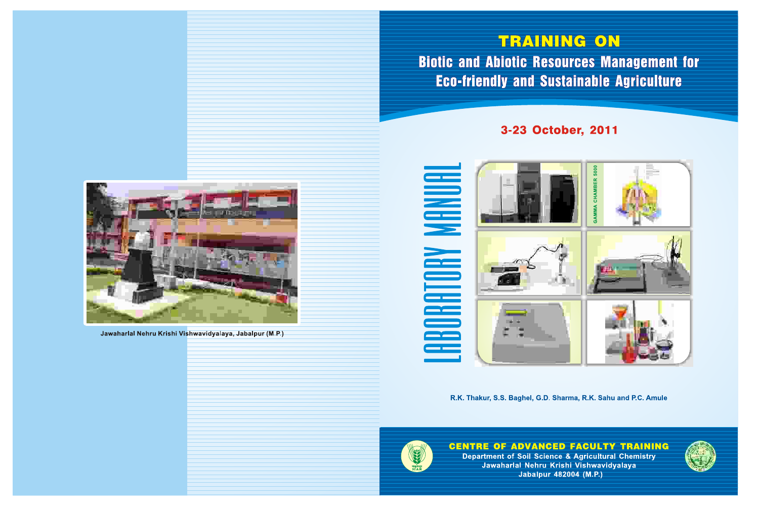# TRAINING ON

## Biotic and Abiotic Resources Management for Eco-friendly and Sustainable Agriculture

**3-23 October, 2011**

# LABORATORY MANUAL

GAMMA CHAMBER 5000

R.K. Thakur, S.S. Baghel, G.D. Sharma, R.K. Sahu and P.C. Amule

**CENTRE OF ADVANCED FACULTY TRAINING**

Department of Soil Science & Agricultural Chemistry

Jawaharlal Nehru Krishi Vishwavidyalaya

Jabalpur 482004 (M.P.)

Jawaharlal Nehru Krishi Vishwavidyalaya, Jabalpur (M.P.)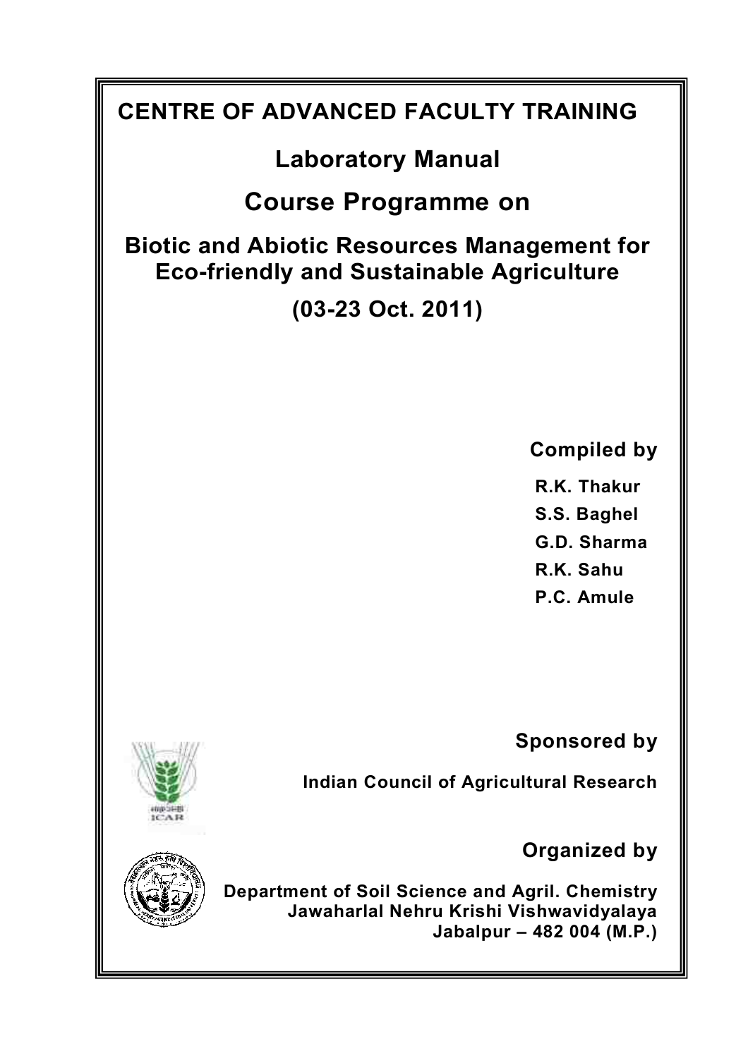# CENTRE OF ADVANCED FACULTY TRAINING

## Laboratory Manual

## Course Programme on

### Biotic and Abiotic Resources Management for Eco-friendly and Sustainable Agriculture

### (03-23 Oct. 2011)

**Compiled by**

**R.K. Thakur**
**S.S. Baghel**
**G.D. Sharma**
**R.K. Sahu**
**P.C. Amule**

**Sponsored by**

**Indian Council of Agricultural Research**

**Organized by**

**Department of Soil Science and Agril. Chemistry**
**Jawaharlal Nehru Krishi Vishwavidyalaya**
**Jabalpur – 482 004 (M.P.)**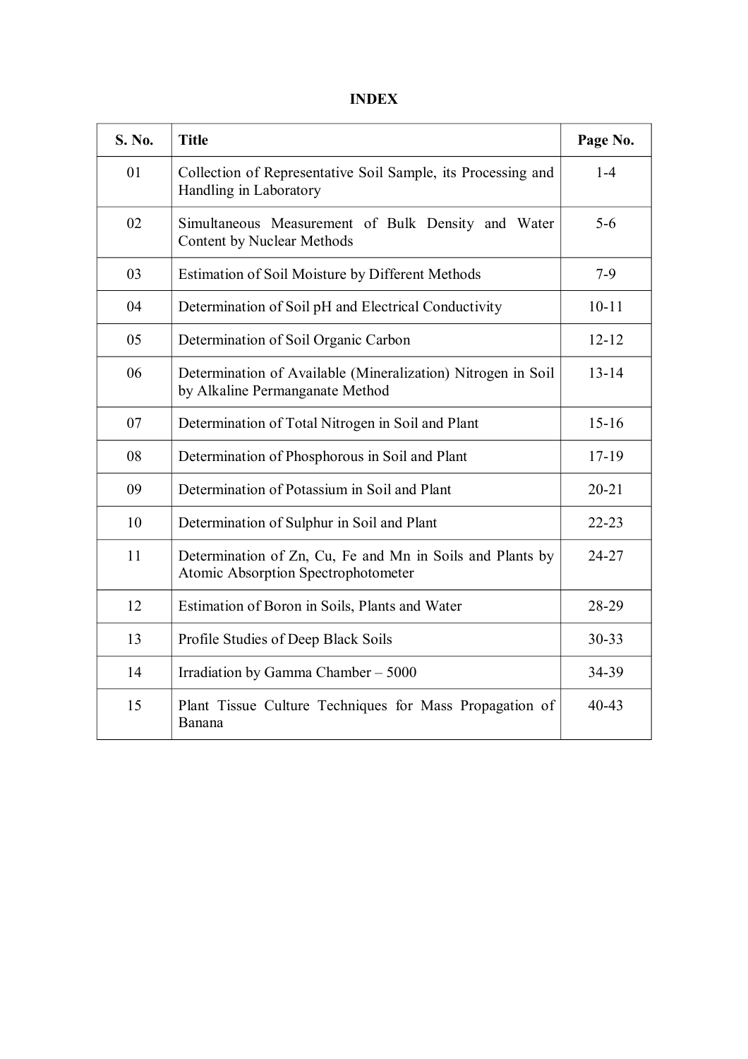# INDEX

| S. No. | Title | Page No. |
|---|---|---|
| 01 | Collection of Representative Soil Sample, its Processing and Handling in Laboratory | 1-4 |
| 02 | Simultaneous Measurement of Bulk Density and Water Content by Nuclear Methods | 5-6 |
| 03 | Estimation of Soil Moisture by Different Methods | 7-9 |
| 04 | Determination of Soil pH and Electrical Conductivity | 10-11 |
| 05 | Determination of Soil Organic Carbon | 12-12 |
| 06 | Determination of Available (Mineralization) Nitrogen in Soil by Alkaline Permanganate Method | 13-14 |
| 07 | Determination of Total Nitrogen in Soil and Plant | 15-16 |
| 08 | Determination of Phosphorous in Soil and Plant | 17-19 |
| 09 | Determination of Potassium in Soil and Plant | 20-21 |
| 10 | Determination of Sulphur in Soil and Plant | 22-23 |
| 11 | Determination of Zn, Cu, Fe and Mn in Soils and Plants by Atomic Absorption Spectrophotometer | 24-27 |
| 12 | Estimation of Boron in Soils, Plants and Water | 28-29 |
| 13 | Profile Studies of Deep Black Soils | 30-33 |
| 14 | Irradiation by Gamma Chamber – 5000 | 34-39 |
| 15 | Plant Tissue Culture Techniques for Mass Propagation of Banana | 40-43 |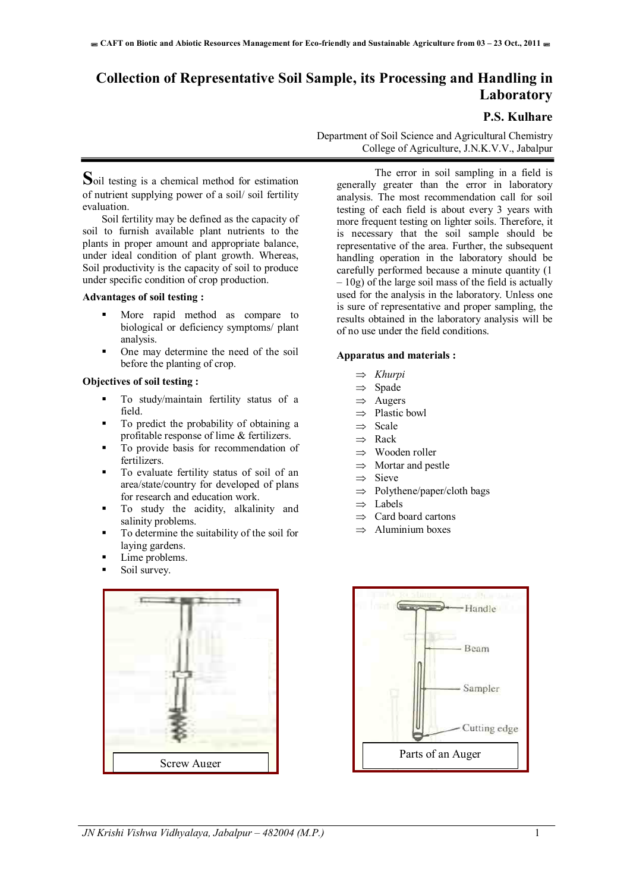# Collection of Representative Soil Sample, its Processing and Handling in Laboratory

**P.S. Kulhare**

Department of Soil Science and Agricultural Chemistry
College of Agriculture, J.N.K.V.V., Jabalpur

Soil testing is a chemical method for estimation of nutrient supplying power of a soil/ soil fertility evaluation.

Soil fertility may be defined as the capacity of soil to furnish available plant nutrients to the plants in proper amount and appropriate balance, under ideal condition of plant growth. Whereas, Soil productivity is the capacity of soil to produce under specific condition of crop production.

**Advantages of soil testing :**

- More rapid method as compare to biological or deficiency symptoms/ plant analysis.
- One may determine the need of the soil before the planting of crop.

**Objectives of soil testing :**

- To study/maintain fertility status of a field.
- To predict the probability of obtaining a profitable response of lime & fertilizers.
- To provide basis for recommendation of fertilizers.
- To evaluate fertility status of soil of an area/state/country for developed of plans for research and education work.
- To study the acidity, alkalinity and salinity problems.
- To determine the suitability of the soil for laying gardens.
- Lime problems.
- Soil survey.

The error in soil sampling in a field is generally greater than the error in laboratory analysis. The most recommendation call for soil testing of each field is about every 3 years with more frequent testing on lighter soils. Therefore, it is necessary that the soil sample should be representative of the area. Further, the subsequent handling operation in the laboratory should be carefully performed because a minute quantity (1 – 10g) of the large soil mass of the field is actually used for the analysis in the laboratory. Unless one is sure of representative and proper sampling, the results obtained in the laboratory analysis will be of no use under the field conditions.

**Apparatus and materials :**

- ⇒ *Khurpi*
- ⇒ Spade
- ⇒ Augers
- ⇒ Plastic bowl
- ⇒ Scale
- ⇒ Rack
- ⇒ Wooden roller
- ⇒ Mortar and pestle
- ⇒ Sieve
- ⇒ Polythene/paper/cloth bags
- ⇒ Labels
- ⇒ Card board cartons
- ⇒ Aluminium boxes

Screw Auger

Parts of an Auger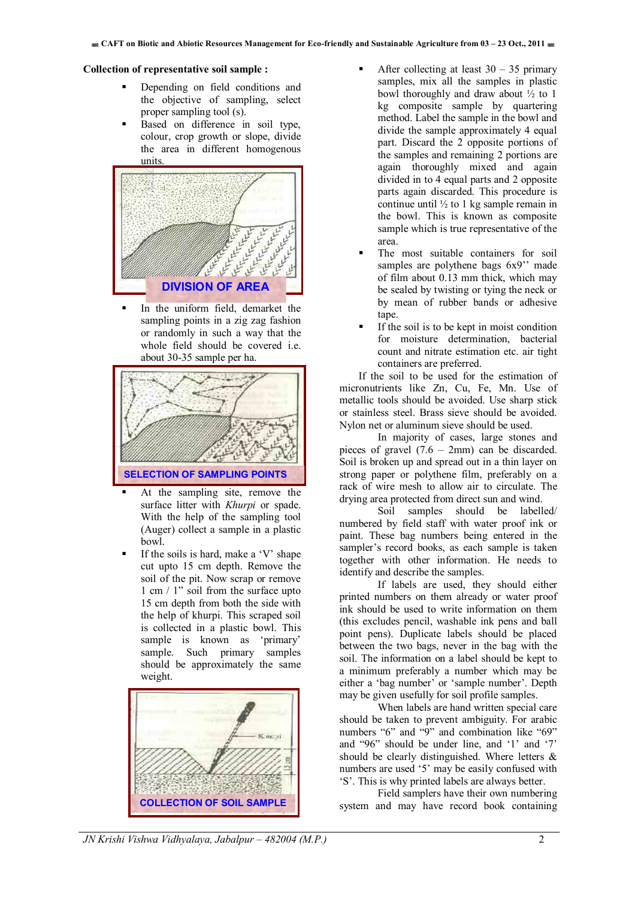**Collection of representative soil sample :**

- Depending on field conditions and the objective of sampling, select proper sampling tool (s).
- Based on difference in soil type, colour, crop growth or slope, divide the area in different homogenous units.

DIVISION OF AREA

- In the uniform field, demarket the sampling points in a zig zag fashion or randomly in such a way that the whole field should be covered i.e. about 30-35 sample per ha.

SELECTION OF SAMPLING POINTS

- At the sampling site, remove the surface litter with *Khurpi* or spade. With the help of the sampling tool (Auger) collect a sample in a plastic bowl.
- If the soils is hard, make a 'V' shape cut upto 15 cm depth. Remove the soil of the pit. Now scrap or remove 1 cm / 1" soil from the surface upto 15 cm depth from both the side with the help of khurpi. This scraped soil is collected in a plastic bowl. This sample is known as 'primary' sample. Such primary samples should be approximately the same weight.

COLLECTION OF SOIL SAMPLE

- After collecting at least 30 – 35 primary samples, mix all the samples in plastic bowl thoroughly and draw about ½ to 1 kg composite sample by quartering method. Label the sample in the bowl and divide the sample approximately 4 equal part. Discard the 2 opposite portions of the samples and remaining 2 portions are again thoroughly mixed and again divided in to 4 equal parts and 2 opposite parts again discarded. This procedure is continue until ½ to 1 kg sample remain in the bowl. This is known as composite sample which is true representative of the area.
- The most suitable containers for soil samples are polythene bags 6x9'' made of film about 0.13 mm thick, which may be sealed by twisting or tying the neck or by mean of rubber bands or adhesive tape.
- If the soil is to be kept in moist condition for moisture determination, bacterial count and nitrate estimation etc. air tight containers are preferred.

If the soil to be used for the estimation of micronutrients like Zn, Cu, Fe, Mn. Use of metallic tools should be avoided. Use sharp stick or stainless steel. Brass sieve should be avoided. Nylon net or aluminum sieve should be used.

In majority of cases, large stones and pieces of gravel (7.6 – 2mm) can be discarded. Soil is broken up and spread out in a thin layer on strong paper or polythene film, preferably on a rack of wire mesh to allow air to circulate. The drying area protected from direct sun and wind.

Soil samples should be labelled/ numbered by field staff with water proof ink or paint. These bag numbers being entered in the sampler's record books, as each sample is taken together with other information. He needs to identify and describe the samples.

If labels are used, they should either printed numbers on them already or water proof ink should be used to write information on them (this excludes pencil, washable ink pens and ball point pens). Duplicate labels should be placed between the two bags, never in the bag with the soil. The information on a label should be kept to a minimum preferably a number which may be either a 'bag number' or 'sample number'. Depth may be given usefully for soil profile samples.

When labels are hand written special care should be taken to prevent ambiguity. For arabic numbers "6" and "9" and combination like "69" and "96" should be under line, and '1' and '7' should be clearly distinguished. Where letters & numbers are used '5' may be easily confused with 'S'. This is why printed labels are always better.

Field samplers have their own numbering system and may have record book containing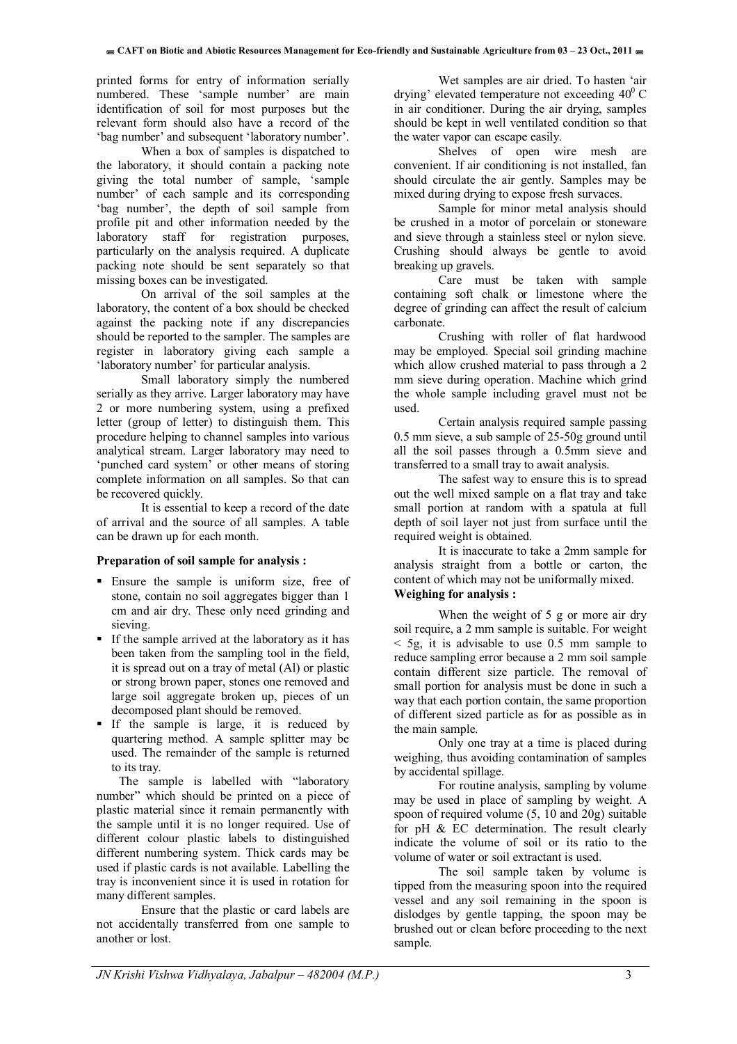printed forms for entry of information serially numbered. These 'sample number' are main identification of soil for most purposes but the relevant form should also have a record of the 'bag number' and subsequent 'laboratory number'.

When a box of samples is dispatched to the laboratory, it should contain a packing note giving the total number of sample, 'sample number' of each sample and its corresponding 'bag number', the depth of soil sample from profile pit and other information needed by the laboratory staff for registration purposes, particularly on the analysis required. A duplicate packing note should be sent separately so that missing boxes can be investigated.

On arrival of the soil samples at the laboratory, the content of a box should be checked against the packing note if any discrepancies should be reported to the sampler. The samples are register in laboratory giving each sample a 'laboratory number' for particular analysis.

Small laboratory simply the numbered serially as they arrive. Larger laboratory may have 2 or more numbering system, using a prefixed letter (group of letter) to distinguish them. This procedure helping to channel samples into various analytical stream. Larger laboratory may need to 'punched card system' or other means of storing complete information on all samples. So that can be recovered quickly.

It is essential to keep a record of the date of arrival and the source of all samples. A table can be drawn up for each month.

**Preparation of soil sample for analysis :**

- Ensure the sample is uniform size, free of stone, contain no soil aggregates bigger than 1 cm and air dry. These only need grinding and sieving.
- If the sample arrived at the laboratory as it has been taken from the sampling tool in the field, it is spread out on a tray of metal (Al) or plastic or strong brown paper, stones one removed and large soil aggregate broken up, pieces of un decomposed plant should be removed.
- If the sample is large, it is reduced by quartering method. A sample splitter may be used. The remainder of the sample is returned to its tray.

The sample is labelled with "laboratory number" which should be printed on a piece of plastic material since it remain permanently with the sample until it is no longer required. Use of different colour plastic labels to distinguished different numbering system. Thick cards may be used if plastic cards is not available. Labelling the tray is inconvenient since it is used in rotation for many different samples.

Ensure that the plastic or card labels are not accidentally transferred from one sample to another or lost.

Wet samples are air dried. To hasten 'air drying' elevated temperature not exceeding $40^0$ C in air conditioner. During the air drying, samples should be kept in well ventilated condition so that the water vapor can escape easily.

Shelves of open wire mesh are convenient. If air conditioning is not installed, fan should circulate the air gently. Samples may be mixed during drying to expose fresh survaces.

Sample for minor metal analysis should be crushed in a motor of porcelain or stoneware and sieve through a stainless steel or nylon sieve. Crushing should always be gentle to avoid breaking up gravels.

Care must be taken with sample containing soft chalk or limestone where the degree of grinding can affect the result of calcium carbonate.

Crushing with roller of flat hardwood may be employed. Special soil grinding machine which allow crushed material to pass through a 2 mm sieve during operation. Machine which grind the whole sample including gravel must not be used.

Certain analysis required sample passing 0.5 mm sieve, a sub sample of 25-50g ground until all the soil passes through a 0.5mm sieve and transferred to a small tray to await analysis.

The safest way to ensure this is to spread out the well mixed sample on a flat tray and take small portion at random with a spatula at full depth of soil layer not just from surface until the required weight is obtained.

It is inaccurate to take a 2mm sample for analysis straight from a bottle or carton, the content of which may not be uniformally mixed.

**Weighing for analysis :**

When the weight of 5 g or more air dry soil require, a 2 mm sample is suitable. For weight < 5g, it is advisable to use 0.5 mm sample to reduce sampling error because a 2 mm soil sample contain different size particle. The removal of small portion for analysis must be done in such a way that each portion contain, the same proportion of different sized particle as for as possible as in the main sample.

Only one tray at a time is placed during weighing, thus avoiding contamination of samples by accidental spillage.

For routine analysis, sampling by volume may be used in place of sampling by weight. A spoon of required volume (5, 10 and 20g) suitable for pH & EC determination. The result clearly indicate the volume of soil or its ratio to the volume of water or soil extractant is used.

The soil sample taken by volume is tipped from the measuring spoon into the required vessel and any soil remaining in the spoon is dislodges by gentle tapping, the spoon may be brushed out or clean before proceeding to the next sample.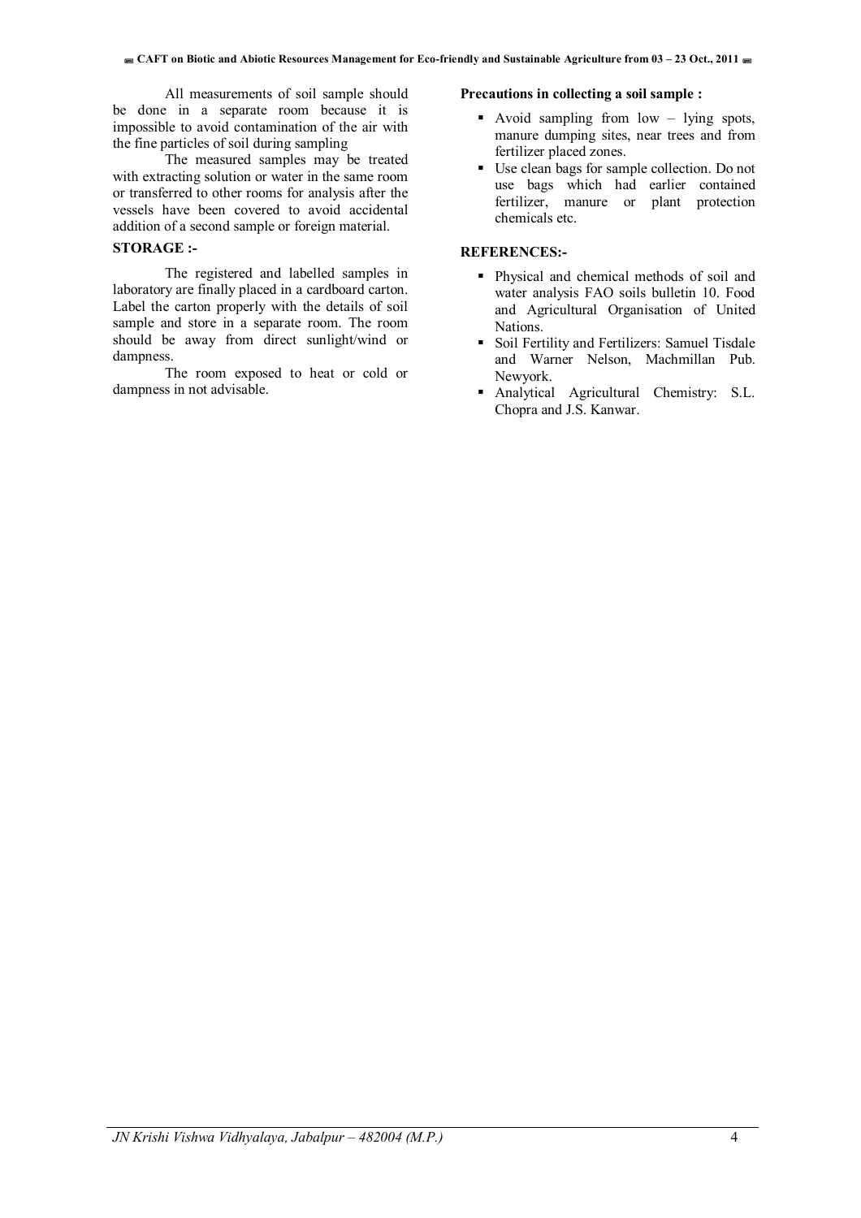All measurements of soil sample should be done in a separate room because it is impossible to avoid contamination of the air with the fine particles of soil during sampling

The measured samples may be treated with extracting solution or water in the same room or transferred to other rooms for analysis after the vessels have been covered to avoid accidental addition of a second sample or foreign material.

**STORAGE :-**

The registered and labelled samples in laboratory are finally placed in a cardboard carton. Label the carton properly with the details of soil sample and store in a separate room. The room should be away from direct sunlight/wind or dampness.

The room exposed to heat or cold or dampness in not advisable.

**Precautions in collecting a soil sample :**

- Avoid sampling from low – lying spots, manure dumping sites, near trees and from fertilizer placed zones.
- Use clean bags for sample collection. Do not use bags which had earlier contained fertilizer, manure or plant protection chemicals etc.

**REFERENCES:-**

- Physical and chemical methods of soil and water analysis FAO soils bulletin 10. Food and Agricultural Organisation of United Nations.
- Soil Fertility and Fertilizers: Samuel Tisdale and Warner Nelson, Machmillan Pub. Newyork.
- Analytical Agricultural Chemistry: S.L. Chopra and J.S. Kanwar.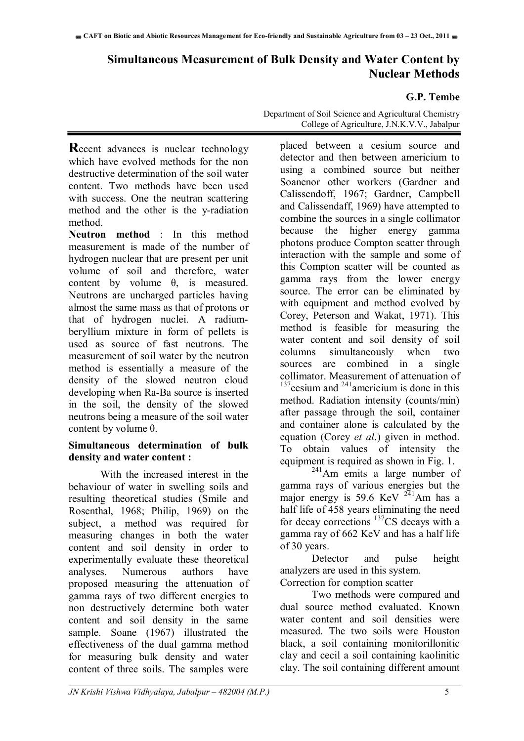# Simultaneous Measurement of Bulk Density and Water Content by Nuclear Methods

**G.P. Tembe**

Department of Soil Science and Agricultural Chemistry
College of Agriculture, J.N.K.V.V., Jabalpur

**R**ecent advances is nuclear technology which have evolved methods for the non destructive determination of the soil water content. Two methods have been used with success. One the neutran scattering method and the other is the y-radiation method.

**Neutron method** : In this method measurement is made of the number of hydrogen nuclear that are present per unit volume of soil and therefore, water content by volume θ, is measured. Neutrons are uncharged particles having almost the same mass as that of protons or that of hydrogen nuclei. A radium-beryllium mixture in form of pellets is used as source of fast neutrons. The measurement of soil water by the neutron method is essentially a measure of the density of the slowed neutron cloud developing when Ra-Ba source is inserted in the soil, the density of the slowed neutrons being a measure of the soil water content by volume θ.

**Simultaneous determination of bulk density and water content :**

With the increased interest in the behaviour of water in swelling soils and resulting theoretical studies (Smile and Rosenthal, 1968; Philip, 1969) on the subject, a method was required for measuring changes in both the water content and soil density in order to experimentally evaluate these theoretical analyses. Numerous authors have proposed measuring the attenuation of gamma rays of two different energies to non destructively determine both water content and soil density in the same sample. Soane (1967) illustrated the effectiveness of the dual gamma method for measuring bulk density and water content of three soils. The samples were placed between a cesium source and detector and then between americium to using a combined source but neither Soanenor other workers (Gardner and Calissendoff, 1967; Gardner, Campbell and Calissendaff, 1969) have attempted to combine the sources in a single collimator because the higher energy gamma photons produce Compton scatter through interaction with the sample and some of this Compton scatter will be counted as gamma rays from the lower energy source. The error can be eliminated by with equipment and method evolved by Corey, Peterson and Wakat, 1971). This method is feasible for measuring the water content and soil density of soil columns simultaneously when two sources are combined in a single collimator. Measurement of attenuation of $^{137}$cesium and $^{241}$americium is done in this method. Radiation intensity (counts/min) after passage through the soil, container and container alone is calculated by the equation (Corey *et al*.) given in method. To obtain values of intensity the equipment is required as shown in Fig. 1.

$^{241}$Am emits a large number of gamma rays of various energies but the major energy is 59.6 KeV $^{241}$Am has a half life of 458 years eliminating the need for decay corrections $^{137}$CS decays with a gamma ray of 662 KeV and has a half life of 30 years.

Detector and pulse height analyzers are used in this system.

Correction for comption scatter

Two methods were compared and dual source method evaluated. Known water content and soil densities were measured. The two soils were Houston black, a soil containing monitorillonitic clay and cecil a soil containing kaolinitic clay. The soil containing different amount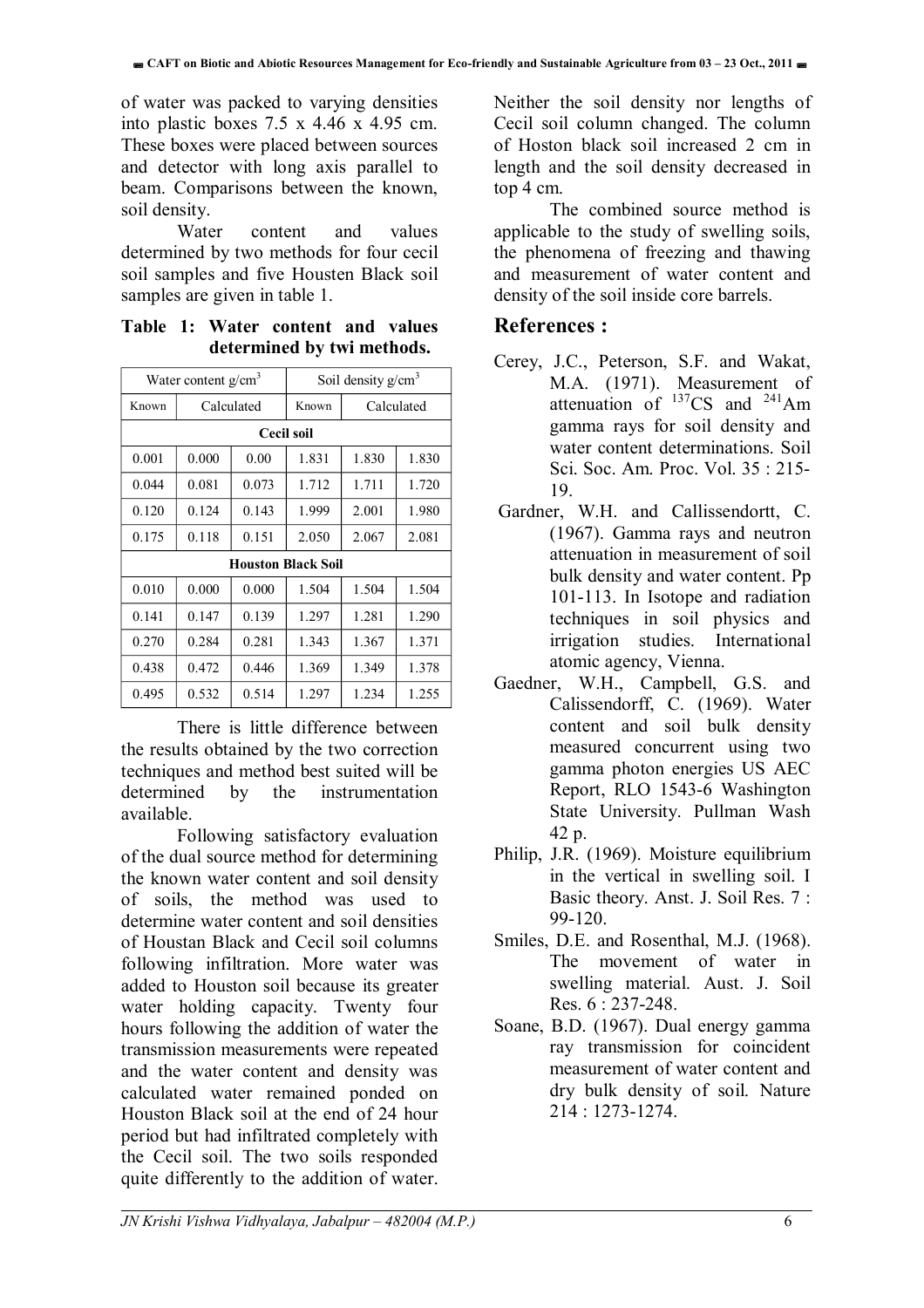of water was packed to varying densities into plastic boxes 7.5 x 4.46 x 4.95 cm. These boxes were placed between sources and detector with long axis parallel to beam. Comparisons between the known, soil density.

Water content and values determined by two methods for four cecil soil samples and five Housten Black soil samples are given in table 1.

**Table 1: Water content and values determined by twi methods.**

| Water content g/cm$^3$ | | | Soil density g/cm$^3$ | | |
|---|---|---|---|---|---|
| Known | Calculated | | Known | Calculated | |
| **Cecil soil** | | | | | |
| 0.001 | 0.000 | 0.00 | 1.831 | 1.830 | 1.830 |
| 0.044 | 0.081 | 0.073 | 1.712 | 1.711 | 1.720 |
| 0.120 | 0.124 | 0.143 | 1.999 | 2.001 | 1.980 |
| 0.175 | 0.118 | 0.151 | 2.050 | 2.067 | 2.081 |
| **Houston Black Soil** | | | | | |
| 0.010 | 0.000 | 0.000 | 1.504 | 1.504 | 1.504 |
| 0.141 | 0.147 | 0.139 | 1.297 | 1.281 | 1.290 |
| 0.270 | 0.284 | 0.281 | 1.343 | 1.367 | 1.371 |
| 0.438 | 0.472 | 0.446 | 1.369 | 1.349 | 1.378 |
| 0.495 | 0.532 | 0.514 | 1.297 | 1.234 | 1.255 |

There is little difference between the results obtained by the two correction techniques and method best suited will be determined by the instrumentation available.

Following satisfactory evaluation of the dual source method for determining the known water content and soil density of soils, the method was used to determine water content and soil densities of Houstan Black and Cecil soil columns following infiltration. More water was added to Houston soil because its greater water holding capacity. Twenty four hours following the addition of water the transmission measurements were repeated and the water content and density was calculated water remained ponded on Houston Black soil at the end of 24 hour period but had infiltrated completely with the Cecil soil. The two soils responded quite differently to the addition of water. Neither the soil density nor lengths of Cecil soil column changed. The column of Hoston black soil increased 2 cm in length and the soil density decreased in top 4 cm.

The combined source method is applicable to the study of swelling soils, the phenomena of freezing and thawing and measurement of water content and density of the soil inside core barrels.

## References :

Cerey, J.C., Peterson, S.F. and Wakat, M.A. (1971). Measurement of attenuation of $^{137}$CS and $^{241}$Am gamma rays for soil density and water content determinations. Soil Sci. Soc. Am. Proc. Vol. 35 : 215-19.

Gardner, W.H. and Callissendortt, C. (1967). Gamma rays and neutron attenuation in measurement of soil bulk density and water content. Pp 101-113. In Isotope and radiation techniques in soil physics and irrigation studies. International atomic agency, Vienna.

Gaedner, W.H., Campbell, G.S. and Calissendorff, C. (1969). Water content and soil bulk density measured concurrent using two gamma photon energies US AEC Report, RLO 1543-6 Washington State University. Pullman Wash 42 p.

Philip, J.R. (1969). Moisture equilibrium in the vertical in swelling soil. I Basic theory. Anst. J. Soil Res. 7 : 99-120.

Smiles, D.E. and Rosenthal, M.J. (1968). The movement of water in swelling material. Aust. J. Soil Res. 6 : 237-248.

Soane, B.D. (1967). Dual energy gamma ray transmission for coincident measurement of water content and dry bulk density of soil. Nature 214 : 1273-1274.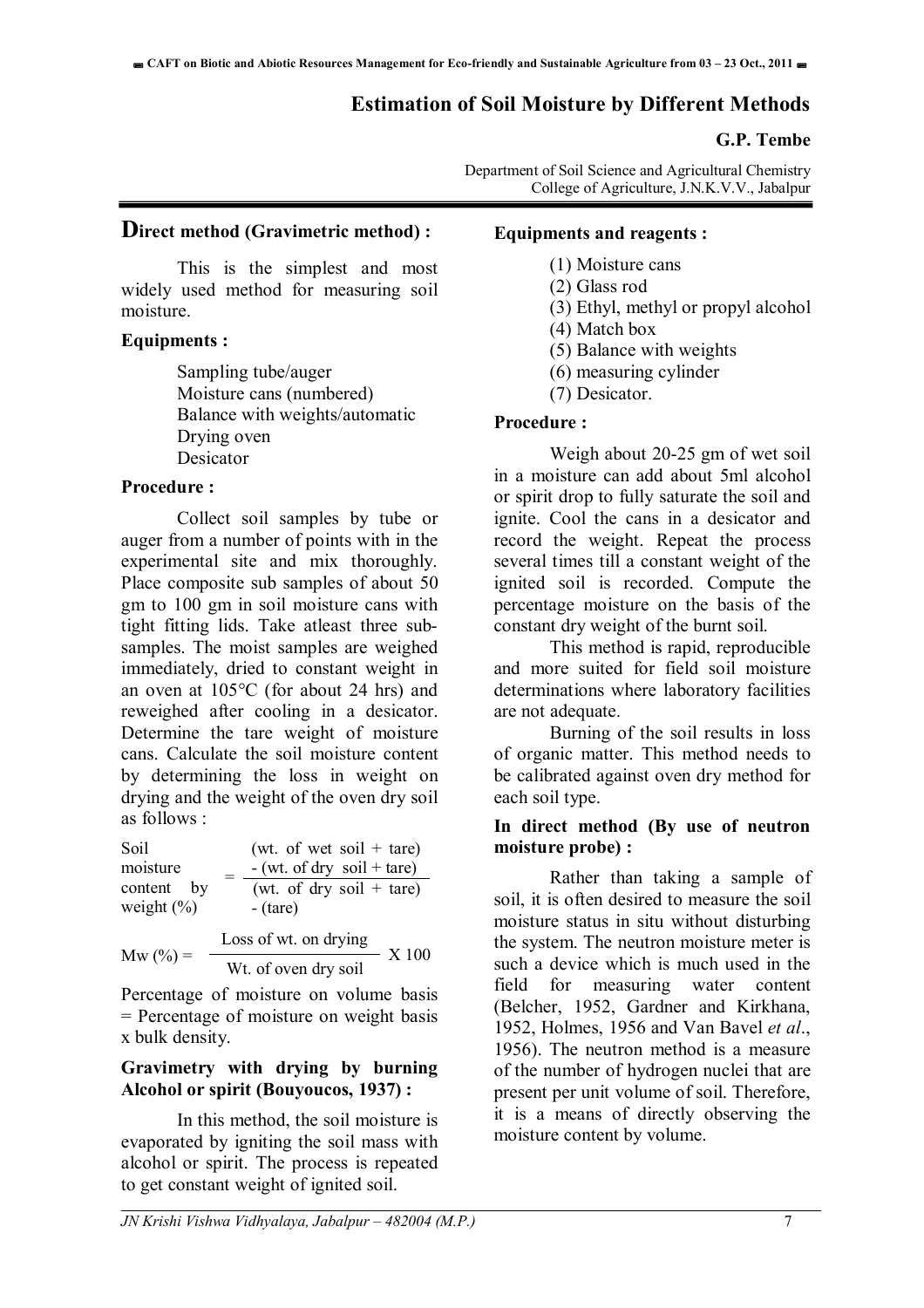# Estimation of Soil Moisture by Different Methods

**G.P. Tembe**

Department of Soil Science and Agricultural Chemistry
College of Agriculture, J.N.K.V.V., Jabalpur

## Direct method (Gravimetric method) :

This is the simplest and most widely used method for measuring soil moisture.

### Equipments :

Sampling tube/auger
Moisture cans (numbered)
Balance with weights/automatic
Drying oven
Desicator

### Procedure :

Collect soil samples by tube or auger from a number of points with in the experimental site and mix thoroughly. Place composite sub samples of about 50 gm to 100 gm in soil moisture cans with tight fitting lids. Take atleast three sub-samples. The moist samples are weighed immediately, dried to constant weight in an oven at 105°C (for about 24 hrs) and reweighed after cooling in a desicator. Determine the tare weight of moisture cans. Calculate the soil moisture content by determining the loss in weight on drying and the weight of the oven dry soil as follows :

$$\text{Soil moisture content by weight (\%)} = \frac{(\text{wt. of wet soil + tare}) - (\text{wt. of dry soil + tare})}{(\text{wt. of dry soil + tare}) - (\text{tare})}$$

$$M_w (\%) = \frac{\text{Loss of wt. on drying}}{\text{Wt. of oven dry soil}} \times 100$$

Percentage of moisture on volume basis = Percentage of moisture on weight basis x bulk density.

### Gravimetry with drying by burning Alcohol or spirit (Bouyoucos, 1937) :

In this method, the soil moisture is evaporated by igniting the soil mass with alcohol or spirit. The process is repeated to get constant weight of ignited soil.

### Equipments and reagents :

(1) Moisture cans
(2) Glass rod
(3) Ethyl, methyl or propyl alcohol
(4) Match box
(5) Balance with weights
(6) measuring cylinder
(7) Desicator.

### Procedure :

Weigh about 20-25 gm of wet soil in a moisture can add about 5ml alcohol or spirit drop to fully saturate the soil and ignite. Cool the cans in a desicator and record the weight. Repeat the process several times till a constant weight of the ignited soil is recorded. Compute the percentage moisture on the basis of the constant dry weight of the burnt soil.

This method is rapid, reproducible and more suited for field soil moisture determinations where laboratory facilities are not adequate.

Burning of the soil results in loss of organic matter. This method needs to be calibrated against oven dry method for each soil type.

### In direct method (By use of neutron moisture probe) :

Rather than taking a sample of soil, it is often desired to measure the soil moisture status in situ without disturbing the system. The neutron moisture meter is such a device which is much used in the field for measuring water content (Belcher, 1952, Gardner and Kirkhana, 1952, Holmes, 1956 and Van Bavel *et al*., 1956). The neutron method is a measure of the number of hydrogen nuclei that are present per unit volume of soil. Therefore, it is a means of directly observing the moisture content by volume.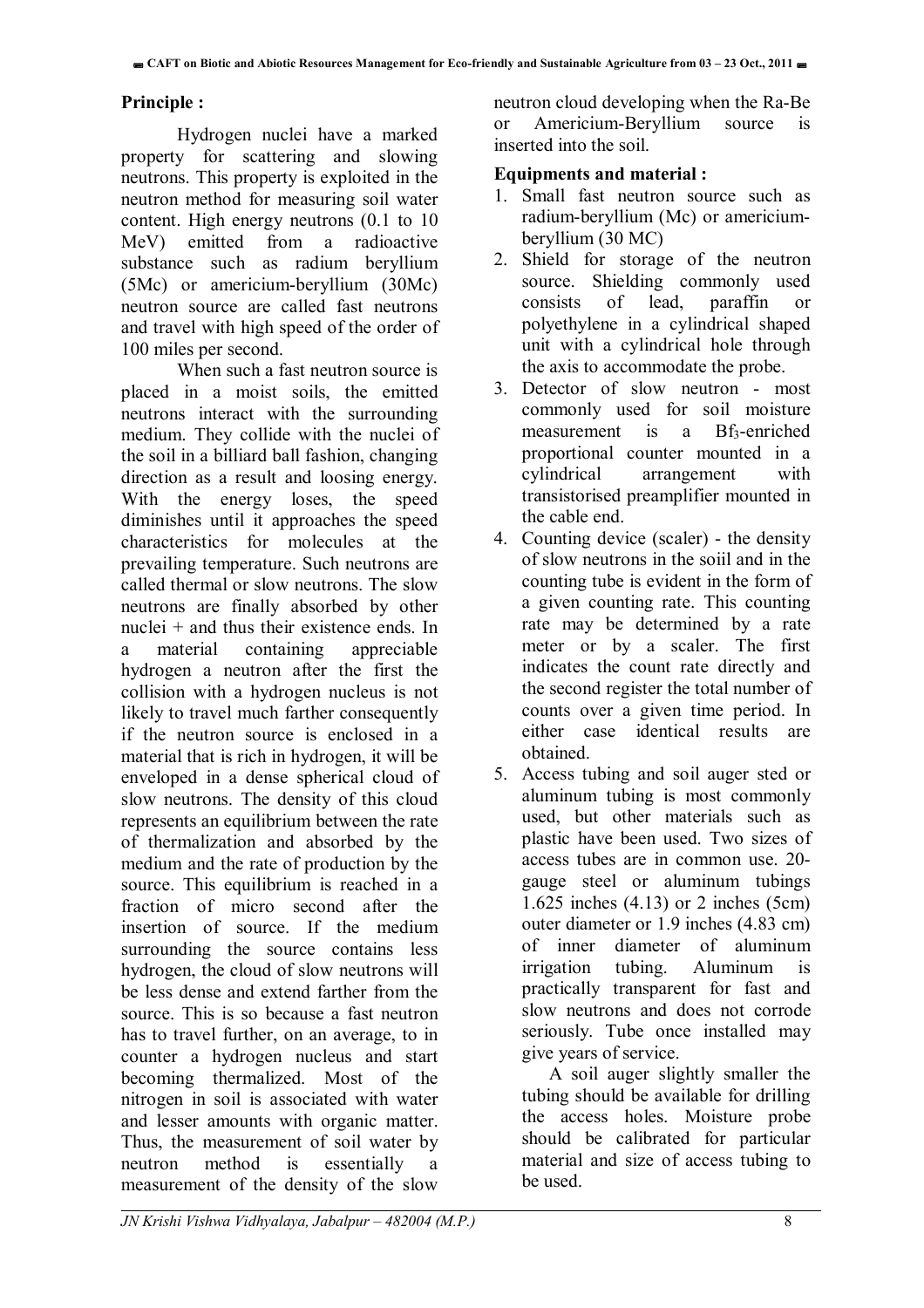**Principle :**

Hydrogen nuclei have a marked property for scattering and slowing neutrons. This property is exploited in the neutron method for measuring soil water content. High energy neutrons (0.1 to 10 MeV) emitted from a radioactive substance such as radium beryllium (5Mc) or americium-beryllium (30Mc) neutron source are called fast neutrons and travel with high speed of the order of 100 miles per second.

When such a fast neutron source is placed in a moist soils, the emitted neutrons interact with the surrounding medium. They collide with the nuclei of the soil in a billiard ball fashion, changing direction as a result and loosing energy. With the energy loses, the speed diminishes until it approaches the speed characteristics for molecules at the prevailing temperature. Such neutrons are called thermal or slow neutrons. The slow neutrons are finally absorbed by other nuclei + and thus their existence ends. In a material containing appreciable hydrogen a neutron after the first the collision with a hydrogen nucleus is not likely to travel much farther consequently if the neutron source is enclosed in a material that is rich in hydrogen, it will be enveloped in a dense spherical cloud of slow neutrons. The density of this cloud represents an equilibrium between the rate of thermalization and absorbed by the medium and the rate of production by the source. This equilibrium is reached in a fraction of micro second after the insertion of source. If the medium surrounding the source contains less hydrogen, the cloud of slow neutrons will be less dense and extend farther from the source. This is so because a fast neutron has to travel further, on an average, to in counter a hydrogen nucleus and start becoming thermalized. Most of the nitrogen in soil is associated with water and lesser amounts with organic matter. Thus, the measurement of soil water by neutron method is essentially a measurement of the density of the slow neutron cloud developing when the Ra-Be or Americium-Beryllium source is inserted into the soil.

**Equipments and material :**

1. Small fast neutron source such as radium-beryllium (Mc) or americium-beryllium (30 MC)
2. Shield for storage of the neutron source. Shielding commonly used consists of lead, paraffin or polyethylene in a cylindrical shaped unit with a cylindrical hole through the axis to accommodate the probe.
3. Detector of slow neutron - most commonly used for soil moisture measurement is a $Bf_3$-enriched proportional counter mounted in a cylindrical arrangement with transistorised preamplifier mounted in the cable end.
4. Counting device (scaler) - the density of slow neutrons in the soiil and in the counting tube is evident in the form of a given counting rate. This counting rate may be determined by a rate meter or by a scaler. The first indicates the count rate directly and the second register the total number of counts over a given time period. In either case identical results are obtained.
5. Access tubing and soil auger sted or aluminum tubing is most commonly used, but other materials such as plastic have been used. Two sizes of access tubes are in common use. 20-gauge steel or aluminum tubings 1.625 inches (4.13) or 2 inches (5cm) outer diameter or 1.9 inches (4.83 cm) of inner diameter of aluminum irrigation tubing. Aluminum is practically transparent for fast and slow neutrons and does not corrode seriously. Tube once installed may give years of service.

   A soil auger slightly smaller the tubing should be available for drilling the access holes. Moisture probe should be calibrated for particular material and size of access tubing to be used.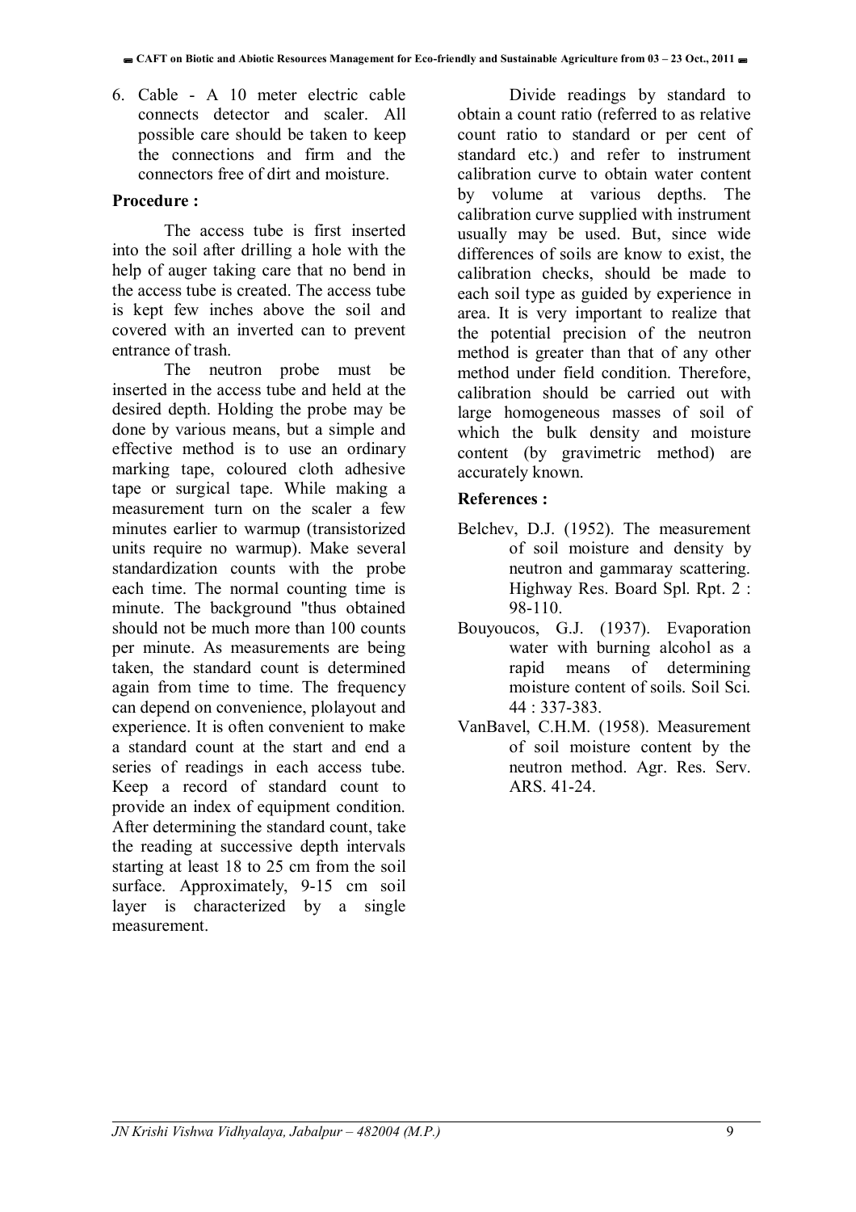6. Cable - A 10 meter electric cable connects detector and scaler. All possible care should be taken to keep the connections and firm and the connectors free of dirt and moisture.

**Procedure :**

The access tube is first inserted into the soil after drilling a hole with the help of auger taking care that no bend in the access tube is created. The access tube is kept few inches above the soil and covered with an inverted can to prevent entrance of trash.

The neutron probe must be inserted in the access tube and held at the desired depth. Holding the probe may be done by various means, but a simple and effective method is to use an ordinary marking tape, coloured cloth adhesive tape or surgical tape. While making a measurement turn on the scaler a few minutes earlier to warmup (transistorized units require no warmup). Make several standardization counts with the probe each time. The normal counting time is minute. The background "thus obtained should not be much more than 100 counts per minute. As measurements are being taken, the standard count is determined again from time to time. The frequency can depend on convenience, plolayout and experience. It is often convenient to make a standard count at the start and end a series of readings in each access tube. Keep a record of standard count to provide an index of equipment condition. After determining the standard count, take the reading at successive depth intervals starting at least 18 to 25 cm from the soil surface. Approximately, 9-15 cm soil layer is characterized by a single measurement.

Divide readings by standard to obtain a count ratio (referred to as relative count ratio to standard or per cent of standard etc.) and refer to instrument calibration curve to obtain water content by volume at various depths. The calibration curve supplied with instrument usually may be used. But, since wide differences of soils are know to exist, the calibration checks, should be made to each soil type as guided by experience in area. It is very important to realize that the potential precision of the neutron method is greater than that of any other method under field condition. Therefore, calibration should be carried out with large homogeneous masses of soil of which the bulk density and moisture content (by gravimetric method) are accurately known.

**References :**

Belchev, D.J. (1952). The measurement of soil moisture and density by neutron and gammaray scattering. Highway Res. Board Spl. Rpt. 2 : 98-110.

Bouyoucos, G.J. (1937). Evaporation water with burning alcohol as a rapid means of determining moisture content of soils. Soil Sci. 44 : 337-383.

VanBavel, C.H.M. (1958). Measurement of soil moisture content by the neutron method. Agr. Res. Serv. ARS. 41-24.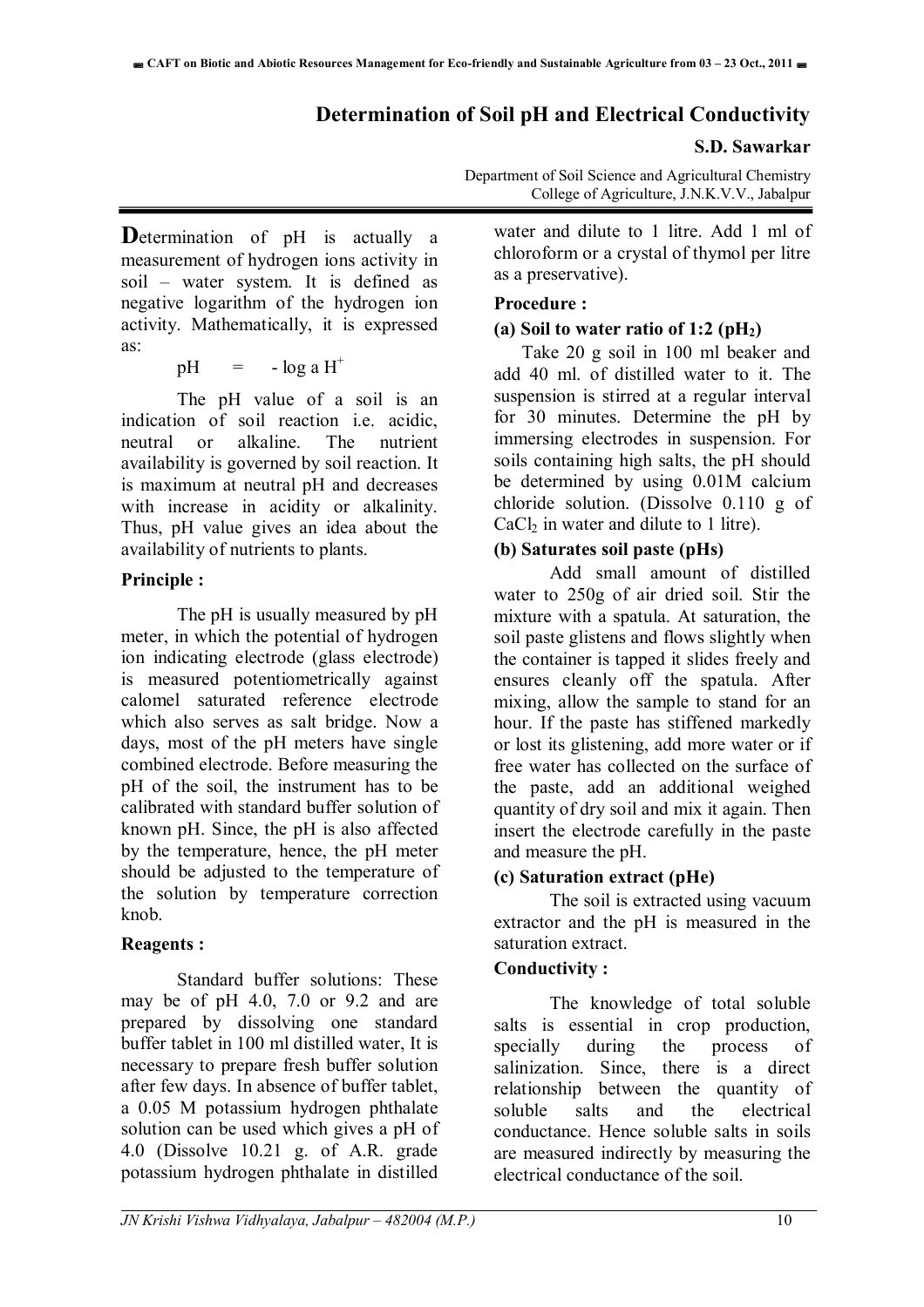# Determination of Soil pH and Electrical Conductivity

**S.D. Sawarkar**

Department of Soil Science and Agricultural Chemistry
College of Agriculture, J.N.K.V.V., Jabalpur

**D**etermination of pH is actually a measurement of hydrogen ions activity in soil – water system. It is defined as negative logarithm of the hydrogen ion activity. Mathematically, it is expressed as:

$$pH = - \log a H^+$$

The pH value of a soil is an indication of soil reaction i.e. acidic, neutral or alkaline. The nutrient availability is governed by soil reaction. It is maximum at neutral pH and decreases with increase in acidity or alkalinity. Thus, pH value gives an idea about the availability of nutrients to plants.

## Principle :

The pH is usually measured by pH meter, in which the potential of hydrogen ion indicating electrode (glass electrode) is measured potentiometrically against calomel saturated reference electrode which also serves as salt bridge. Now a days, most of the pH meters have single combined electrode. Before measuring the pH of the soil, the instrument has to be calibrated with standard buffer solution of known pH. Since, the pH is also affected by the temperature, hence, the pH meter should be adjusted to the temperature of the solution by temperature correction knob.

## Reagents :

Standard buffer solutions: These may be of pH 4.0, 7.0 or 9.2 and are prepared by dissolving one standard buffer tablet in 100 ml distilled water, It is necessary to prepare fresh buffer solution after few days. In absence of buffer tablet, a 0.05 M potassium hydrogen phthalate solution can be used which gives a pH of 4.0 (Dissolve 10.21 g. of A.R. grade potassium hydrogen phthalate in distilled water and dilute to 1 litre. Add 1 ml of chloroform or a crystal of thymol per litre as a preservative).

## Procedure :

### (a) Soil to water ratio of 1:2 ($pH_2$)

Take 20 g soil in 100 ml beaker and add 40 ml. of distilled water to it. The suspension is stirred at a regular interval for 30 minutes. Determine the pH by immersing electrodes in suspension. For soils containing high salts, the pH should be determined by using 0.01M calcium chloride solution. (Dissolve 0.110 g of $CaCl_2$ in water and dilute to 1 litre).

### (b) Saturates soil paste (pHs)

Add small amount of distilled water to 250g of air dried soil. Stir the mixture with a spatula. At saturation, the soil paste glistens and flows slightly when the container is tapped it slides freely and ensures cleanly off the spatula. After mixing, allow the sample to stand for an hour. If the paste has stiffened markedly or lost its glistening, add more water or if free water has collected on the surface of the paste, add an additional weighed quantity of dry soil and mix it again. Then insert the electrode carefully in the paste and measure the pH.

### (c) Saturation extract (pHe)

The soil is extracted using vacuum extractor and the pH is measured in the saturation extract.

## Conductivity :

The knowledge of total soluble salts is essential in crop production, specially during the process of salinization. Since, there is a direct relationship between the quantity of soluble salts and the electrical conductance. Hence soluble salts in soils are measured indirectly by measuring the electrical conductance of the soil.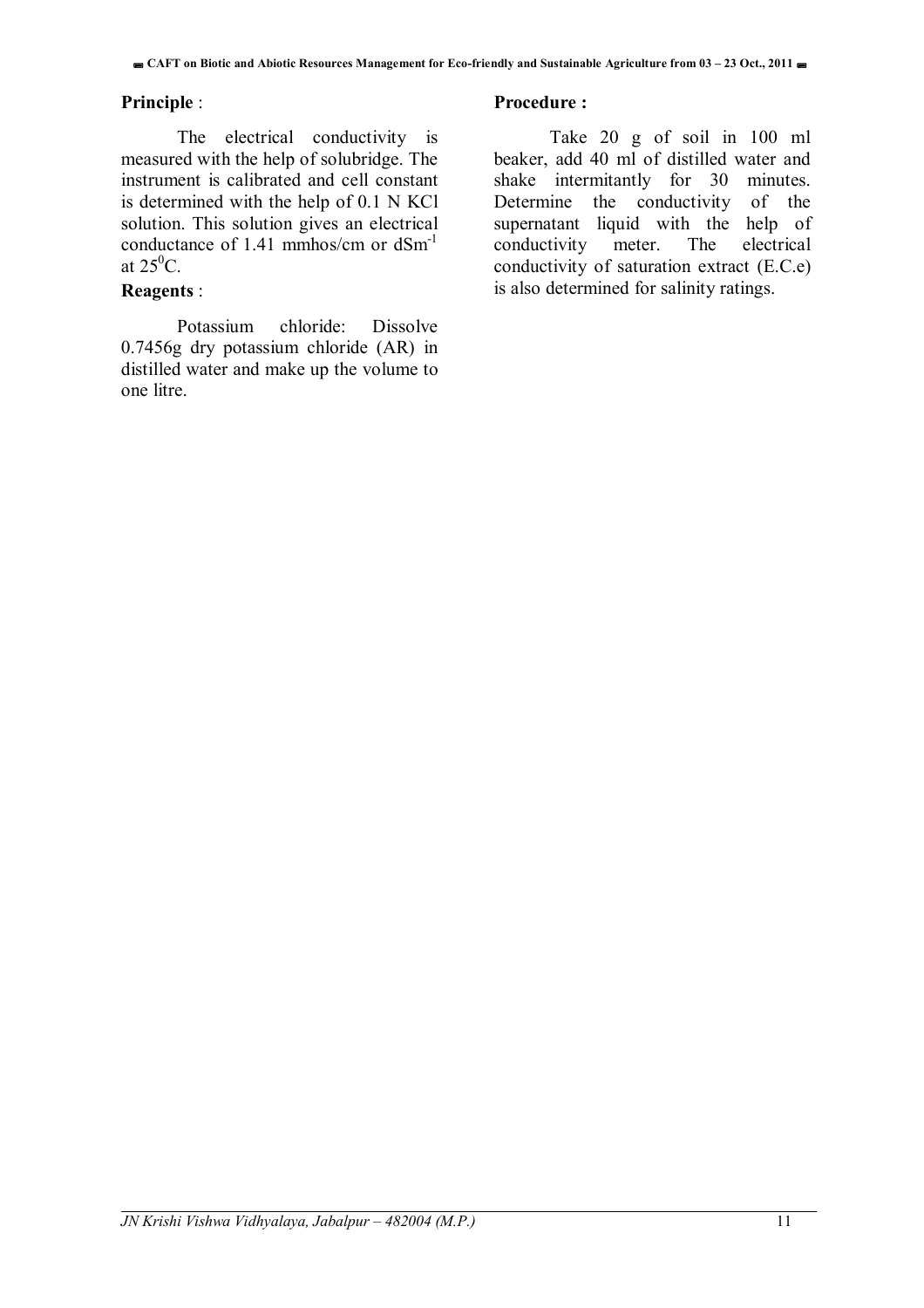**Principle** :

The electrical conductivity is measured with the help of solubridge. The instrument is calibrated and cell constant is determined with the help of 0.1 N KCl solution. This solution gives an electrical conductance of 1.41 mmhos/cm or $dSm^{-1}$ at $25^{0}C$.

**Reagents** :

Potassium chloride: Dissolve 0.7456g dry potassium chloride (AR) in distilled water and make up the volume to one litre.

**Procedure :**

Take 20 g of soil in 100 ml beaker, add 40 ml of distilled water and shake intermitantly for 30 minutes. Determine the conductivity of the supernatant liquid with the help of conductivity meter. The electrical conductivity of saturation extract (E.C.e) is also determined for salinity ratings.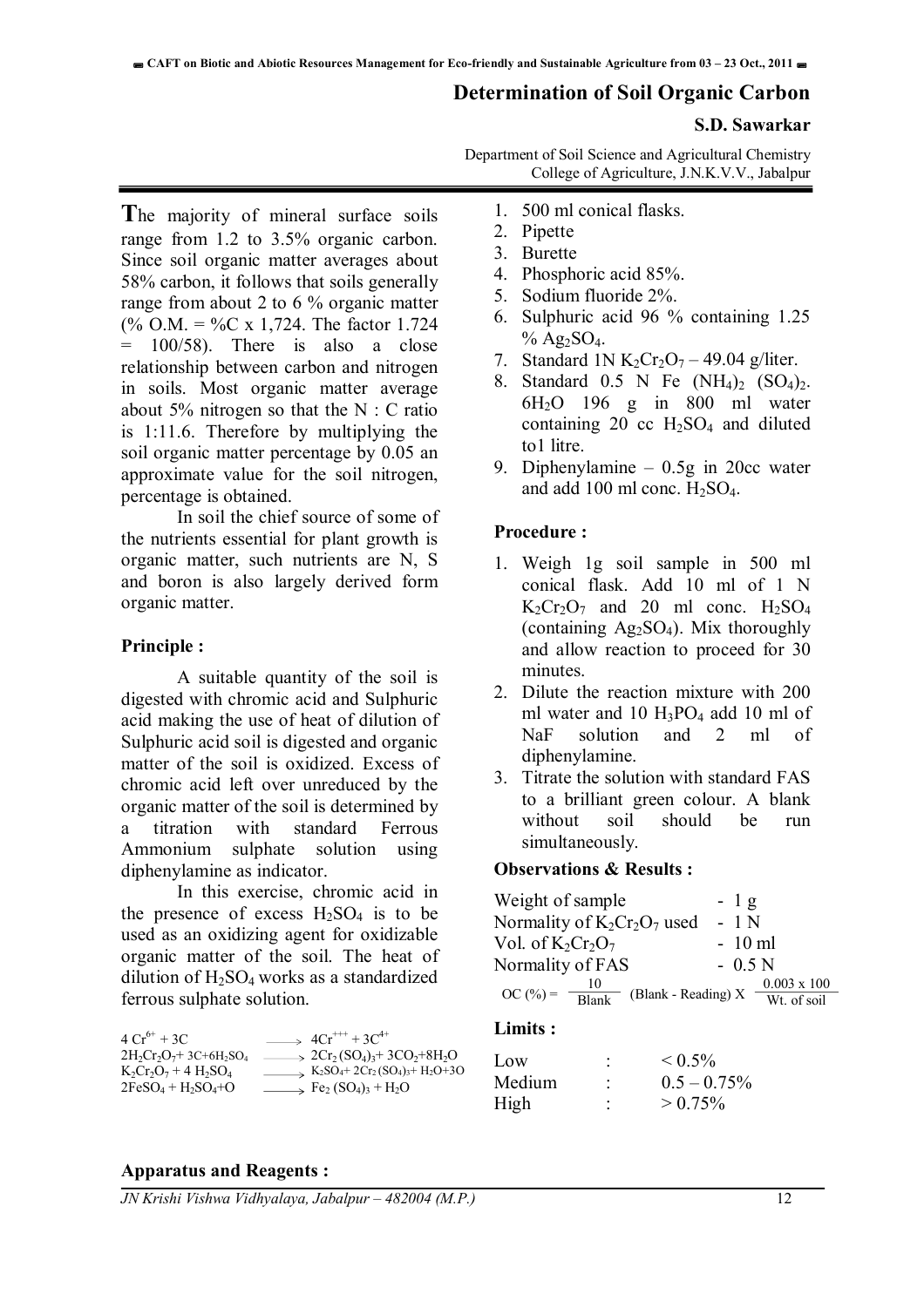# Determination of Soil Organic Carbon

**S.D. Sawarkar**

Department of Soil Science and Agricultural Chemistry
College of Agriculture, J.N.K.V.V., Jabalpur

The majority of mineral surface soils range from 1.2 to 3.5% organic carbon. Since soil organic matter averages about 58% carbon, it follows that soils generally range from about 2 to 6 % organic matter (% O.M. = %C x 1,724. The factor 1.724 = 100/58). There is also a close relationship between carbon and nitrogen in soils. Most organic matter average about 5% nitrogen so that the N : C ratio is 1:11.6. Therefore by multiplying the soil organic matter percentage by 0.05 an approximate value for the soil nitrogen, percentage is obtained.

In soil the chief source of some of the nutrients essential for plant growth is organic matter, such nutrients are N, S and boron is also largely derived form organic matter.

## Principle :

A suitable quantity of the soil is digested with chromic acid and Sulphuric acid making the use of heat of dilution of Sulphuric acid soil is digested and organic matter of the soil is oxidized. Excess of chromic acid left over unreduced by the organic matter of the soil is determined by a titration with standard Ferrous Ammonium sulphate solution using diphenylamine as indicator.

In this exercise, chromic acid in the presence of excess $H_2SO_4$ is to be used as an oxidizing agent for oxidizable organic matter of the soil. The heat of dilution of $H_2SO_4$ works as a standardized ferrous sulphate solution.

$$4 Cr^{6+} + 3C \longrightarrow 4Cr^{+++} + 3C^{4+}$$

$$2H_2Cr_2O_7 + 3C + 6H_2SO_4 \longrightarrow 2Cr_2(SO_4)_3 + 3CO_2 + 8H_2O$$

$$K_2Cr_2O_7 + 4 H_2SO_4 \longrightarrow K_2SO_4 + 2Cr_2(SO_4)_3 + H_2O + 3O$$

$$2FeSO_4 + H_2SO_4 + O \longrightarrow Fe_2(SO_4)_3 + H_2O$$

## Apparatus and Reagents :

1. 500 ml conical flasks.
2. Pipette
3. Burette
4. Phosphoric acid 85%.
5. Sodium fluoride 2%.
6. Sulphuric acid 96 % containing 1.25 % $Ag_2SO_4$.
7. Standard 1N $K_2Cr_2O_7$ – 49.04 g/liter.
8. Standard 0.5 N Fe $(NH_4)_2$ $(SO_4)_2$. $6H_2O$ 196 g in 800 ml water containing 20 cc $H_2SO_4$ and diluted to1 litre.
9. Diphenylamine – 0.5g in 20cc water and add 100 ml conc. $H_2SO_4$.

## Procedure :

1. Weigh 1g soil sample in 500 ml conical flask. Add 10 ml of 1 N $K_2Cr_2O_7$ and 20 ml conc. $H_2SO_4$ (containing $Ag_2SO_4$). Mix thoroughly and allow reaction to proceed for 30 minutes.
2. Dilute the reaction mixture with 200 ml water and 10 $H_3PO_4$ add 10 ml of NaF solution and 2 ml of diphenylamine.
3. Titrate the solution with standard FAS to a brilliant green colour. A blank without soil should be run simultaneously.

## Observations & Results :

| | |
|---|---|
| Weight of sample | - 1 g |
| Normality of $K_2Cr_2O_7$ used | - 1 N |
| Vol. of $K_2Cr_2O_7$ | - 10 ml |
| Normality of FAS | - 0.5 N |

$$OC\ (\%) = \frac{10}{\text{Blank}}\ (\text{Blank - Reading})\ X\ \frac{0.003 \times 100}{\text{Wt. of soil}}$$

## Limits :

| | | |
|---|---|---|
| Low | : | < 0.5% |
| Medium | : | 0.5 – 0.75% |
| High | : | > 0.75% |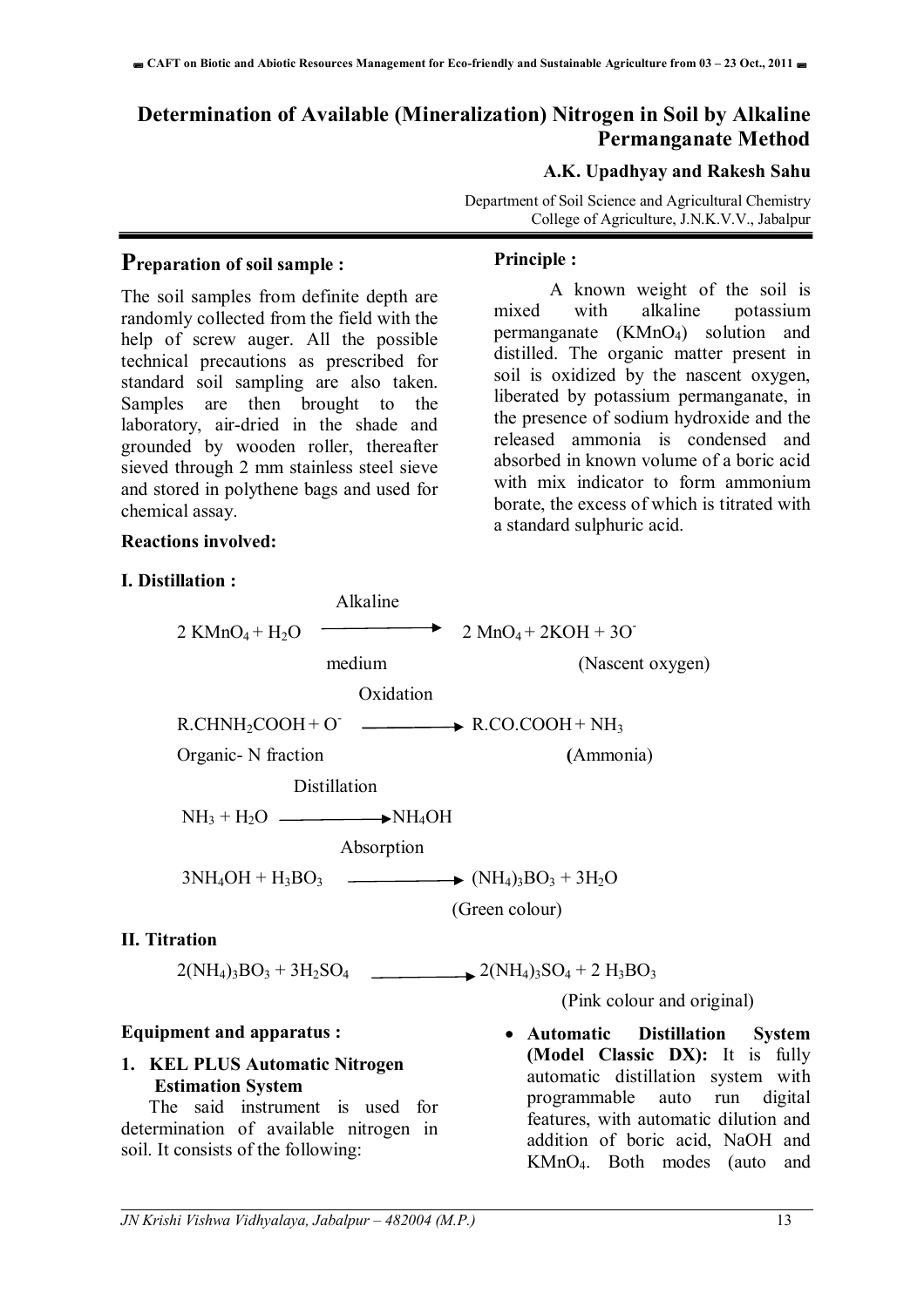# Determination of Available (Mineralization) Nitrogen in Soil by Alkaline Permanganate Method

**A.K. Upadhyay and Rakesh Sahu**

Department of Soil Science and Agricultural Chemistry
College of Agriculture, J.N.K.V.V., Jabalpur

## Preparation of soil sample :

The soil samples from definite depth are randomly collected from the field with the help of screw auger. All the possible technical precautions as prescribed for standard soil sampling are also taken. Samples are then brought to the laboratory, air-dried in the shade and grounded by wooden roller, thereafter sieved through 2 mm stainless steel sieve and stored in polythene bags and used for chemical assay.

### Principle :

A known weight of the soil is mixed with alkaline potassium permanganate ($KMnO_4$) solution and distilled. The organic matter present in soil is oxidized by the nascent oxygen, liberated by potassium permanganate, in the presence of sodium hydroxide and the released ammonia is condensed and absorbed in known volume of a boric acid with mix indicator to form ammonium borate, the excess of which is titrated with a standard sulphuric acid.

### Reactions involved:

**I. Distillation :**

$$2\ KMnO_4 + H_2O \xrightarrow[\text{medium}]{\text{Alkaline}} 2\ MnO_4 + 2KOH + 3O^- \quad \text{(Nascent oxygen)}$$

$$\underset{\text{Organic- N fraction}}{R.CHNH_2COOH + O^-} \xrightarrow{\text{Oxidation}} R.CO.COOH + \underset{\text{(Ammonia)}}{NH_3}$$

$$NH_3 + H_2O \xrightarrow{\text{Distillation}} NH_4OH$$

$$3NH_4OH + H_3BO_3 \xrightarrow{\text{Absorption}} \underset{\text{(Green colour)}}{(NH_4)_3BO_3 + 3H_2O}$$

**II. Titration**

$$2(NH_4)_3BO_3 + 3H_2SO_4 \longrightarrow \underset{\text{(Pink colour and original)}}{2(NH_4)_3SO_4 + 2\ H_3BO_3}$$

### Equipment and apparatus :

1. **KEL PLUS Automatic Nitrogen Estimation System**

The said instrument is used for determination of available nitrogen in soil. It consists of the following:

- **Automatic Distillation System (Model Classic DX):** It is fully automatic distillation system with programmable auto run digital features, with automatic dilution and addition of boric acid, NaOH and $KMnO_4$. Both modes (auto and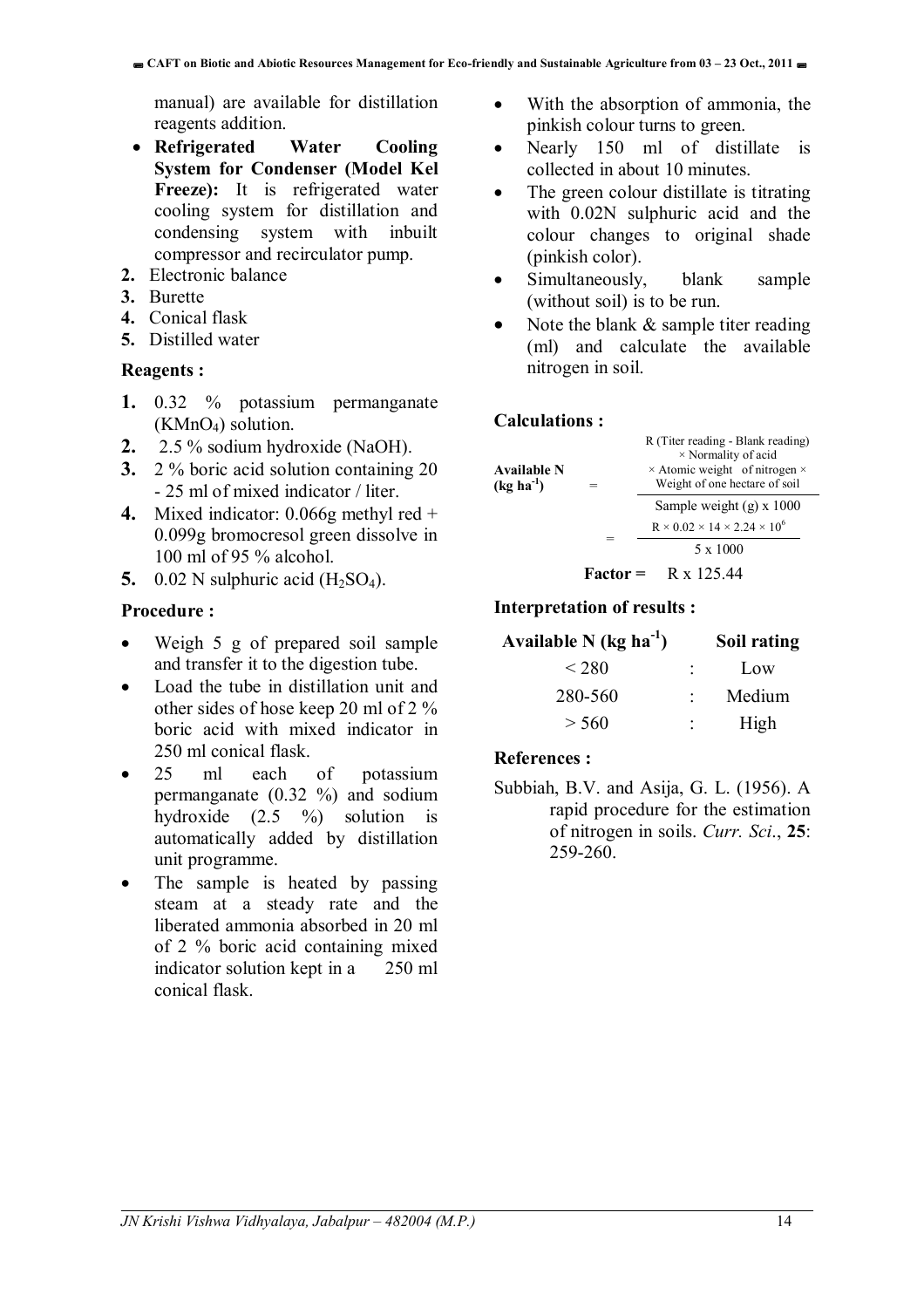manual) are available for distillation reagents addition.

- **Refrigerated Water Cooling System for Condenser (Model Kel Freeze):** It is refrigerated water cooling system for distillation and condensing system with inbuilt compressor and recirculator pump.

**2.** Electronic balance

**3.** Burette

**4.** Conical flask

**5.** Distilled water

### Reagents :

**1.** 0.32 % potassium permanganate ($KMnO_4$) solution.

**2.** 2.5 % sodium hydroxide (NaOH).

**3.** 2 % boric acid solution containing 20 - 25 ml of mixed indicator / liter.

**4.** Mixed indicator: 0.066g methyl red + 0.099g bromocresol green dissolve in 100 ml of 95 % alcohol.

**5.** 0.02 N sulphuric acid ($H_2SO_4$).

### Procedure :

- Weigh 5 g of prepared soil sample and transfer it to the digestion tube.
- Load the tube in distillation unit and other sides of hose keep 20 ml of 2 % boric acid with mixed indicator in 250 ml conical flask.
- 25 ml each of potassium permanganate (0.32 %) and sodium hydroxide (2.5 %) solution is automatically added by distillation unit programme.
- The sample is heated by passing steam at a steady rate and the liberated ammonia absorbed in 20 ml of 2 % boric acid containing mixed indicator solution kept in a 250 ml conical flask.
- With the absorption of ammonia, the pinkish colour turns to green.
- Nearly 150 ml of distillate is collected in about 10 minutes.
- The green colour distillate is titrating with 0.02N sulphuric acid and the colour changes to original shade (pinkish color).
- Simultaneously, blank sample (without soil) is to be run.
- Note the blank & sample titer reading (ml) and calculate the available nitrogen in soil.

### Calculations :

$$\text{Available N (kg ha}^{-1}\text{)} = \frac{\text{R (Titer reading - Blank reading)} \times \text{Normality of acid} \times \text{Atomic weight of nitrogen} \times \text{Weight of one hectare of soil}}{\text{Sample weight (g)} \times 1000}$$

$$= \frac{R \times 0.02 \times 14 \times 2.24 \times 10^6}{5 \times 1000}$$

**Factor =** R x 125.44

### Interpretation of results :

| Available N (kg ha$^{-1}$) | | Soil rating |
|---|---|---|
| < 280 | : | Low |
| 280-560 | : | Medium |
| > 560 | : | High |

### References :

Subbiah, B.V. and Asija, G. L. (1956). A rapid procedure for the estimation of nitrogen in soils. *Curr. Sci.*, **25**: 259-260.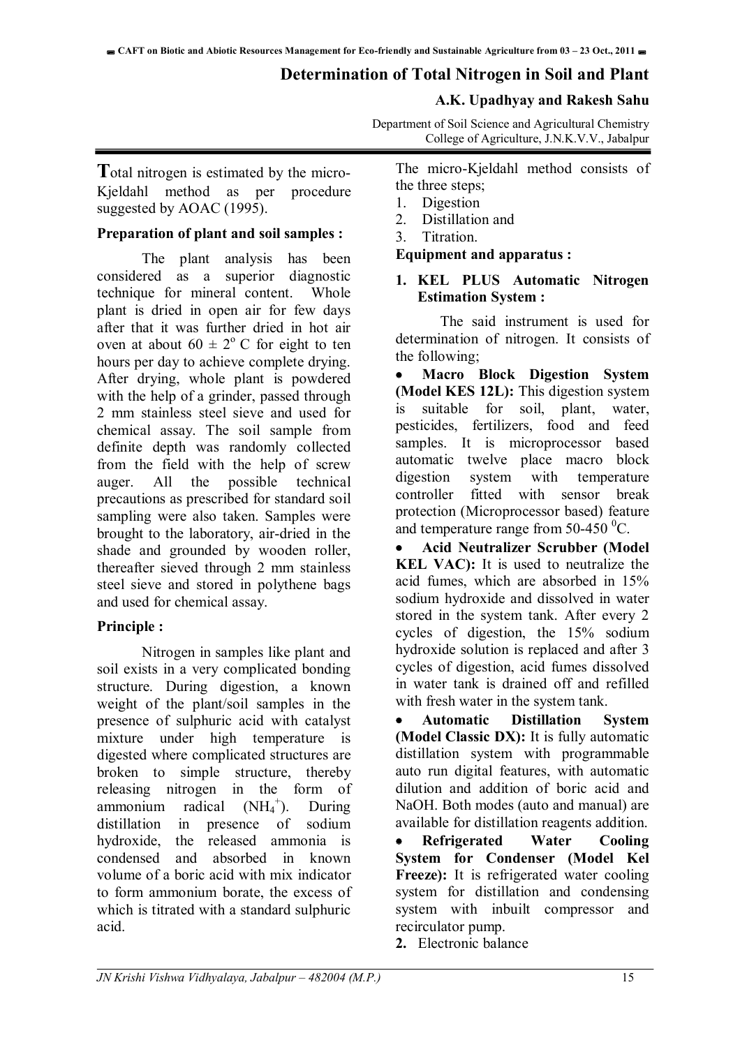# Determination of Total Nitrogen in Soil and Plant

**A.K. Upadhyay and Rakesh Sahu**

Department of Soil Science and Agricultural Chemistry
College of Agriculture, J.N.K.V.V., Jabalpur

**T**otal nitrogen is estimated by the micro-Kjeldahl method as per procedure suggested by AOAC (1995).

### Preparation of plant and soil samples :

The plant analysis has been considered as a superior diagnostic technique for mineral content. Whole plant is dried in open air for few days after that it was further dried in hot air oven at about $60 \pm 2^{o}$ C for eight to ten hours per day to achieve complete drying. After drying, whole plant is powdered with the help of a grinder, passed through 2 mm stainless steel sieve and used for chemical assay. The soil sample from definite depth was randomly collected from the field with the help of screw auger. All the possible technical precautions as prescribed for standard soil sampling were also taken. Samples were brought to the laboratory, air-dried in the shade and grounded by wooden roller, thereafter sieved through 2 mm stainless steel sieve and stored in polythene bags and used for chemical assay.

### Principle :

Nitrogen in samples like plant and soil exists in a very complicated bonding structure. During digestion, a known weight of the plant/soil samples in the presence of sulphuric acid with catalyst mixture under high temperature is digested where complicated structures are broken to simple structure, thereby releasing nitrogen in the form of ammonium radical ($NH_4^+$). During distillation in presence of sodium hydroxide, the released ammonia is condensed and absorbed in known volume of a boric acid with mix indicator to form ammonium borate, the excess of which is titrated with a standard sulphuric acid.

The micro-Kjeldahl method consists of the three steps;

1. Digestion
2. Distillation and
3. Titration.

### Equipment and apparatus :

**1. KEL PLUS Automatic Nitrogen Estimation System :**

The said instrument is used for determination of nitrogen. It consists of the following;

- **Macro Block Digestion System (Model KES 12L):** This digestion system is suitable for soil, plant, water, pesticides, fertilizers, food and feed samples. It is microprocessor based automatic twelve place macro block digestion system with temperature controller fitted with sensor break protection (Microprocessor based) feature and temperature range from 50-450 $^{0}$C.
- **Acid Neutralizer Scrubber (Model KEL VAC):** It is used to neutralize the acid fumes, which are absorbed in 15% sodium hydroxide and dissolved in water stored in the system tank. After every 2 cycles of digestion, the 15% sodium hydroxide solution is replaced and after 3 cycles of digestion, acid fumes dissolved in water tank is drained off and refilled with fresh water in the system tank.
- **Automatic Distillation System (Model Classic DX):** It is fully automatic distillation system with programmable auto run digital features, with automatic dilution and addition of boric acid and NaOH. Both modes (auto and manual) are available for distillation reagents addition.
- **Refrigerated Water Cooling System for Condenser (Model Kel Freeze):** It is refrigerated water cooling system for distillation and condensing system with inbuilt compressor and recirculator pump.

**2.** Electronic balance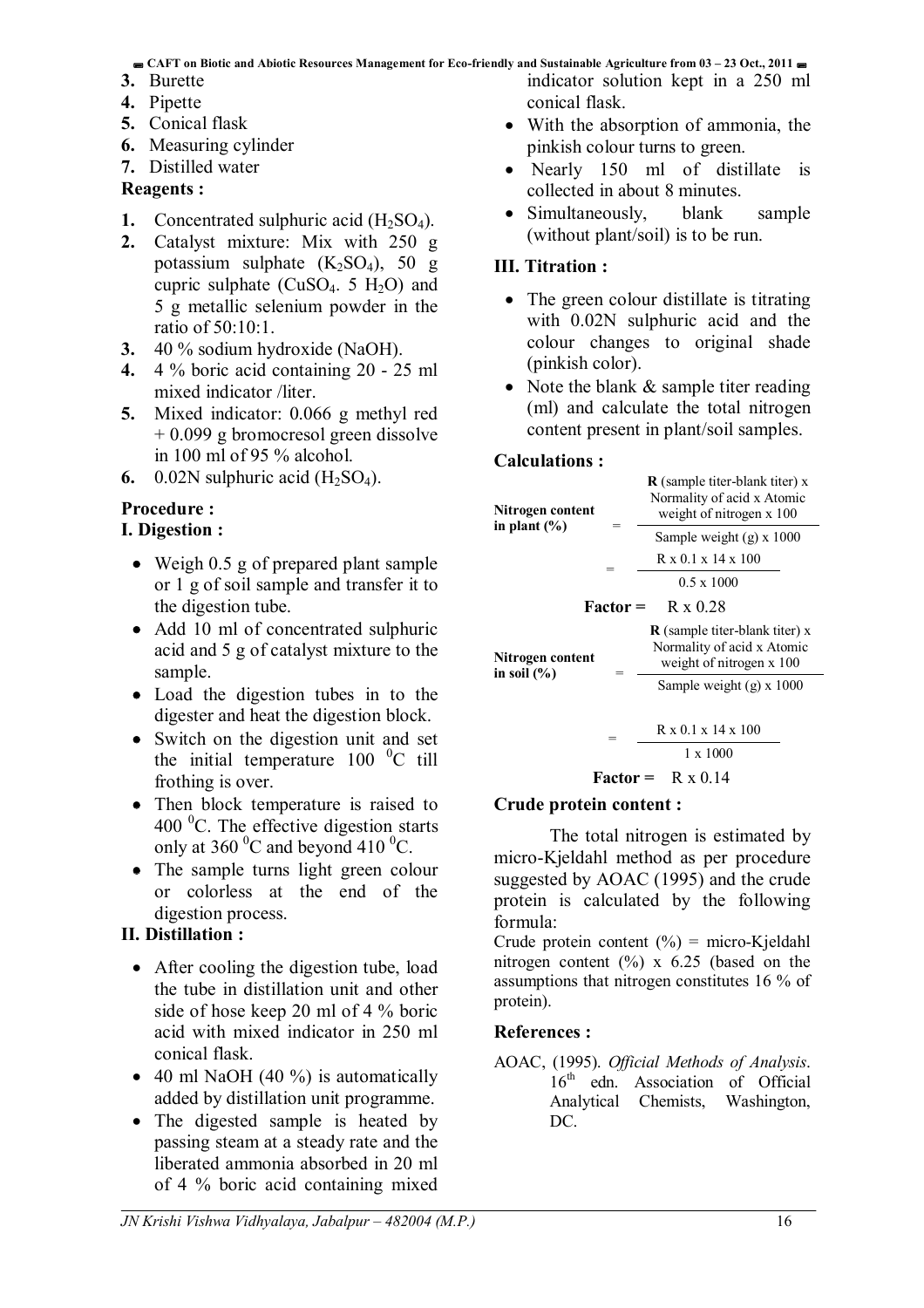3. Burette
4. Pipette
5. Conical flask
6. Measuring cylinder
7. Distilled water

**Reagents :**

1. Concentrated sulphuric acid ($H_2SO_4$).
2. Catalyst mixture: Mix with 250 g potassium sulphate ($K_2SO_4$), 50 g cupric sulphate ($CuSO_4$. 5 $H_2O$) and 5 g metallic selenium powder in the ratio of 50:10:1.
3. 40 % sodium hydroxide (NaOH).
4. 4 % boric acid containing 20 - 25 ml mixed indicator /liter.
5. Mixed indicator: 0.066 g methyl red + 0.099 g bromocresol green dissolve in 100 ml of 95 % alcohol.
6. 0.02N sulphuric acid ($H_2SO_4$).

**Procedure :**

**I. Digestion :**

- Weigh 0.5 g of prepared plant sample or 1 g of soil sample and transfer it to the digestion tube.
- Add 10 ml of concentrated sulphuric acid and 5 g of catalyst mixture to the sample.
- Load the digestion tubes in to the digester and heat the digestion block.
- Switch on the digestion unit and set the initial temperature 100 $^0$C till frothing is over.
- Then block temperature is raised to 400 $^0$C. The effective digestion starts only at 360 $^0$C and beyond 410 $^0$C.
- The sample turns light green colour or colorless at the end of the digestion process.

**II. Distillation :**

- After cooling the digestion tube, load the tube in distillation unit and other side of hose keep 20 ml of 4 % boric acid with mixed indicator in 250 ml conical flask.
- 40 ml NaOH (40 %) is automatically added by distillation unit programme.
- The digested sample is heated by passing steam at a steady rate and the liberated ammonia absorbed in 20 ml of 4 % boric acid containing mixed indicator solution kept in a 250 ml conical flask.
- With the absorption of ammonia, the pinkish colour turns to green.
- Nearly 150 ml of distillate is collected in about 8 minutes.
- Simultaneously, blank sample (without plant/soil) is to be run.

**III. Titration :**

- The green colour distillate is titrating with 0.02N sulphuric acid and the colour changes to original shade (pinkish color).
- Note the blank & sample titer reading (ml) and calculate the total nitrogen content present in plant/soil samples.

**Calculations :**

$$\text{Nitrogen content in plant (\%)} = \frac{\mathbf{R} \text{ (sample titer-blank titer) x Normality of acid x Atomic weight of nitrogen x 100}}{\text{Sample weight (g) x 1000}}$$

$$= \frac{R \times 0.1 \times 14 \times 100}{0.5 \times 1000}$$

**Factor =** R x 0.28

$$\text{Nitrogen content in soil (\%)} = \frac{\mathbf{R} \text{ (sample titer-blank titer) x Normality of acid x Atomic weight of nitrogen x 100}}{\text{Sample weight (g) x 1000}}$$

$$= \frac{R \times 0.1 \times 14 \times 100}{1 \times 1000}$$

**Factor =** R x 0.14

**Crude protein content :**

The total nitrogen is estimated by micro-Kjeldahl method as per procedure suggested by AOAC (1995) and the crude protein is calculated by the following formula:

Crude protein content (%) = micro-Kjeldahl nitrogen content (%) x 6.25 (based on the assumptions that nitrogen constitutes 16 % of protein).

**References :**

AOAC, (1995). *Official Methods of Analysis*. 16th edn. Association of Official Analytical Chemists, Washington, DC.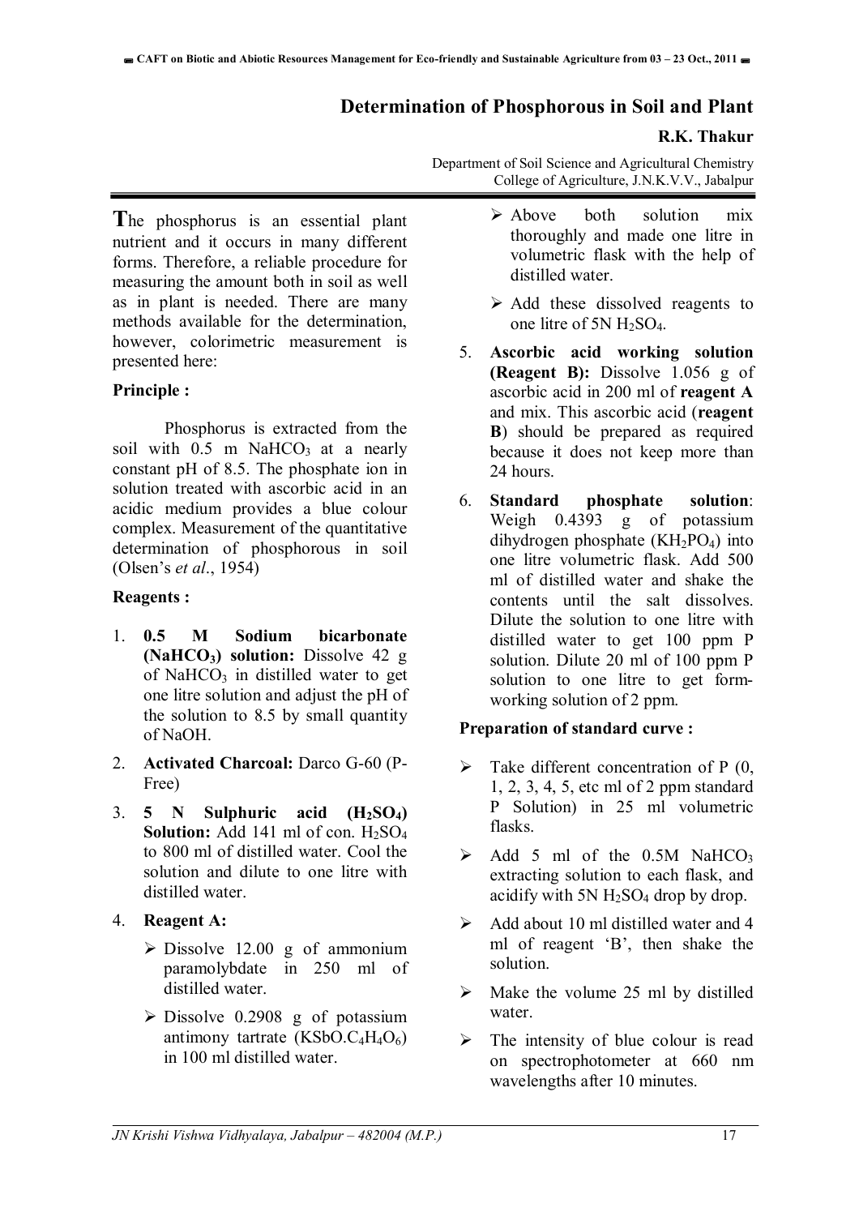# Determination of Phosphorous in Soil and Plant

**R.K. Thakur**

Department of Soil Science and Agricultural Chemistry
College of Agriculture, J.N.K.V.V., Jabalpur

The phosphorus is an essential plant nutrient and it occurs in many different forms. Therefore, a reliable procedure for measuring the amount both in soil as well as in plant is needed. There are many methods available for the determination, however, colorimetric measurement is presented here:

**Principle :**

Phosphorus is extracted from the soil with 0.5 m $NaHCO_3$ at a nearly constant pH of 8.5. The phosphate ion in solution treated with ascorbic acid in an acidic medium provides a blue colour complex. Measurement of the quantitative determination of phosphorous in soil (Olsen's *et al*., 1954)

**Reagents :**

1. **0.5 M Sodium bicarbonate ($NaHCO_3$) solution:** Dissolve 42 g of $NaHCO_3$ in distilled water to get one litre solution and adjust the pH of the solution to 8.5 by small quantity of NaOH.
2. **Activated Charcoal:** Darco G-60 (P-Free)
3. **5 N Sulphuric acid ($H_2SO_4$) Solution:** Add 141 ml of con. $H_2SO_4$ to 800 ml of distilled water. Cool the solution and dilute to one litre with distilled water.
4. **Reagent A:**
   - Dissolve 12.00 g of ammonium paramolybdate in 250 ml of distilled water.
   - Dissolve 0.2908 g of potassium antimony tartrate ($KSbO.C_4H_4O_6$) in 100 ml distilled water.
   - Above both solution mix thoroughly and made one litre in volumetric flask with the help of distilled water.
   - Add these dissolved reagents to one litre of 5N $H_2SO_4$.
5. **Ascorbic acid working solution (Reagent B):** Dissolve 1.056 g of ascorbic acid in 200 ml of **reagent A** and mix. This ascorbic acid (**reagent B**) should be prepared as required because it does not keep more than 24 hours.
6. **Standard phosphate solution**: Weigh 0.4393 g of potassium dihydrogen phosphate ($KH_2PO_4$) into one litre volumetric flask. Add 500 ml of distilled water and shake the contents until the salt dissolves. Dilute the solution to one litre with distilled water to get 100 ppm P solution. Dilute 20 ml of 100 ppm P solution to one litre to get form-working solution of 2 ppm.

**Preparation of standard curve :**

- Take different concentration of P (0, 1, 2, 3, 4, 5, etc ml of 2 ppm standard P Solution) in 25 ml volumetric flasks.
- Add 5 ml of the 0.5M $NaHCO_3$ extracting solution to each flask, and acidify with 5N $H_2SO_4$ drop by drop.
- Add about 10 ml distilled water and 4 ml of reagent 'B', then shake the solution.
- Make the volume 25 ml by distilled water.
- The intensity of blue colour is read on spectrophotometer at 660 nm wavelengths after 10 minutes.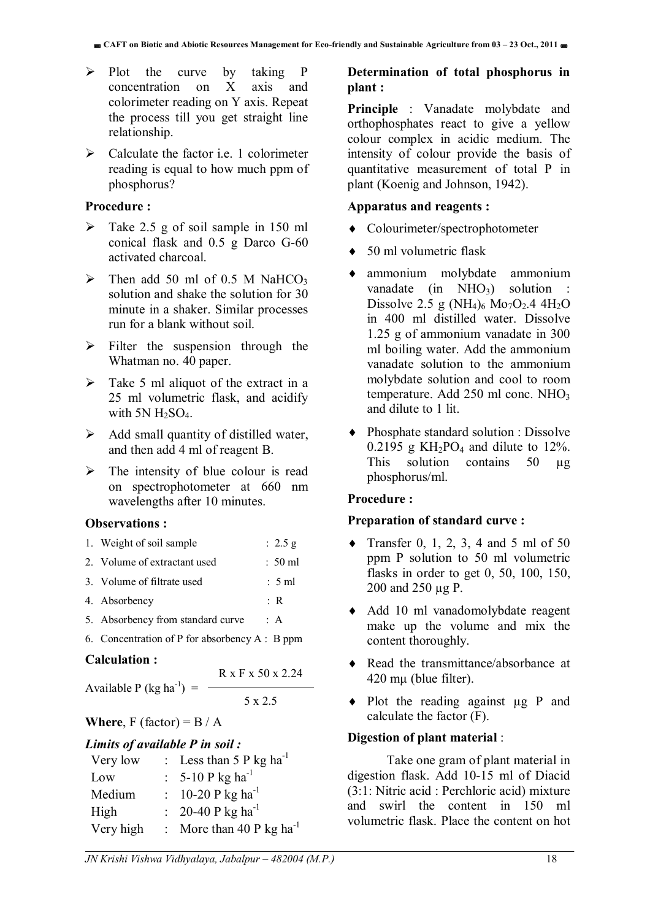- Plot the curve by taking P concentration on X axis and colorimeter reading on Y axis. Repeat the process till you get straight line relationship.
- Calculate the factor i.e. 1 colorimeter reading is equal to how much ppm of phosphorus?

**Procedure :**

- Take 2.5 g of soil sample in 150 ml conical flask and 0.5 g Darco G-60 activated charcoal.
- Then add 50 ml of 0.5 M $NaHCO_3$ solution and shake the solution for 30 minute in a shaker. Similar processes run for a blank without soil.
- Filter the suspension through the Whatman no. 40 paper.
- Take 5 ml aliquot of the extract in a 25 ml volumetric flask, and acidify with 5N $H_2SO_4$.
- Add small quantity of distilled water, and then add 4 ml of reagent B.
- The intensity of blue colour is read on spectrophotometer at 660 nm wavelengths after 10 minutes.

**Observations :**

1. Weight of soil sample : 2.5 g
2. Volume of extractant used : 50 ml
3. Volume of filtrate used : 5 ml
4. Absorbency : R
5. Absorbency from standard curve : A
6. Concentration of P for absorbency A : B ppm

**Calculation :**

$$\text{Available P (kg ha}^{-1}) = \frac{R \times F \times 50 \times 2.24}{5 \times 2.5}$$

**Where**, F (factor) = B / A

***Limits of available P in soil :***

| | | |
|---|---|---|
| Very low | : | Less than 5 P kg ha$^{-1}$ |
| Low | : | 5-10 P kg ha$^{-1}$ |
| Medium | : | 10-20 P kg ha$^{-1}$ |
| High | : | 20-40 P kg ha$^{-1}$ |
| Very high | : | More than 40 P kg ha$^{-1}$ |

**Determination of total phosphorus in plant :**

**Principle** : Vanadate molybdate and orthophosphates react to give a yellow colour complex in acidic medium. The intensity of colour provide the basis of quantitative measurement of total P in plant (Koenig and Johnson, 1942).

**Apparatus and reagents :**

- Colourimeter/spectrophotometer
- 50 ml volumetric flask
- ammonium molybdate ammonium vanadate (in $NHO_3$) solution : Dissolve 2.5 g $(NH_4)_6\ Mo_7O_2.4\ 4H_2O$ in 400 ml distilled water. Dissolve 1.25 g of ammonium vanadate in 300 ml boiling water. Add the ammonium vanadate solution to the ammonium molybdate solution and cool to room temperature. Add 250 ml conc. $NHO_3$ and dilute to 1 lit.
- Phosphate standard solution : Dissolve 0.2195 g $KH_2PO_4$ and dilute to 12%. This solution contains 50 µg phosphorus/ml.

**Procedure :**

**Preparation of standard curve :**

- Transfer 0, 1, 2, 3, 4 and 5 ml of 50 ppm P solution to 50 ml volumetric flasks in order to get 0, 50, 100, 150, 200 and 250 µg P.
- Add 10 ml vanadomolybdate reagent make up the volume and mix the content thoroughly.
- Read the transmittance/absorbance at 420 mµ (blue filter).
- Plot the reading against µg P and calculate the factor (F).

**Digestion of plant material** :

Take one gram of plant material in digestion flask. Add 10-15 ml of Diacid (3:1: Nitric acid : Perchloric acid) mixture and swirl the content in 150 ml volumetric flask. Place the content on hot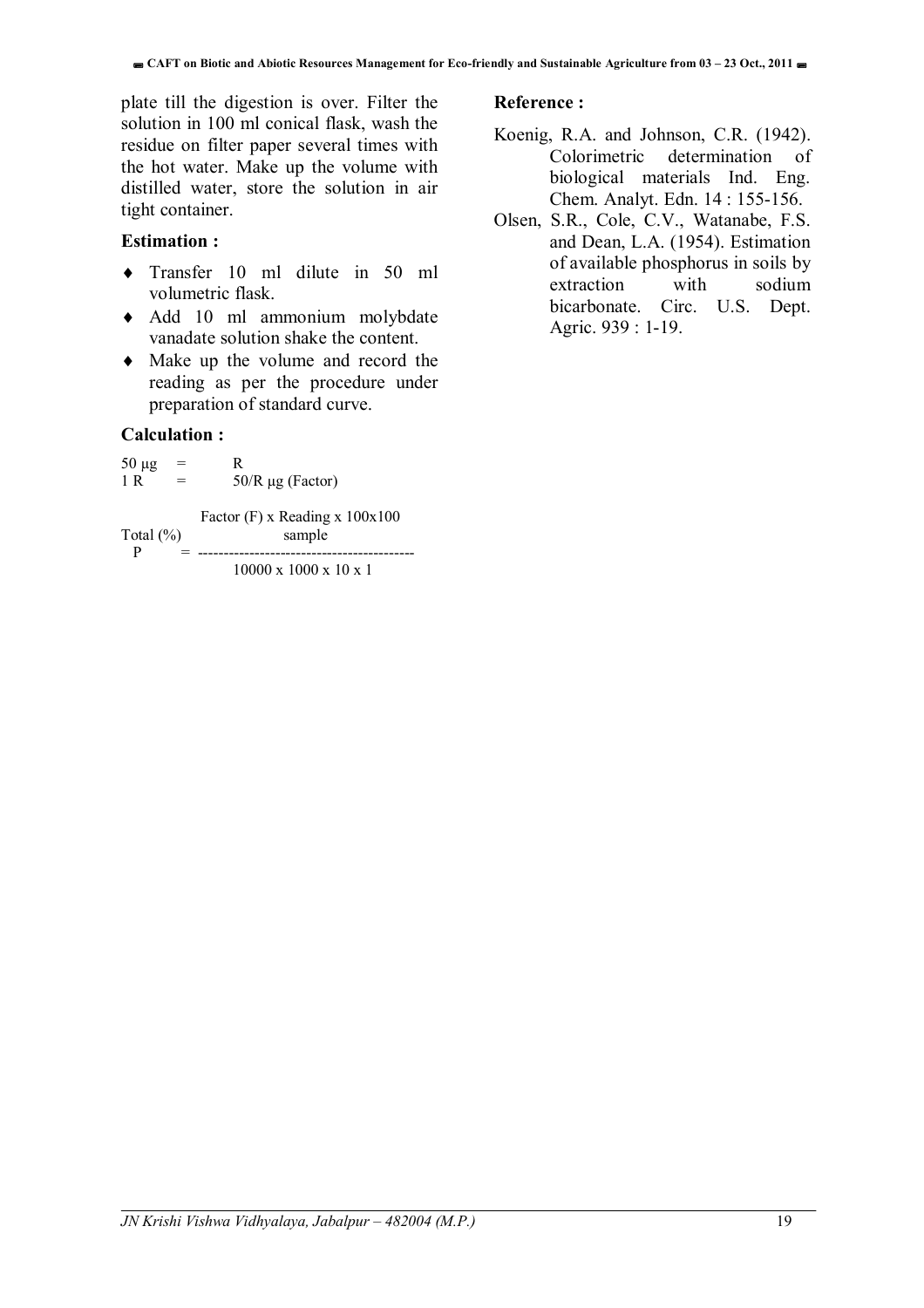plate till the digestion is over. Filter the solution in 100 ml conical flask, wash the residue on filter paper several times with the hot water. Make up the volume with distilled water, store the solution in air tight container.

### Estimation :

- Transfer 10 ml dilute in 50 ml volumetric flask.
- Add 10 ml ammonium molybdate vanadate solution shake the content.
- Make up the volume and record the reading as per the procedure under preparation of standard curve.

### Calculation :

50 μg = R
1 R = 50/R μg (Factor)

$$\text{Total (\%) P} = \frac{\text{Factor (F) x Reading x 100x100} \quad \text{sample}}{10000 \times 1000 \times 10 \times 1}$$

### Reference :

Koenig, R.A. and Johnson, C.R. (1942). Colorimetric determination of biological materials Ind. Eng. Chem. Analyt. Edn. 14 : 155-156.

Olsen, S.R., Cole, C.V., Watanabe, F.S. and Dean, L.A. (1954). Estimation of available phosphorus in soils by extraction with sodium bicarbonate. Circ. U.S. Dept. Agric. 939 : 1-19.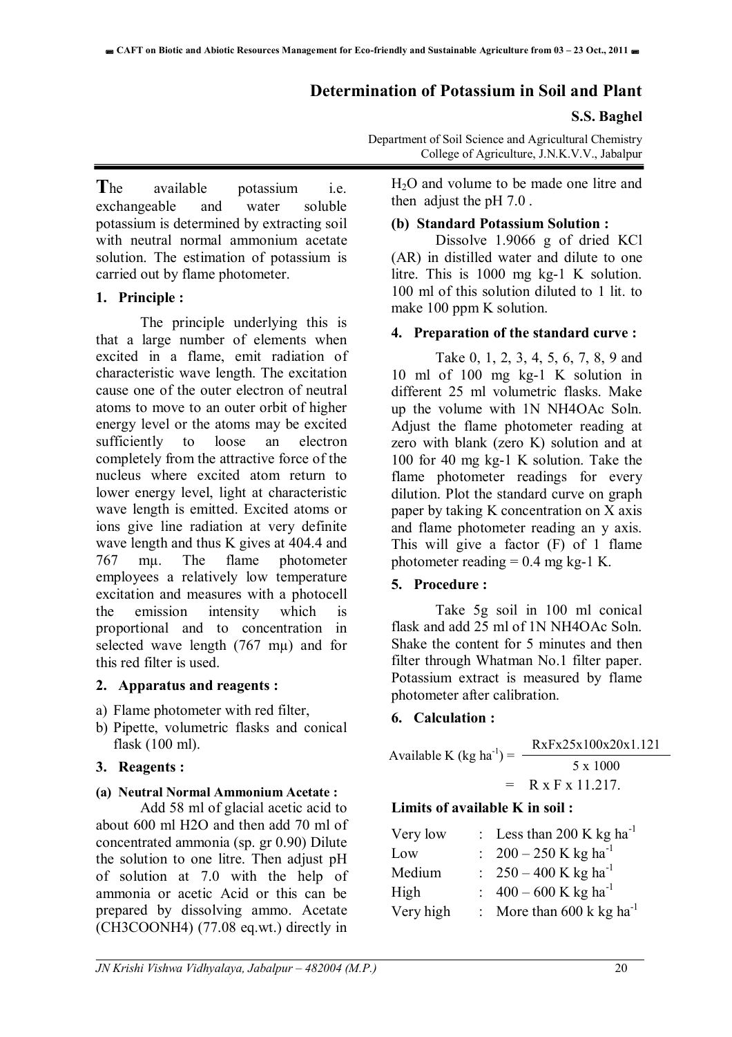# Determination of Potassium in Soil and Plant

**S.S. Baghel**

Department of Soil Science and Agricultural Chemistry
College of Agriculture, J.N.K.V.V., Jabalpur

**T**he available potassium i.e. exchangeable and water soluble potassium is determined by extracting soil with neutral normal ammonium acetate solution. The estimation of potassium is carried out by flame photometer.

## 1. Principle :

The principle underlying this is that a large number of elements when excited in a flame, emit radiation of characteristic wave length. The excitation cause one of the outer electron of neutral atoms to move to an outer orbit of higher energy level or the atoms may be excited sufficiently to loose an electron completely from the attractive force of the nucleus where excited atom return to lower energy level, light at characteristic wave length is emitted. Excited atoms or ions give line radiation at very definite wave length and thus K gives at 404.4 and 767 mμ. The flame photometer employees a relatively low temperature excitation and measures with a photocell the emission intensity which is proportional and to concentration in selected wave length (767 mμ) and for this red filter is used.

## 2. Apparatus and reagents :

a) Flame photometer with red filter,
b) Pipette, volumetric flasks and conical flask (100 ml).

## 3. Reagents :

**(a) Neutral Normal Ammonium Acetate :**

Add 58 ml of glacial acetic acid to about 600 ml H2O and then add 70 ml of concentrated ammonia (sp. gr 0.90) Dilute the solution to one litre. Then adjust pH of solution at 7.0 with the help of ammonia or acetic Acid or this can be prepared by dissolving ammo. Acetate (CH3COONH4) (77.08 eq.wt.) directly in $H_2O$ and volume to be made one litre and then adjust the pH 7.0 .

**(b) Standard Potassium Solution :**

Dissolve 1.9066 g of dried KCl (AR) in distilled water and dilute to one litre. This is 1000 mg kg-1 K solution. 100 ml of this solution diluted to 1 lit. to make 100 ppm K solution.

## 4. Preparation of the standard curve :

Take 0, 1, 2, 3, 4, 5, 6, 7, 8, 9 and 10 ml of 100 mg kg-1 K solution in different 25 ml volumetric flasks. Make up the volume with 1N NH4OAc Soln. Adjust the flame photometer reading at zero with blank (zero K) solution and at 100 for 40 mg kg-1 K solution. Take the flame photometer readings for every dilution. Plot the standard curve on graph paper by taking K concentration on X axis and flame photometer reading an y axis. This will give a factor (F) of 1 flame photometer reading = 0.4 mg kg-1 K.

## 5. Procedure :

Take 5g soil in 100 ml conical flask and add 25 ml of 1N NH4OAc Soln. Shake the content for 5 minutes and then filter through Whatman No.1 filter paper. Potassium extract is measured by flame photometer after calibration.

## 6. Calculation :

$$\text{Available K (kg ha}^{-1}) = \frac{\text{RxFx25x100x20x1.121}}{5 \times 1000} = \text{R x F x 11.217.}$$

**Limits of available K in soil :**

| | | |
|---|---|---|
| Very low | : | Less than 200 K kg $ha^{-1}$ |
| Low | : | 200 – 250 K kg $ha^{-1}$ |
| Medium | : | 250 – 400 K kg $ha^{-1}$ |
| High | : | 400 – 600 K kg $ha^{-1}$ |
| Very high | : | More than 600 k kg $ha^{-1}$ |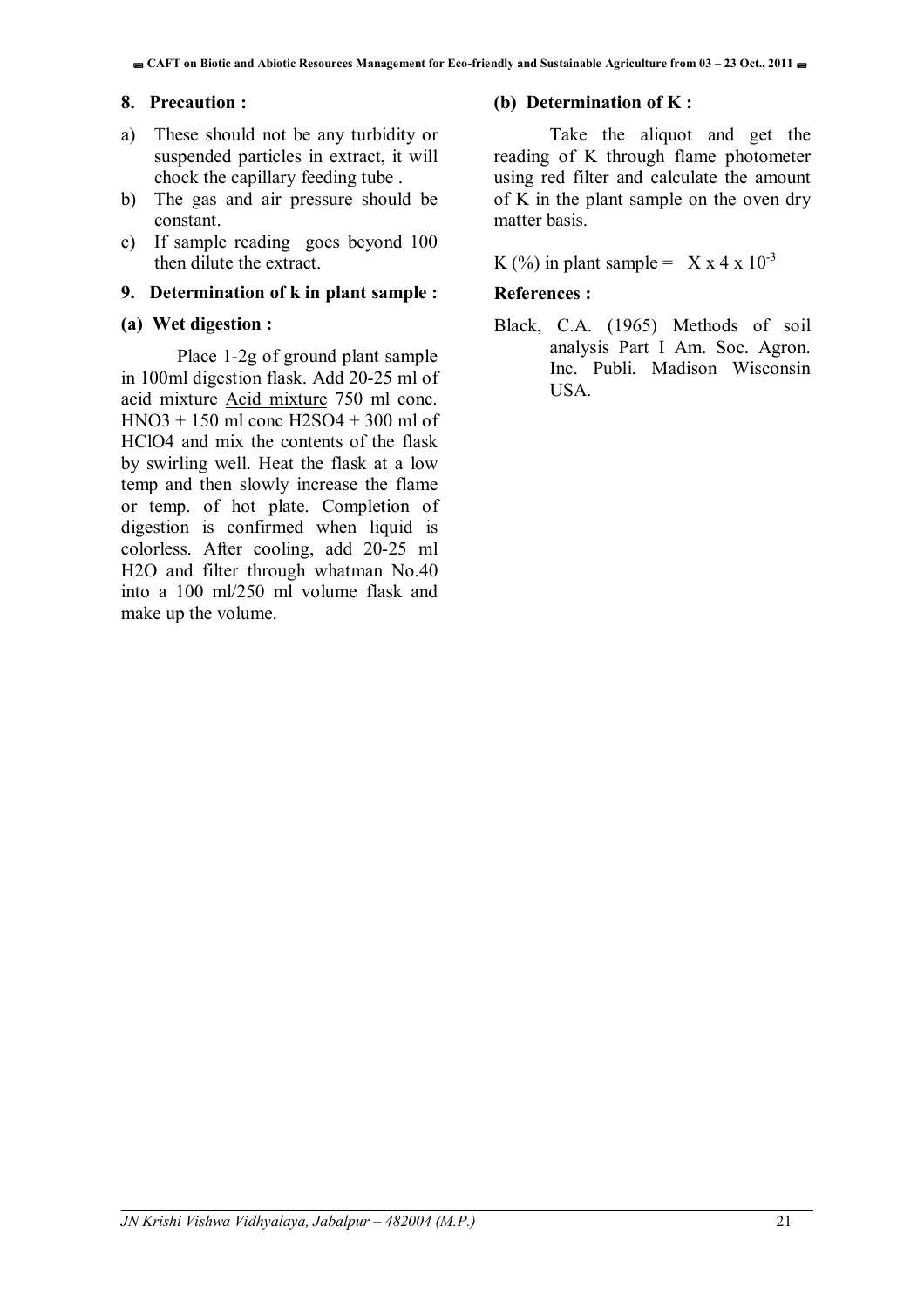## 8. Precaution :

a) These should not be any turbidity or suspended particles in extract, it will chock the capillary feeding tube .
b) The gas and air pressure should be constant.
c) If sample reading goes beyond 100 then dilute the extract.

## 9. Determination of k in plant sample :

### (a) Wet digestion :

Place 1-2g of ground plant sample in 100ml digestion flask. Add 20-25 ml of acid mixture Acid mixture 750 ml conc. $HNO_3$ + 150 ml conc $H_2SO_4$ + 300 ml of $HClO_4$ and mix the contents of the flask by swirling well. Heat the flask at a low temp and then slowly increase the flame or temp. of hot plate. Completion of digestion is confirmed when liquid is colorless. After cooling, add 20-25 ml $H_2O$ and filter through whatman No.40 into a 100 ml/250 ml volume flask and make up the volume.

### (b) Determination of K :

Take the aliquot and get the reading of K through flame photometer using red filter and calculate the amount of K in the plant sample on the oven dry matter basis.

K (%) in plant sample = $X \times 4 \times 10^{-3}$

## References :

Black, C.A. (1965) Methods of soil analysis Part I Am. Soc. Agron. Inc. Publi. Madison Wisconsin USA.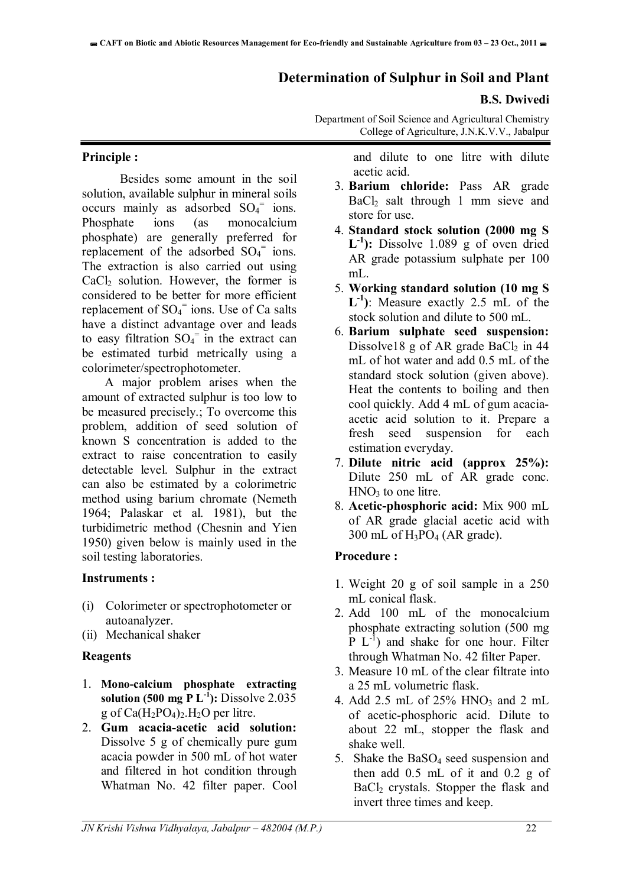# Determination of Sulphur in Soil and Plant

**B.S. Dwivedi**

Department of Soil Science and Agricultural Chemistry
College of Agriculture, J.N.K.V.V., Jabalpur

## Principle :

Besides some amount in the soil solution, available sulphur in mineral soils occurs mainly as adsorbed $SO_4^{=}$ ions. Phosphate ions (as monocalcium phosphate) are generally preferred for replacement of the adsorbed $SO_4^{=}$ ions. The extraction is also carried out using $CaCl_2$ solution. However, the former is considered to be better for more efficient replacement of $SO_4^{=}$ ions. Use of Ca salts have a distinct advantage over and leads to easy filtration $SO_4^{=}$ in the extract can be estimated turbid metrically using a colorimeter/spectrophotometer.

A major problem arises when the amount of extracted sulphur is too low to be measured precisely.; To overcome this problem, addition of seed solution of known S concentration is added to the extract to raise concentration to easily detectable level. Sulphur in the extract can also be estimated by a colorimetric method using barium chromate (Nemeth 1964; Palaskar et al. 1981), but the turbidimetric method (Chesnin and Yien 1950) given below is mainly used in the soil testing laboratories.

## Instruments :

(i) Colorimeter or spectrophotometer or autoanalyzer.
(ii) Mechanical shaker

## Reagents

1. **Mono-calcium phosphate extracting solution (500 mg P $L^{-1}$):** Dissolve 2.035 g of $Ca(H_2PO_4)_2.H_2O$ per litre.
2. **Gum acacia-acetic acid solution:** Dissolve 5 g of chemically pure gum acacia powder in 500 mL of hot water and filtered in hot condition through Whatman No. 42 filter paper. Cool and dilute to one litre with dilute acetic acid.
3. **Barium chloride:** Pass AR grade $BaCl_2$ salt through 1 mm sieve and store for use.
4. **Standard stock solution (2000 mg S $L^{-1}$):** Dissolve 1.089 g of oven dried AR grade potassium sulphate per 100 mL.
5. **Working standard solution (10 mg S $L^{-1}$)**: Measure exactly 2.5 mL of the stock solution and dilute to 500 mL.
6. **Barium sulphate seed suspension:** Dissolve18 g of AR grade $BaCl_2$ in 44 mL of hot water and add 0.5 mL of the standard stock solution (given above). Heat the contents to boiling and then cool quickly. Add 4 mL of gum acacia-acetic acid solution to it. Prepare a fresh seed suspension for each estimation everyday.
7. **Dilute nitric acid (approx 25%):** Dilute 250 mL of AR grade conc. $HNO_3$ to one litre.
8. **Acetic-phosphoric acid:** Mix 900 mL of AR grade glacial acetic acid with 300 mL of $H_3PO_4$ (AR grade).

## Procedure :

1. Weight 20 g of soil sample in a 250 mL conical flask.
2. Add 100 mL of the monocalcium phosphate extracting solution (500 mg P $L^{-1}$) and shake for one hour. Filter through Whatman No. 42 filter Paper.
3. Measure 10 mL of the clear filtrate into a 25 mL volumetric flask.
4. Add 2.5 mL of 25% $HNO_3$ and 2 mL of acetic-phosphoric acid. Dilute to about 22 mL, stopper the flask and shake well.
5. Shake the $BaSO_4$ seed suspension and then add 0.5 mL of it and 0.2 g of $BaCl_2$ crystals. Stopper the flask and invert three times and keep.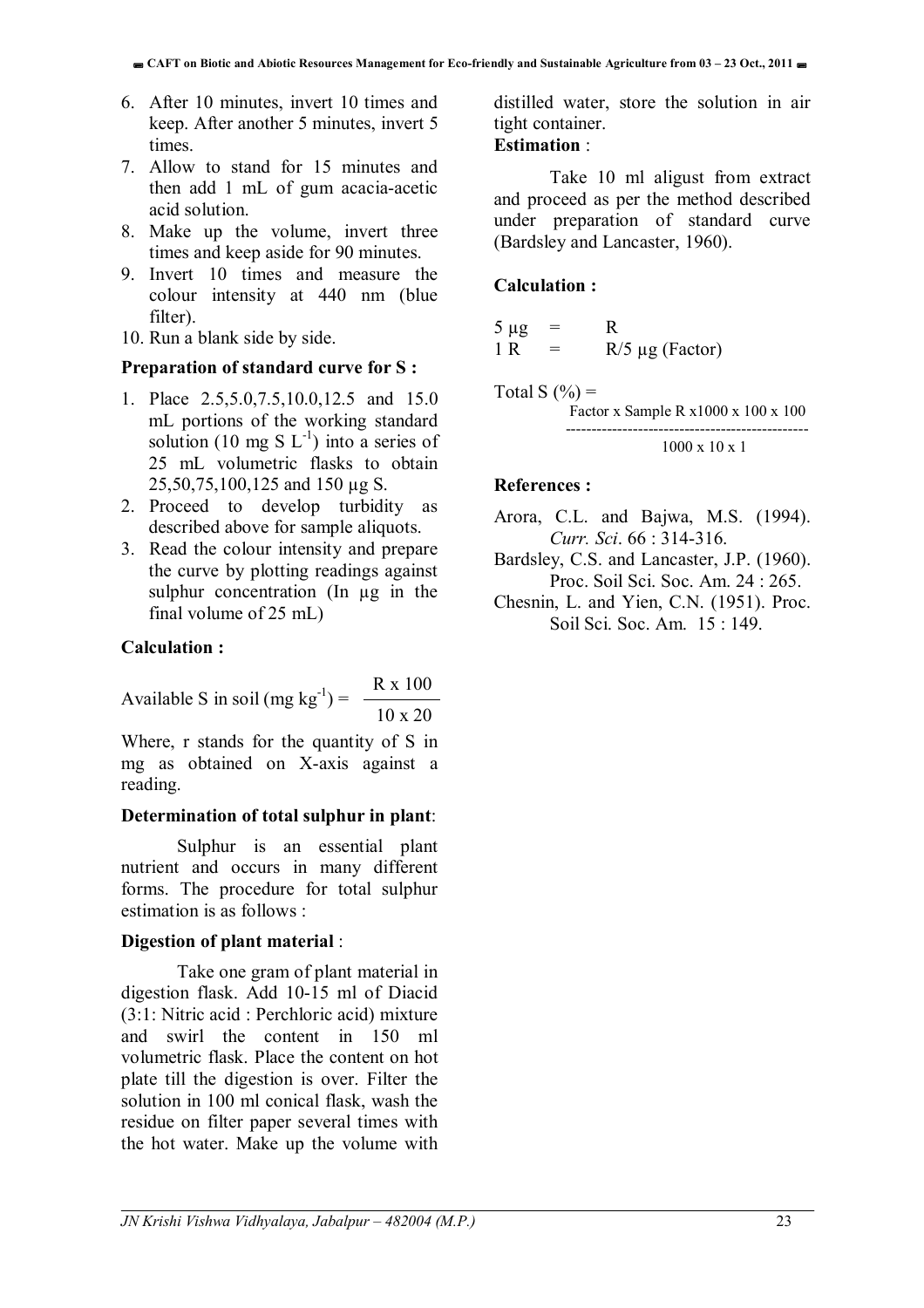6. After 10 minutes, invert 10 times and keep. After another 5 minutes, invert 5 times.
7. Allow to stand for 15 minutes and then add 1 mL of gum acacia-acetic acid solution.
8. Make up the volume, invert three times and keep aside for 90 minutes.
9. Invert 10 times and measure the colour intensity at 440 nm (blue filter).
10. Run a blank side by side.

**Preparation of standard curve for S :**

1. Place 2.5,5.0,7.5,10.0,12.5 and 15.0 mL portions of the working standard solution (10 mg S $L^{-1}$) into a series of 25 mL volumetric flasks to obtain 25,50,75,100,125 and 150 µg S.
2. Proceed to develop turbidity as described above for sample aliquots.
3. Read the colour intensity and prepare the curve by plotting readings against sulphur concentration (In µg in the final volume of 25 mL)

**Calculation :**

$$\text{Available S in soil (mg kg}^{-1}) = \frac{R \times 100}{10 \times 20}$$

Where, r stands for the quantity of S in mg as obtained on X-axis against a reading.

**Determination of total sulphur in plant**:

Sulphur is an essential plant nutrient and occurs in many different forms. The procedure for total sulphur estimation is as follows :

**Digestion of plant material** :

Take one gram of plant material in digestion flask. Add 10-15 ml of Diacid (3:1: Nitric acid : Perchloric acid) mixture and swirl the content in 150 ml volumetric flask. Place the content on hot plate till the digestion is over. Filter the solution in 100 ml conical flask, wash the residue on filter paper several times with the hot water. Make up the volume with distilled water, store the solution in air tight container.

**Estimation** :

Take 10 ml aligust from extract and proceed as per the method described under preparation of standard curve (Bardsley and Lancaster, 1960).

**Calculation :**

5 µg = R

1 R = R/5 µg (Factor)

$$\text{Total S (\%)} = \frac{\text{Factor} \times \text{Sample R} \times 1000 \times 100 \times 100}{1000 \times 10 \times 1}$$

**References :**

Arora, C.L. and Bajwa, M.S. (1994). *Curr. Sci*. 66 : 314-316.

Bardsley, C.S. and Lancaster, J.P. (1960). Proc. Soil Sci. Soc. Am. 24 : 265.

Chesnin, L. and Yien, C.N. (1951). Proc. Soil Sci. Soc. Am. 15 : 149.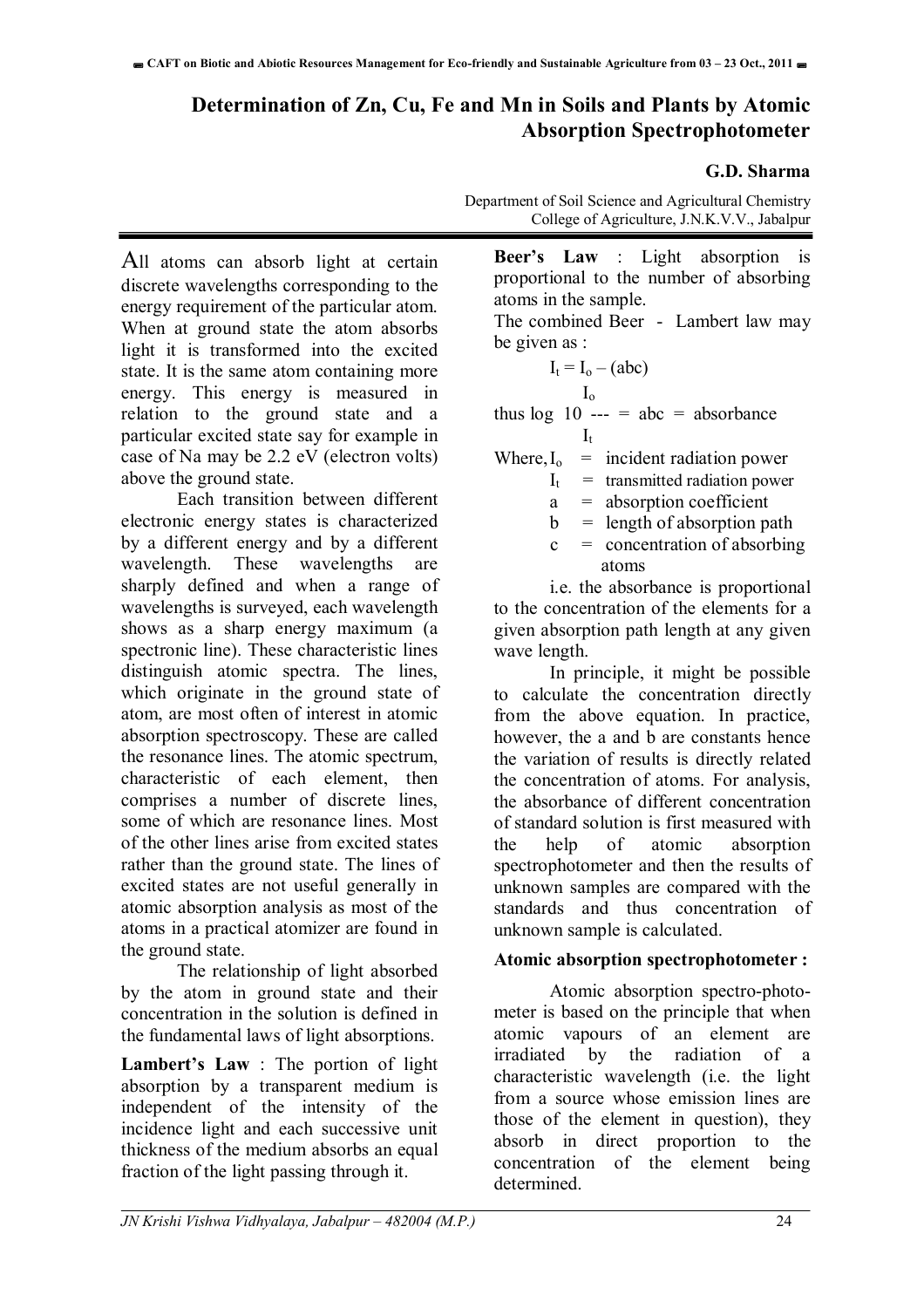# Determination of Zn, Cu, Fe and Mn in Soils and Plants by Atomic Absorption Spectrophotometer

**G.D. Sharma**

Department of Soil Science and Agricultural Chemistry
College of Agriculture, J.N.K.V.V., Jabalpur

All atoms can absorb light at certain discrete wavelengths corresponding to the energy requirement of the particular atom. When at ground state the atom absorbs light it is transformed into the excited state. It is the same atom containing more energy. This energy is measured in relation to the ground state and a particular excited state say for example in case of Na may be 2.2 eV (electron volts) above the ground state.

Each transition between different electronic energy states is characterized by a different energy and by a different wavelength. These wavelengths are sharply defined and when a range of wavelengths is surveyed, each wavelength shows as a sharp energy maximum (a spectronic line). These characteristic lines distinguish atomic spectra. The lines, which originate in the ground state of atom, are most often of interest in atomic absorption spectroscopy. These are called the resonance lines. The atomic spectrum, characteristic of each element, then comprises a number of discrete lines, some of which are resonance lines. Most of the other lines arise from excited states rather than the ground state. The lines of excited states are not useful generally in atomic absorption analysis as most of the atoms in a practical atomizer are found in the ground state.

The relationship of light absorbed by the atom in ground state and their concentration in the solution is defined in the fundamental laws of light absorptions.

**Lambert's Law** : The portion of light absorption by a transparent medium is independent of the intensity of the incidence light and each successive unit thickness of the medium absorbs an equal fraction of the light passing through it.

**Beer's Law** : Light absorption is proportional to the number of absorbing atoms in the sample.

The combined Beer - Lambert law may be given as :

$$I_t = I_o - (abc)$$

thus $\log_{10} \dfrac{I_o}{I_t} = abc =$ absorbance

Where, $I_o$ = incident radiation power
$I_t$ = transmitted radiation power
$a$ = absorption coefficient
$b$ = length of absorption path
$c$ = concentration of absorbing atoms

i.e. the absorbance is proportional to the concentration of the elements for a given absorption path length at any given wave length.

In principle, it might be possible to calculate the concentration directly from the above equation. In practice, however, the a and b are constants hence the variation of results is directly related the concentration of atoms. For analysis, the absorbance of different concentration of standard solution is first measured with the help of atomic absorption spectrophotometer and then the results of unknown samples are compared with the standards and thus concentration of unknown sample is calculated.

**Atomic absorption spectrophotometer :**

Atomic absorption spectro-photometer is based on the principle that when atomic vapours of an element are irradiated by the radiation of a characteristic wavelength (i.e. the light from a source whose emission lines are those of the element in question), they absorb in direct proportion to the concentration of the element being determined.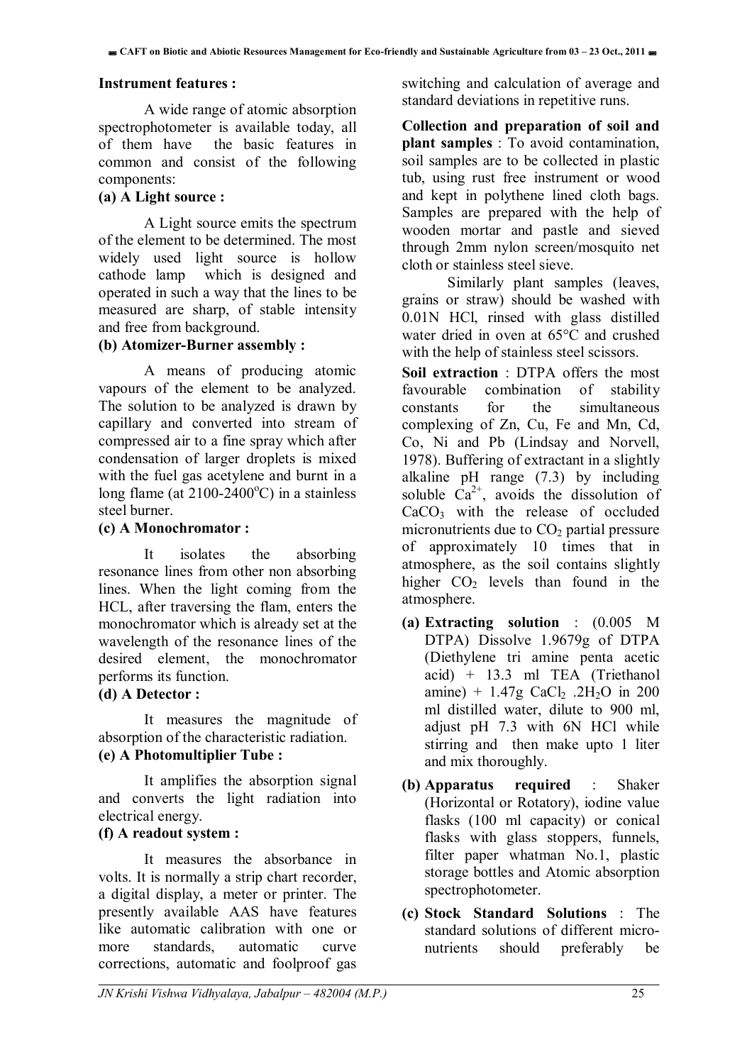**Instrument features :**

A wide range of atomic absorption spectrophotometer is available today, all of them have the basic features in common and consist of the following components:

**(a) A Light source :**

A Light source emits the spectrum of the element to be determined. The most widely used light source is hollow cathode lamp which is designed and operated in such a way that the lines to be measured are sharp, of stable intensity and free from background.

**(b) Atomizer-Burner assembly :**

A means of producing atomic vapours of the element to be analyzed. The solution to be analyzed is drawn by capillary and converted into stream of compressed air to a fine spray which after condensation of larger droplets is mixed with the fuel gas acetylene and burnt in a long flame (at 2100-2400$^{o}$C) in a stainless steel burner.

**(c) A Monochromator :**

It isolates the absorbing resonance lines from other non absorbing lines. When the light coming from the HCL, after traversing the flam, enters the monochromator which is already set at the wavelength of the resonance lines of the desired element, the monochromator performs its function.

**(d) A Detector :**

It measures the magnitude of absorption of the characteristic radiation.

**(e) A Photomultiplier Tube :**

It amplifies the absorption signal and converts the light radiation into electrical energy.

**(f) A readout system :**

It measures the absorbance in volts. It is normally a strip chart recorder, a digital display, a meter or printer. The presently available AAS have features like automatic calibration with one or more standards, automatic curve corrections, automatic and foolproof gas switching and calculation of average and standard deviations in repetitive runs.

**Collection and preparation of soil and plant samples** : To avoid contamination, soil samples are to be collected in plastic tub, using rust free instrument or wood and kept in polythene lined cloth bags. Samples are prepared with the help of wooden mortar and pastle and sieved through 2mm nylon screen/mosquito net cloth or stainless steel sieve.

Similarly plant samples (leaves, grains or straw) should be washed with 0.01N HCl, rinsed with glass distilled water dried in oven at 65°C and crushed with the help of stainless steel scissors.

**Soil extraction** : DTPA offers the most favourable combination of stability constants for the simultaneous complexing of Zn, Cu, Fe and Mn, Cd, Co, Ni and Pb (Lindsay and Norvell, 1978). Buffering of extractant in a slightly alkaline pH range (7.3) by including soluble $Ca^{2+}$, avoids the dissolution of $CaCO_3$ with the release of occluded micronutrients due to $CO_2$ partial pressure of approximately 10 times that in atmosphere, as the soil contains slightly higher $CO_2$ levels than found in the atmosphere.

- **(a) Extracting solution** : (0.005 M DTPA) Dissolve 1.9679g of DTPA (Diethylene tri amine penta acetic acid) + 13.3 ml TEA (Triethanol amine) + 1.47g $CaCl_2 .2H_2O$ in 200 ml distilled water, dilute to 900 ml, adjust pH 7.3 with 6N HCl while stirring and then make upto 1 liter and mix thoroughly.
- **(b) Apparatus required** : Shaker (Horizontal or Rotatory), iodine value flasks (100 ml capacity) or conical flasks with glass stoppers, funnels, filter paper whatman No.1, plastic storage bottles and Atomic absorption spectrophotometer.
- **(c) Stock Standard Solutions** : The standard solutions of different micro-nutrients should preferably be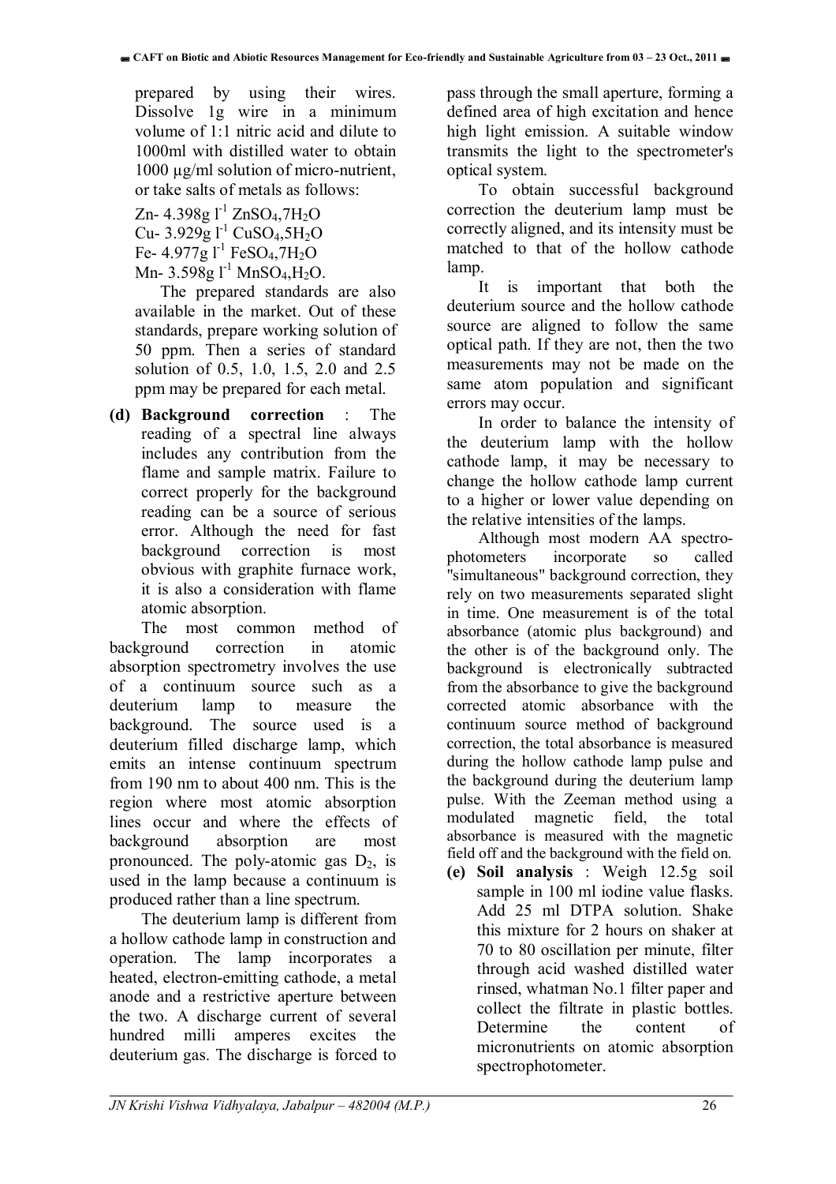prepared by using their wires. Dissolve 1g wire in a minimum volume of 1:1 nitric acid and dilute to 1000ml with distilled water to obtain 1000 µg/ml solution of micro-nutrient, or take salts of metals as follows:

Zn- 4.398g $l^{-1}$ $ZnSO_4,7H_2O$
Cu- 3.929g $l^{-1}$ $CuSO_4,5H_2O$
Fe- 4.977g $l^{-1}$ $FeSO_4,7H_2O$
Mn- 3.598g $l^{-1}$ $MnSO_4,H_2O$.

The prepared standards are also available in the market. Out of these standards, prepare working solution of 50 ppm. Then a series of standard solution of 0.5, 1.0, 1.5, 2.0 and 2.5 ppm may be prepared for each metal.

**(d) Background correction** : The reading of a spectral line always includes any contribution from the flame and sample matrix. Failure to correct properly for the background reading can be a source of serious error. Although the need for fast background correction is most obvious with graphite furnace work, it is also a consideration with flame atomic absorption.

The most common method of background correction in atomic absorption spectrometry involves the use of a continuum source such as a deuterium lamp to measure the background. The source used is a deuterium filled discharge lamp, which emits an intense continuum spectrum from 190 nm to about 400 nm. This is the region where most atomic absorption lines occur and where the effects of background absorption are most pronounced. The poly-atomic gas $D_2$, is used in the lamp because a continuum is produced rather than a line spectrum.

The deuterium lamp is different from a hollow cathode lamp in construction and operation. The lamp incorporates a heated, electron-emitting cathode, a metal anode and a restrictive aperture between the two. A discharge current of several hundred milli amperes excites the deuterium gas. The discharge is forced to pass through the small aperture, forming a defined area of high excitation and hence high light emission. A suitable window transmits the light to the spectrometer's optical system.

To obtain successful background correction the deuterium lamp must be correctly aligned, and its intensity must be matched to that of the hollow cathode lamp.

It is important that both the deuterium source and the hollow cathode source are aligned to follow the same optical path. If they are not, then the two measurements may not be made on the same atom population and significant errors may occur.

In order to balance the intensity of the deuterium lamp with the hollow cathode lamp, it may be necessary to change the hollow cathode lamp current to a higher or lower value depending on the relative intensities of the lamps.

Although most modern AA spectrophotometers incorporate so called "simultaneous" background correction, they rely on two measurements separated slight in time. One measurement is of the total absorbance (atomic plus background) and the other is of the background only. The background is electronically subtracted from the absorbance to give the background corrected atomic absorbance with the continuum source method of background correction, the total absorbance is measured during the hollow cathode lamp pulse and the background during the deuterium lamp pulse. With the Zeeman method using a modulated magnetic field, the total absorbance is measured with the magnetic field off and the background with the field on.

**(e) Soil analysis** : Weigh 12.5g soil sample in 100 ml iodine value flasks. Add 25 ml DTPA solution. Shake this mixture for 2 hours on shaker at 70 to 80 oscillation per minute, filter through acid washed distilled water rinsed, whatman No.1 filter paper and collect the filtrate in plastic bottles. Determine the content of micronutrients on atomic absorption spectrophotometer.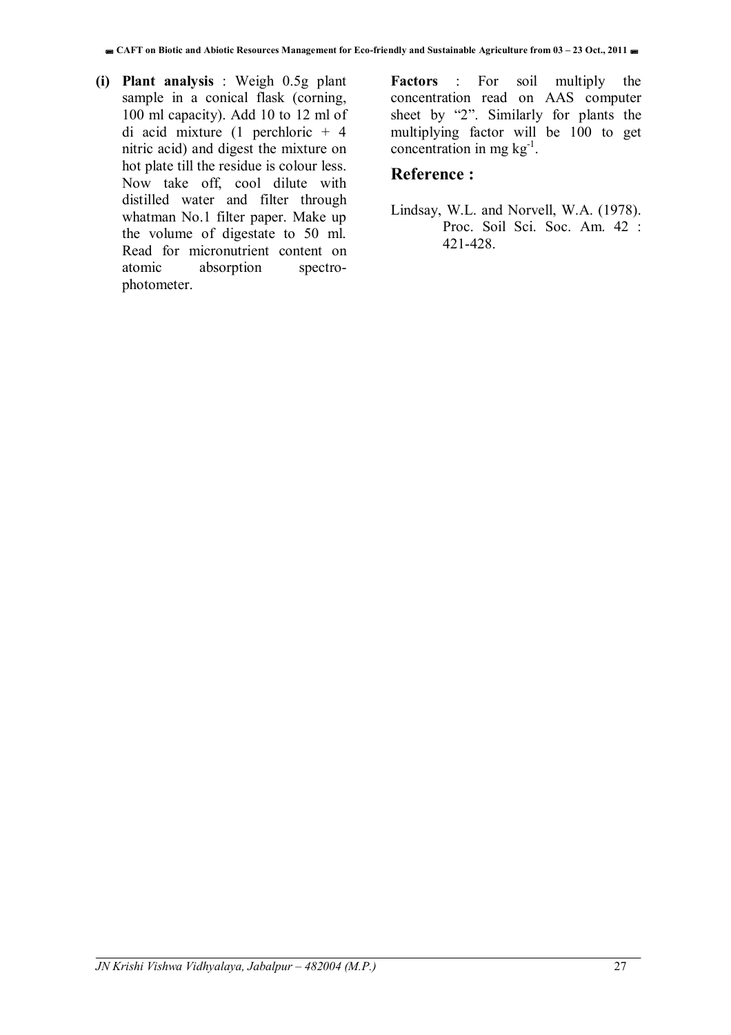**(i) Plant analysis** : Weigh 0.5g plant sample in a conical flask (corning, 100 ml capacity). Add 10 to 12 ml of di acid mixture (1 perchloric + 4 nitric acid) and digest the mixture on hot plate till the residue is colour less. Now take off, cool dilute with distilled water and filter through whatman No.1 filter paper. Make up the volume of digestate to 50 ml. Read for micronutrient content on atomic absorption spectro-photometer.

**Factors** : For soil multiply the concentration read on AAS computer sheet by "2". Similarly for plants the multiplying factor will be 100 to get concentration in mg $kg^{-1}$.

## Reference :

Lindsay, W.L. and Norvell, W.A. (1978). Proc. Soil Sci. Soc. Am. 42 : 421-428.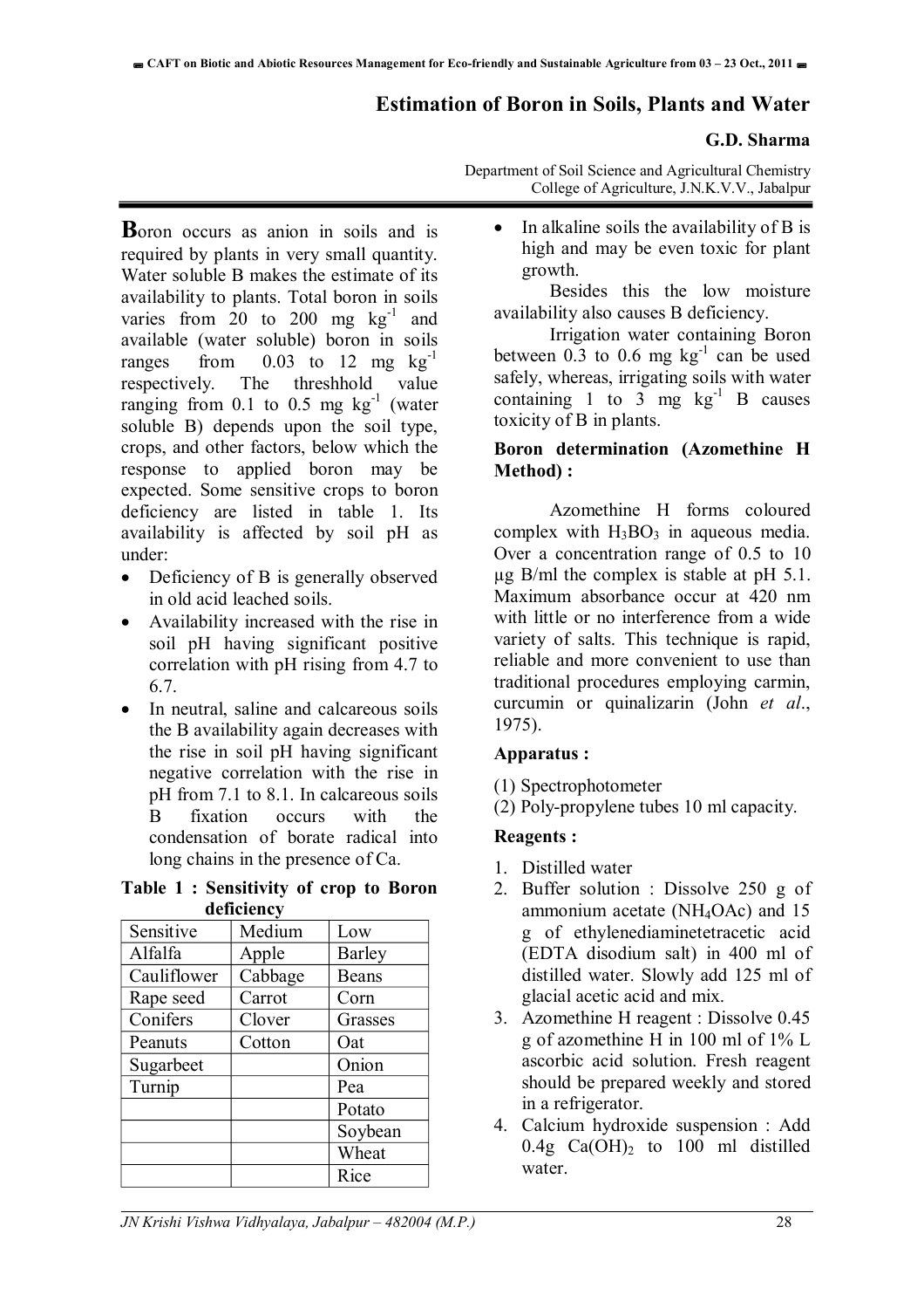# Estimation of Boron in Soils, Plants and Water

**G.D. Sharma**

Department of Soil Science and Agricultural Chemistry
College of Agriculture, J.N.K.V.V., Jabalpur

**B**oron occurs as anion in soils and is required by plants in very small quantity. Water soluble B makes the estimate of its availability to plants. Total boron in soils varies from 20 to 200 mg $kg^{-1}$ and available (water soluble) boron in soils ranges from 0.03 to 12 mg $kg^{-1}$ respectively. The threshhold value ranging from 0.1 to 0.5 mg $kg^{-1}$ (water soluble B) depends upon the soil type, crops, and other factors, below which the response to applied boron may be expected. Some sensitive crops to boron deficiency are listed in table 1. Its availability is affected by soil pH as under:

- Deficiency of B is generally observed in old acid leached soils.
- Availability increased with the rise in soil pH having significant positive correlation with pH rising from 4.7 to 6.7.
- In neutral, saline and calcareous soils the B availability again decreases with the rise in soil pH having significant negative correlation with the rise in pH from 7.1 to 8.1. In calcareous soils B fixation occurs with the condensation of borate radical into long chains in the presence of Ca.

**Table 1 : Sensitivity of crop to Boron deficiency**

| Sensitive | Medium | Low |
|---|---|---|
| Alfalfa | Apple | Barley |
| Cauliflower | Cabbage | Beans |
| Rape seed | Carrot | Corn |
| Conifers | Clover | Grasses |
| Peanuts | Cotton | Oat |
| Sugarbeet | | Onion |
| Turnip | | Pea |
| | | Potato |
| | | Soybean |
| | | Wheat |
| | | Rice |

- In alkaline soils the availability of B is high and may be even toxic for plant growth.

Besides this the low moisture availability also causes B deficiency.

Irrigation water containing Boron between 0.3 to 0.6 mg $kg^{-1}$ can be used safely, whereas, irrigating soils with water containing 1 to 3 mg $kg^{-1}$ B causes toxicity of B in plants.

**Boron determination (Azomethine H Method) :**

Azomethine H forms coloured complex with $H_3BO_3$ in aqueous media. Over a concentration range of 0.5 to 10 μg B/ml the complex is stable at pH 5.1. Maximum absorbance occur at 420 nm with little or no interference from a wide variety of salts. This technique is rapid, reliable and more convenient to use than traditional procedures employing carmin, curcumin or quinalizarin (John *et al*., 1975).

**Apparatus :**

(1) Spectrophotometer
(2) Poly-propylene tubes 10 ml capacity.

**Reagents :**

1. Distilled water
2. Buffer solution : Dissolve 250 g of ammonium acetate ($NH_4OAc$) and 15 g of ethylenediaminetetracetic acid (EDTA disodium salt) in 400 ml of distilled water. Slowly add 125 ml of glacial acetic acid and mix.
3. Azomethine H reagent : Dissolve 0.45 g of azomethine H in 100 ml of 1% L ascorbic acid solution. Fresh reagent should be prepared weekly and stored in a refrigerator.
4. Calcium hydroxide suspension : Add 0.4g $Ca(OH)_2$ to 100 ml distilled water.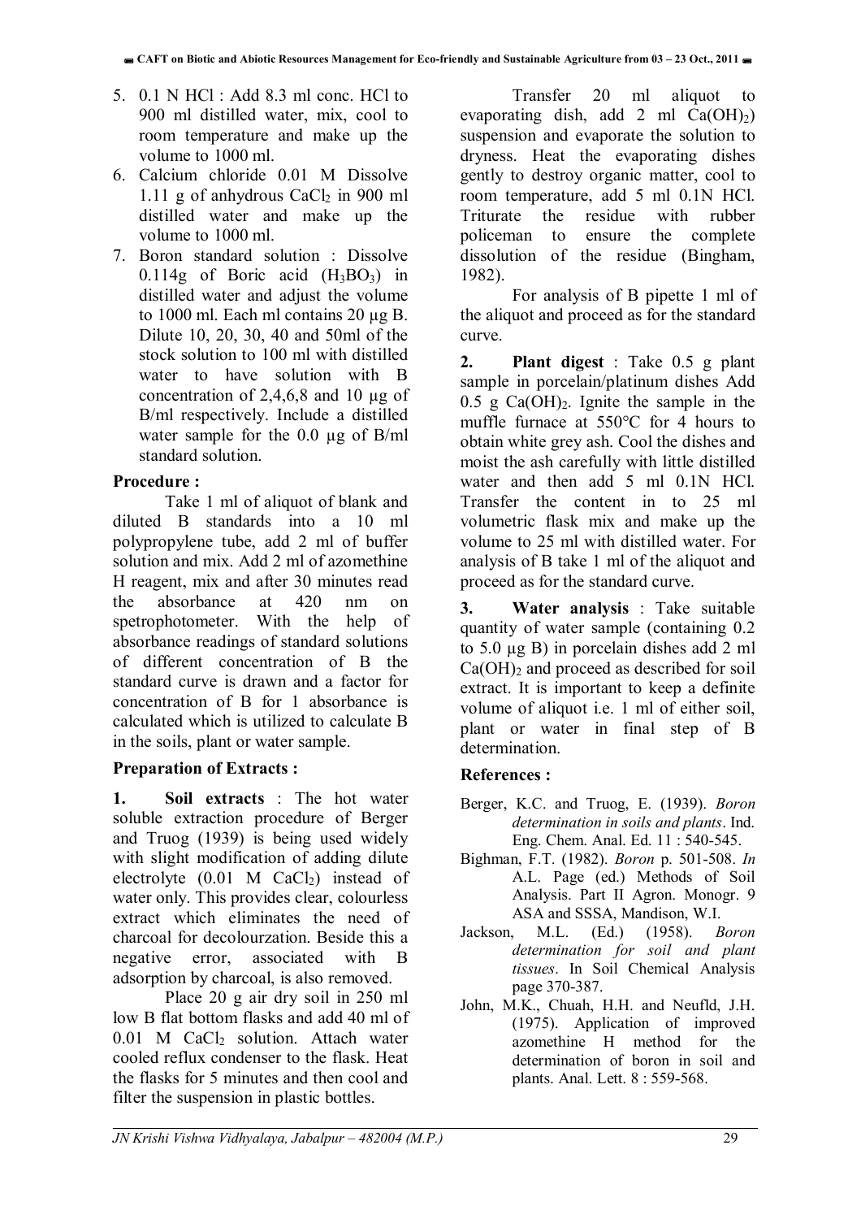5. 0.1 N HCl : Add 8.3 ml conc. HCl to 900 ml distilled water, mix, cool to room temperature and make up the volume to 1000 ml.
6. Calcium chloride 0.01 M Dissolve 1.11 g of anhydrous $CaCl_2$ in 900 ml distilled water and make up the volume to 1000 ml.
7. Boron standard solution : Dissolve 0.114g of Boric acid ($H_3BO_3$) in distilled water and adjust the volume to 1000 ml. Each ml contains 20 µg B. Dilute 10, 20, 30, 40 and 50ml of the stock solution to 100 ml with distilled water to have solution with B concentration of 2,4,6,8 and 10 µg of B/ml respectively. Include a distilled water sample for the 0.0 µg of B/ml standard solution.

**Procedure :**

Take 1 ml of aliquot of blank and diluted B standards into a 10 ml polypropylene tube, add 2 ml of buffer solution and mix. Add 2 ml of azomethine H reagent, mix and after 30 minutes read the absorbance at 420 nm on spetrophotometer. With the help of absorbance readings of standard solutions of different concentration of B the standard curve is drawn and a factor for concentration of B for 1 absorbance is calculated which is utilized to calculate B in the soils, plant or water sample.

**Preparation of Extracts :**

**1. Soil extracts** : The hot water soluble extraction procedure of Berger and Truog (1939) is being used widely with slight modification of adding dilute electrolyte (0.01 M $CaCl_2$) instead of water only. This provides clear, colourless extract which eliminates the need of charcoal for decolourzation. Beside this a negative error, associated with B adsorption by charcoal, is also removed.

Place 20 g air dry soil in 250 ml low B flat bottom flasks and add 40 ml of 0.01 M $CaCl_2$ solution. Attach water cooled reflux condenser to the flask. Heat the flasks for 5 minutes and then cool and filter the suspension in plastic bottles.

Transfer 20 ml aliquot to evaporating dish, add 2 ml $Ca(OH)_2$) suspension and evaporate the solution to dryness. Heat the evaporating dishes gently to destroy organic matter, cool to room temperature, add 5 ml 0.1N HCl. Triturate the residue with rubber policeman to ensure the complete dissolution of the residue (Bingham, 1982).

For analysis of B pipette 1 ml of the aliquot and proceed as for the standard curve.

**2. Plant digest** : Take 0.5 g plant sample in porcelain/platinum dishes Add 0.5 g $Ca(OH)_2$. Ignite the sample in the muffle furnace at 550°C for 4 hours to obtain white grey ash. Cool the dishes and moist the ash carefully with little distilled water and then add 5 ml 0.1N HCl. Transfer the content in to 25 ml volumetric flask mix and make up the volume to 25 ml with distilled water. For analysis of B take 1 ml of the aliquot and proceed as for the standard curve.

**3. Water analysis** : Take suitable quantity of water sample (containing 0.2 to 5.0 µg B) in porcelain dishes add 2 ml $Ca(OH)_2$ and proceed as described for soil extract. It is important to keep a definite volume of aliquot i.e. 1 ml of either soil, plant or water in final step of B determination.

**References :**

Berger, K.C. and Truog, E. (1939). *Boron determination in soils and plants*. Ind. Eng. Chem. Anal. Ed. 11 : 540-545.

Bighman, F.T. (1982). *Boron* p. 501-508. *In* A.L. Page (ed.) Methods of Soil Analysis. Part II Agron. Monogr. 9 ASA and SSSA, Mandison, W.I.

Jackson, M.L. (Ed.) (1958). *Boron determination for soil and plant tissues*. In Soil Chemical Analysis page 370-387.

John, M.K., Chuah, H.H. and Neufld, J.H. (1975). Application of improved azomethine H method for the determination of boron in soil and plants. Anal. Lett. 8 : 559-568.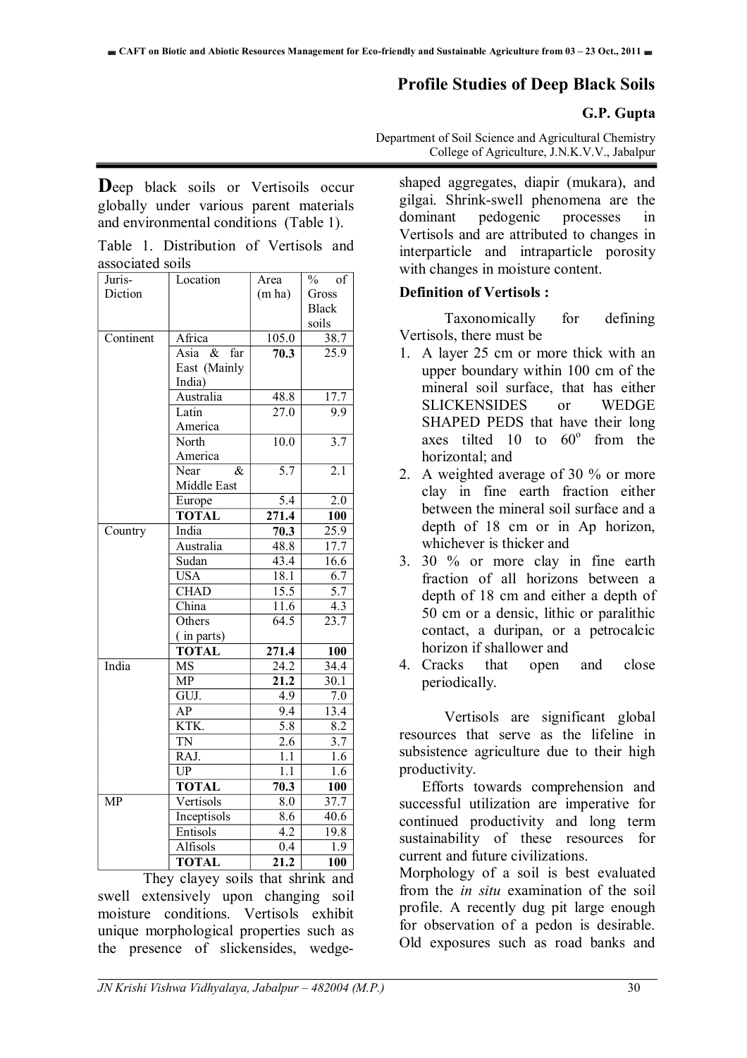# Profile Studies of Deep Black Soils

**G.P. Gupta**

Department of Soil Science and Agricultural Chemistry
College of Agriculture, J.N.K.V.V., Jabalpur

**D**eep black soils or Vertisoils occur globally under various parent materials and environmental conditions (Table 1).

Table 1. Distribution of Vertisols and associated soils

| Juris-Diction | Location | Area (m ha) | % of Gross Black soils |
|---|---|---|---|
| Continent | Africa | 105.0 | 38.7 |
| | Asia & far East (Mainly India) | **70.3** | 25.9 |
| | Australia | 48.8 | 17.7 |
| | Latin America | 27.0 | 9.9 |
| | North America | 10.0 | 3.7 |
| | Near & Middle East | 5.7 | 2.1 |
| | Europe | 5.4 | 2.0 |
| | **TOTAL** | **271.4** | **100** |
| Country | India | **70.3** | 25.9 |
| | Australia | 48.8 | 17.7 |
| | Sudan | 43.4 | 16.6 |
| | USA | 18.1 | 6.7 |
| | CHAD | 15.5 | 5.7 |
| | China | 11.6 | 4.3 |
| | Others ( in parts) | 64.5 | 23.7 |
| | **TOTAL** | **271.4** | **100** |
| India | MS | 24.2 | 34.4 |
| | MP | **21.2** | 30.1 |
| | GUJ. | 4.9 | 7.0 |
| | AP | 9.4 | 13.4 |
| | KTK. | 5.8 | 8.2 |
| | TN | 2.6 | 3.7 |
| | RAJ. | 1.1 | 1.6 |
| | UP | 1.1 | 1.6 |
| | **TOTAL** | **70.3** | **100** |
| MP | Vertisols | 8.0 | 37.7 |
| | Inceptisols | 8.6 | 40.6 |
| | Entisols | 4.2 | 19.8 |
| | Alfisols | 0.4 | 1.9 |
| | **TOTAL** | **21.2** | **100** |

They clayey soils that shrink and swell extensively upon changing soil moisture conditions. Vertisols exhibit unique morphological properties such as the presence of slickensides, wedge-shaped aggregates, diapir (mukara), and gilgai. Shrink-swell phenomena are the dominant pedogenic processes in Vertisols and are attributed to changes in interparticle and intraparticle porosity with changes in moisture content.

**Definition of Vertisols :**

Taxonomically for defining Vertisols, there must be

1. A layer 25 cm or more thick with an upper boundary within 100 cm of the mineral soil surface, that has either SLICKENSIDES or WEDGE SHAPED PEDS that have their long axes tilted 10 to 60$^o$ from the horizontal; and
2. A weighted average of 30 % or more clay in fine earth fraction either between the mineral soil surface and a depth of 18 cm or in Ap horizon, whichever is thicker and
3. 30 % or more clay in fine earth fraction of all horizons between a depth of 18 cm and either a depth of 50 cm or a densic, lithic or paralithic contact, a duripan, or a petrocalcic horizon if shallower and
4. Cracks that open and close periodically.

Vertisols are significant global resources that serve as the lifeline in subsistence agriculture due to their high productivity.

Efforts towards comprehension and successful utilization are imperative for continued productivity and long term sustainability of these resources for current and future civilizations.

Morphology of a soil is best evaluated from the *in situ* examination of the soil profile. A recently dug pit large enough for observation of a pedon is desirable. Old exposures such as road banks and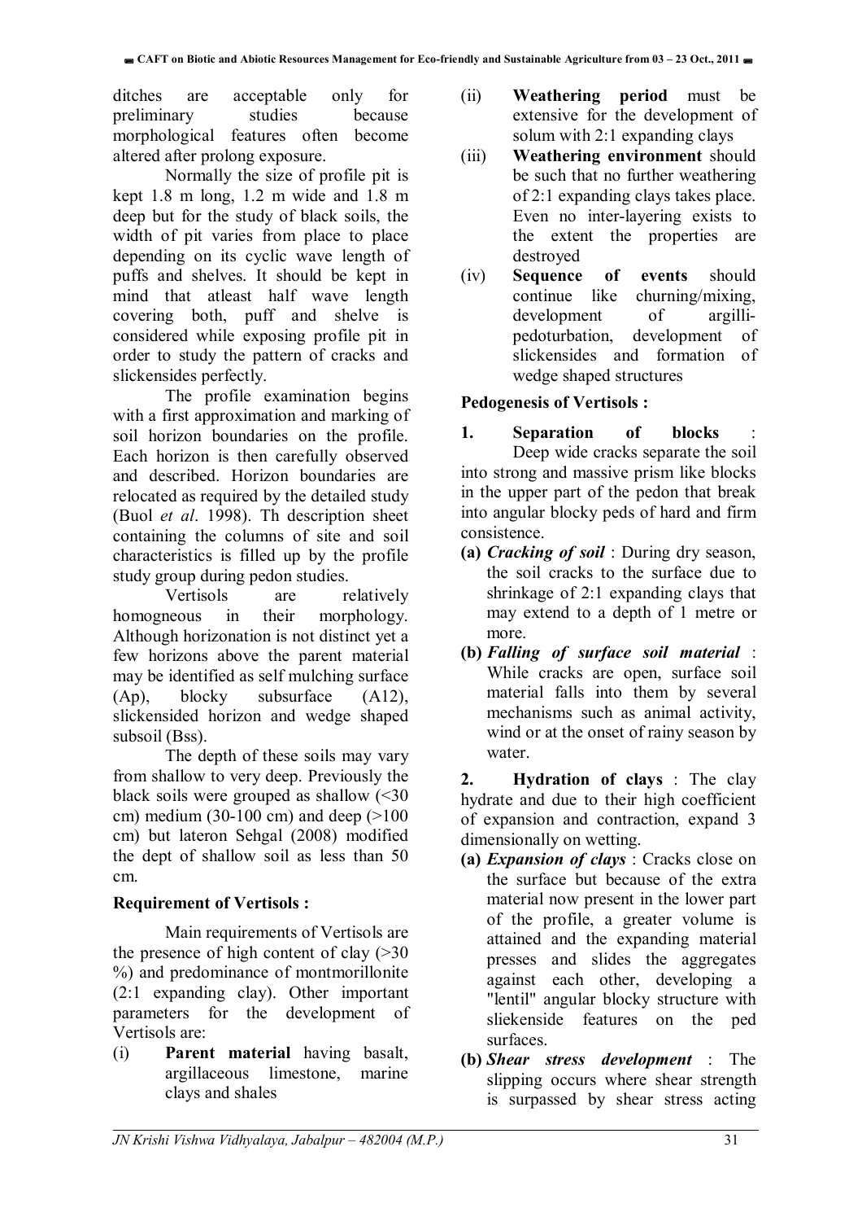ditches are acceptable only for preliminary studies because morphological features often become altered after prolong exposure.

Normally the size of profile pit is kept 1.8 m long, 1.2 m wide and 1.8 m deep but for the study of black soils, the width of pit varies from place to place depending on its cyclic wave length of puffs and shelves. It should be kept in mind that atleast half wave length covering both, puff and shelve is considered while exposing profile pit in order to study the pattern of cracks and slickensides perfectly.

The profile examination begins with a first approximation and marking of soil horizon boundaries on the profile. Each horizon is then carefully observed and described. Horizon boundaries are relocated as required by the detailed study (Buol *et al*. 1998). Th description sheet containing the columns of site and soil characteristics is filled up by the profile study group during pedon studies.

Vertisols are relatively homogneous in their morphology. Although horizonation is not distinct yet a few horizons above the parent material may be identified as self mulching surface (Ap), blocky subsurface (A12), slickensided horizon and wedge shaped subsoil (Bss).

The depth of these soils may vary from shallow to very deep. Previously the black soils were grouped as shallow (<30 cm) medium (30-100 cm) and deep (>100 cm) but lateron Sehgal (2008) modified the dept of shallow soil as less than 50 cm.

**Requirement of Vertisols :**

Main requirements of Vertisols are the presence of high content of clay (>30 %) and predominance of montmorillonite (2:1 expanding clay). Other important parameters for the development of Vertisols are:

(i) **Parent material** having basalt, argillaceous limestone, marine clays and shales

(ii) **Weathering period** must be extensive for the development of solum with 2:1 expanding clays

(iii) **Weathering environment** should be such that no further weathering of 2:1 expanding clays takes place. Even no inter-layering exists to the extent the properties are destroyed

(iv) **Sequence of events** should continue like churning/mixing, development of argilli-pedoturbation, development of slickensides and formation of wedge shaped structures

**Pedogenesis of Vertisols :**

**1. Separation of blocks** : Deep wide cracks separate the soil into strong and massive prism like blocks in the upper part of the pedon that break into angular blocky peds of hard and firm consistence.

**(a)** ***Cracking of soil*** : During dry season, the soil cracks to the surface due to shrinkage of 2:1 expanding clays that may extend to a depth of 1 metre or more.

**(b)** ***Falling of surface soil material*** : While cracks are open, surface soil material falls into them by several mechanisms such as animal activity, wind or at the onset of rainy season by water.

**2. Hydration of clays** : The clay hydrate and due to their high coefficient of expansion and contraction, expand 3 dimensionally on wetting.

**(a)** ***Expansion of clays*** : Cracks close on the surface but because of the extra material now present in the lower part of the profile, a greater volume is attained and the expanding material presses and slides the aggregates against each other, developing a "lentil" angular blocky structure with sliekenside features on the ped surfaces.

**(b)** ***Shear stress development*** : The slipping occurs where shear strength is surpassed by shear stress acting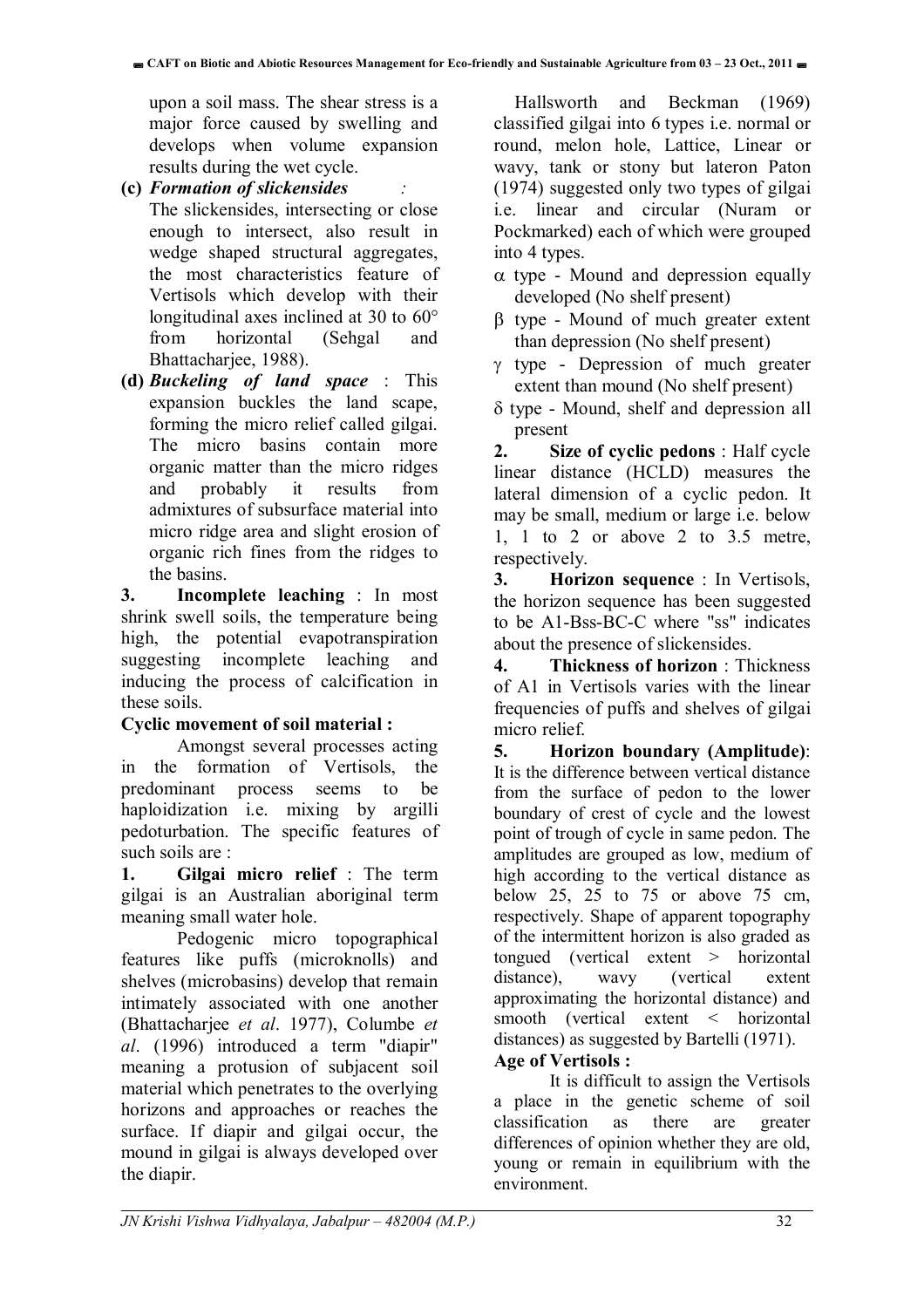upon a soil mass. The shear stress is a major force caused by swelling and develops when volume expansion results during the wet cycle.

**(c)** ***Formation of slickensides*** :
The slickensides, intersecting or close enough to intersect, also result in wedge shaped structural aggregates, the most characteristics feature of Vertisols which develop with their longitudinal axes inclined at 30 to 60° from horizontal (Sehgal and Bhattacharjee, 1988).

**(d)** ***Buckeling of land space*** : This expansion buckles the land scape, forming the micro relief called gilgai. The micro basins contain more organic matter than the micro ridges and probably it results from admixtures of subsurface material into micro ridge area and slight erosion of organic rich fines from the ridges to the basins.

**3. Incomplete leaching** : In most shrink swell soils, the temperature being high, the potential evapotranspiration suggesting incomplete leaching and inducing the process of calcification in these soils.

**Cyclic movement of soil material :**

Amongst several processes acting in the formation of Vertisols, the predominant process seems to be haploidization i.e. mixing by argilli pedoturbation. The specific features of such soils are :

**1. Gilgai micro relief** : The term gilgai is an Australian aboriginal term meaning small water hole.

Pedogenic micro topographical features like puffs (microknolls) and shelves (microbasins) develop that remain intimately associated with one another (Bhattacharjee *et al*. 1977), Columbe *et al*. (1996) introduced a term "diapir" meaning a protusion of subjacent soil material which penetrates to the overlying horizons and approaches or reaches the surface. If diapir and gilgai occur, the mound in gilgai is always developed over the diapir.

Hallsworth and Beckman (1969) classified gilgai into 6 types i.e. normal or round, melon hole, Lattice, Linear or wavy, tank or stony but lateron Paton (1974) suggested only two types of gilgai i.e. linear and circular (Nuram or Pockmarked) each of which were grouped into 4 types.

- $\alpha$ type - Mound and depression equally developed (No shelf present)
- $\beta$ type - Mound of much greater extent than depression (No shelf present)
- $\gamma$ type - Depression of much greater extent than mound (No shelf present)
- $\delta$ type - Mound, shelf and depression all present

**2. Size of cyclic pedons** : Half cycle linear distance (HCLD) measures the lateral dimension of a cyclic pedon. It may be small, medium or large i.e. below 1, 1 to 2 or above 2 to 3.5 metre, respectively.

**3. Horizon sequence** : In Vertisols, the horizon sequence has been suggested to be A1-Bss-BC-C where "ss" indicates about the presence of slickensides.

**4. Thickness of horizon** : Thickness of A1 in Vertisols varies with the linear frequencies of puffs and shelves of gilgai micro relief.

**5. Horizon boundary (Amplitude)**: It is the difference between vertical distance from the surface of pedon to the lower boundary of crest of cycle and the lowest point of trough of cycle in same pedon. The amplitudes are grouped as low, medium of high according to the vertical distance as below 25, 25 to 75 or above 75 cm, respectively. Shape of apparent topography of the intermittent horizon is also graded as tongued (vertical extent > horizontal distance), wavy (vertical extent approximating the horizontal distance) and smooth (vertical extent < horizontal distances) as suggested by Bartelli (1971).

**Age of Vertisols :**

It is difficult to assign the Vertisols a place in the genetic scheme of soil classification as there are greater differences of opinion whether they are old, young or remain in equilibrium with the environment.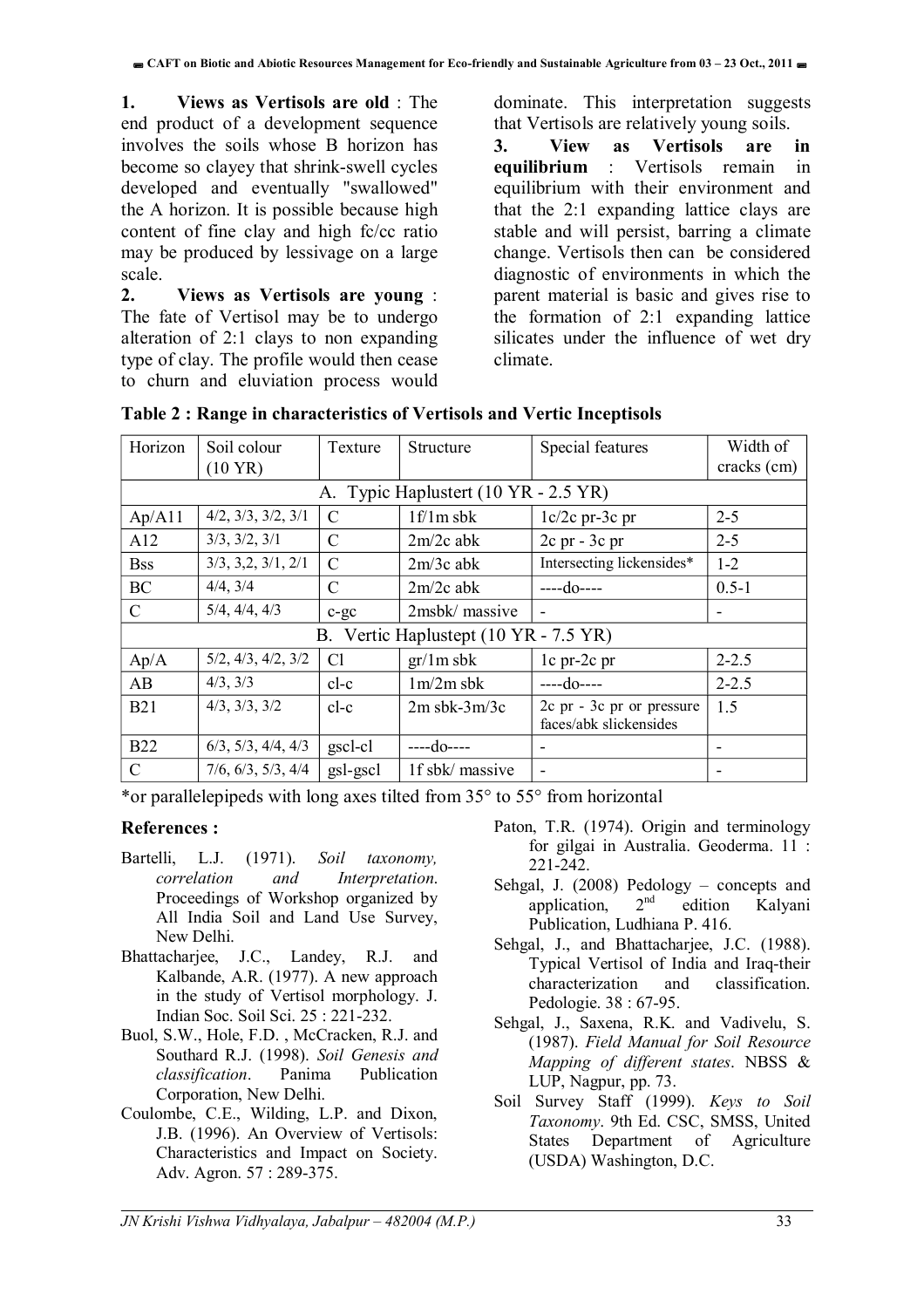**1. Views as Vertisols are old** : The end product of a development sequence involves the soils whose B horizon has become so clayey that shrink-swell cycles developed and eventually "swallowed" the A horizon. It is possible because high content of fine clay and high fc/cc ratio may be produced by lessivage on a large scale.

**2. Views as Vertisols are young** : The fate of Vertisol may be to undergo alteration of 2:1 clays to non expanding type of clay. The profile would then cease to churn and eluviation process would dominate. This interpretation suggests that Vertisols are relatively young soils.

**3. View as Vertisols are in equilibrium** : Vertisols remain in equilibrium with their environment and that the 2:1 expanding lattice clays are stable and will persist, barring a climate change. Vertisols then can be considered diagnostic of environments in which the parent material is basic and gives rise to the formation of 2:1 expanding lattice silicates under the influence of wet dry climate.

**Table 2 : Range in characteristics of Vertisols and Vertic Inceptisols**

| Horizon | Soil colour (10 YR) | Texture | Structure | Special features | Width of cracks (cm) |
|---|---|---|---|---|---|
| A. Typic Haplustert (10 YR - 2.5 YR) | | | | | |
| Ap/A11 | 4/2, 3/3, 3/2, 3/1 | C | 1f/1m sbk | 1c/2c pr-3c pr | 2-5 |
| A12 | 3/3, 3/2, 3/1 | C | 2m/2c abk | 2c pr - 3c pr | 2-5 |
| Bss | 3/3, 3,2, 3/1, 2/1 | C | 2m/3c abk | Intersecting lickensides* | 1-2 |
| BC | 4/4, 3/4 | C | 2m/2c abk | ----do---- | 0.5-1 |
| C | 5/4, 4/4, 4/3 | c-gc | 2msbk/ massive | - | - |
| B. Vertic Haplustept (10 YR - 7.5 YR) | | | | | |
| Ap/A | 5/2, 4/3, 4/2, 3/2 | Cl | gr/1m sbk | 1c pr-2c pr | 2-2.5 |
| AB | 4/3, 3/3 | cl-c | 1m/2m sbk | ----do---- | 2-2.5 |
| B21 | 4/3, 3/3, 3/2 | cl-c | 2m sbk-3m/3c | 2c pr - 3c pr or pressure faces/abk slickensides | 1.5 |
| B22 | 6/3, 5/3, 4/4, 4/3 | gscl-cl | ----do---- | - | - |
| C | 7/6, 6/3, 5/3, 4/4 | gsl-gscl | 1f sbk/ massive | - | - |

*or parallelepipeds with long axes tilted from 35° to 55° from horizontal

## References :

- Bartelli, L.J. (1971). *Soil taxonomy, correlation and Interpretation*. Proceedings of Workshop organized by All India Soil and Land Use Survey, New Delhi.
- Bhattacharjee, J.C., Landey, R.J. and Kalbande, A.R. (1977). A new approach in the study of Vertisol morphology. J. Indian Soc. Soil Sci. 25 : 221-232.
- Buol, S.W., Hole, F.D. , McCracken, R.J. and Southard R.J. (1998). *Soil Genesis and classification*. Panima Publication Corporation, New Delhi.
- Coulombe, C.E., Wilding, L.P. and Dixon, J.B. (1996). An Overview of Vertisols: Characteristics and Impact on Society. Adv. Agron. 57 : 289-375.
- Paton, T.R. (1974). Origin and terminology for gilgai in Australia. Geoderma. 11 : 221-242.
- Sehgal, J. (2008) Pedology – concepts and application, 2nd edition Kalyani Publication, Ludhiana P. 416.
- Sehgal, J., and Bhattacharjee, J.C. (1988). Typical Vertisol of India and Iraq-their characterization and classification. Pedologie. 38 : 67-95.
- Sehgal, J., Saxena, R.K. and Vadivelu, S. (1987). *Field Manual for Soil Resource Mapping of different states*. NBSS & LUP, Nagpur, pp. 73.
- Soil Survey Staff (1999). *Keys to Soil Taxonomy*. 9th Ed. CSC, SMSS, United States Department of Agriculture (USDA) Washington, D.C.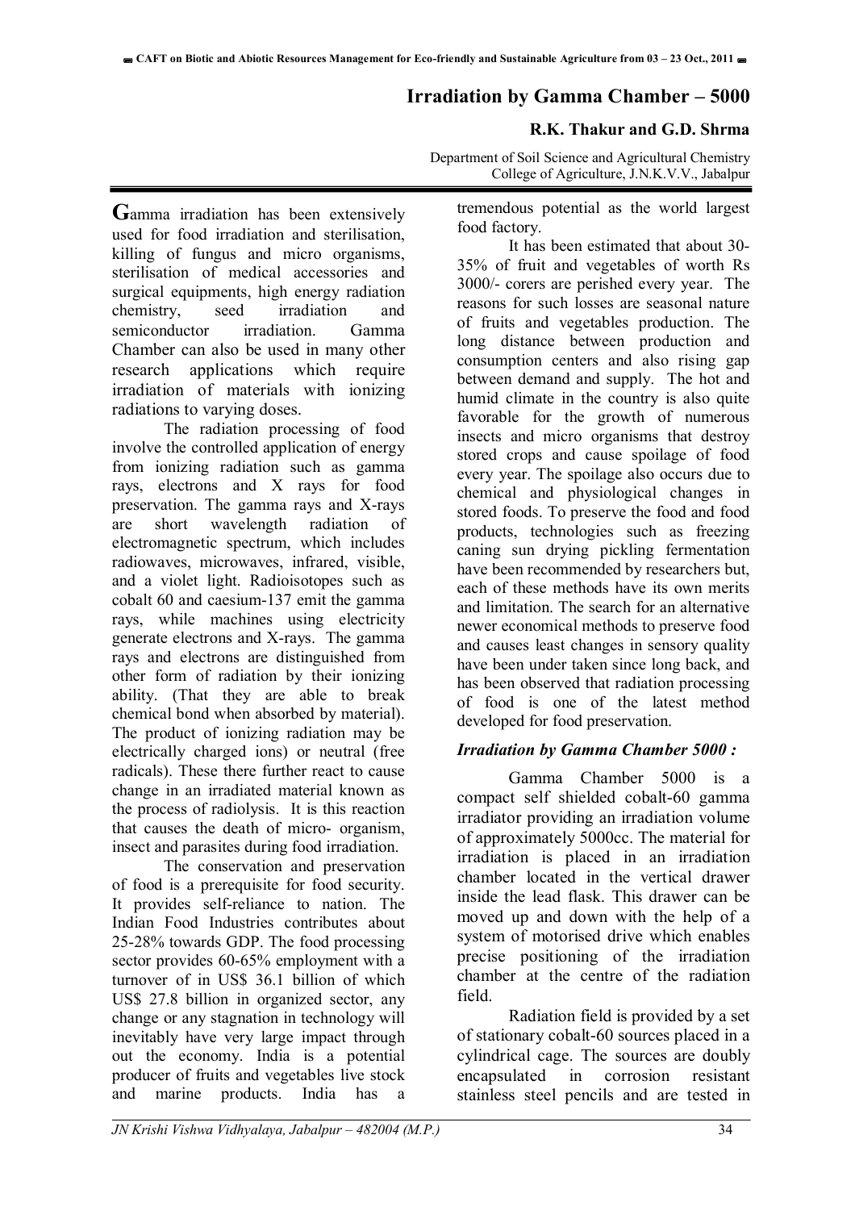# Irradiation by Gamma Chamber – 5000

**R.K. Thakur and G.D. Shrma**

Department of Soil Science and Agricultural Chemistry
College of Agriculture, J.N.K.V.V., Jabalpur

**G**amma irradiation has been extensively used for food irradiation and sterilisation, killing of fungus and micro organisms, sterilisation of medical accessories and surgical equipments, high energy radiation chemistry, seed irradiation and semiconductor irradiation. Gamma Chamber can also be used in many other research applications which require irradiation of materials with ionizing radiations to varying doses.

The radiation processing of food involve the controlled application of energy from ionizing radiation such as gamma rays, electrons and X rays for food preservation. The gamma rays and X-rays are short wavelength radiation of electromagnetic spectrum, which includes radiowaves, microwaves, infrared, visible, and a violet light. Radioisotopes such as cobalt 60 and caesium-137 emit the gamma rays, while machines using electricity generate electrons and X-rays. The gamma rays and electrons are distinguished from other form of radiation by their ionizing ability. (That they are able to break chemical bond when absorbed by material). The product of ionizing radiation may be electrically charged ions) or neutral (free radicals). These there further react to cause change in an irradiated material known as the process of radiolysis. It is this reaction that causes the death of micro- organism, insect and parasites during food irradiation.

The conservation and preservation of food is a prerequisite for food security. It provides self-reliance to nation. The Indian Food Industries contributes about 25-28% towards GDP. The food processing sector provides 60-65% employment with a turnover of in US$ 36.1 billion of which US$ 27.8 billion in organized sector, any change or any stagnation in technology will inevitably have very large impact through out the economy. India is a potential producer of fruits and vegetables live stock and marine products. India has a tremendous potential as the world largest food factory.

It has been estimated that about 30-35% of fruit and vegetables of worth Rs 3000/- corers are perished every year. The reasons for such losses are seasonal nature of fruits and vegetables production. The long distance between production and consumption centers and also rising gap between demand and supply. The hot and humid climate in the country is also quite favorable for the growth of numerous insects and micro organisms that destroy stored crops and cause spoilage of food every year. The spoilage also occurs due to chemical and physiological changes in stored foods. To preserve the food and food products, technologies such as freezing caning sun drying pickling fermentation have been recommended by researchers but, each of these methods have its own merits and limitation. The search for an alternative newer economical methods to preserve food and causes least changes in sensory quality have been under taken since long back, and has been observed that radiation processing of food is one of the latest method developed for food preservation.

### *Irradiation by Gamma Chamber 5000 :*

Gamma Chamber 5000 is a compact self shielded cobalt-60 gamma irradiator providing an irradiation volume of approximately 5000cc. The material for irradiation is placed in an irradiation chamber located in the vertical drawer inside the lead flask. This drawer can be moved up and down with the help of a system of motorised drive which enables precise positioning of the irradiation chamber at the centre of the radiation field.

Radiation field is provided by a set of stationary cobalt-60 sources placed in a cylindrical cage. The sources are doubly encapsulated in corrosion resistant stainless steel pencils and are tested in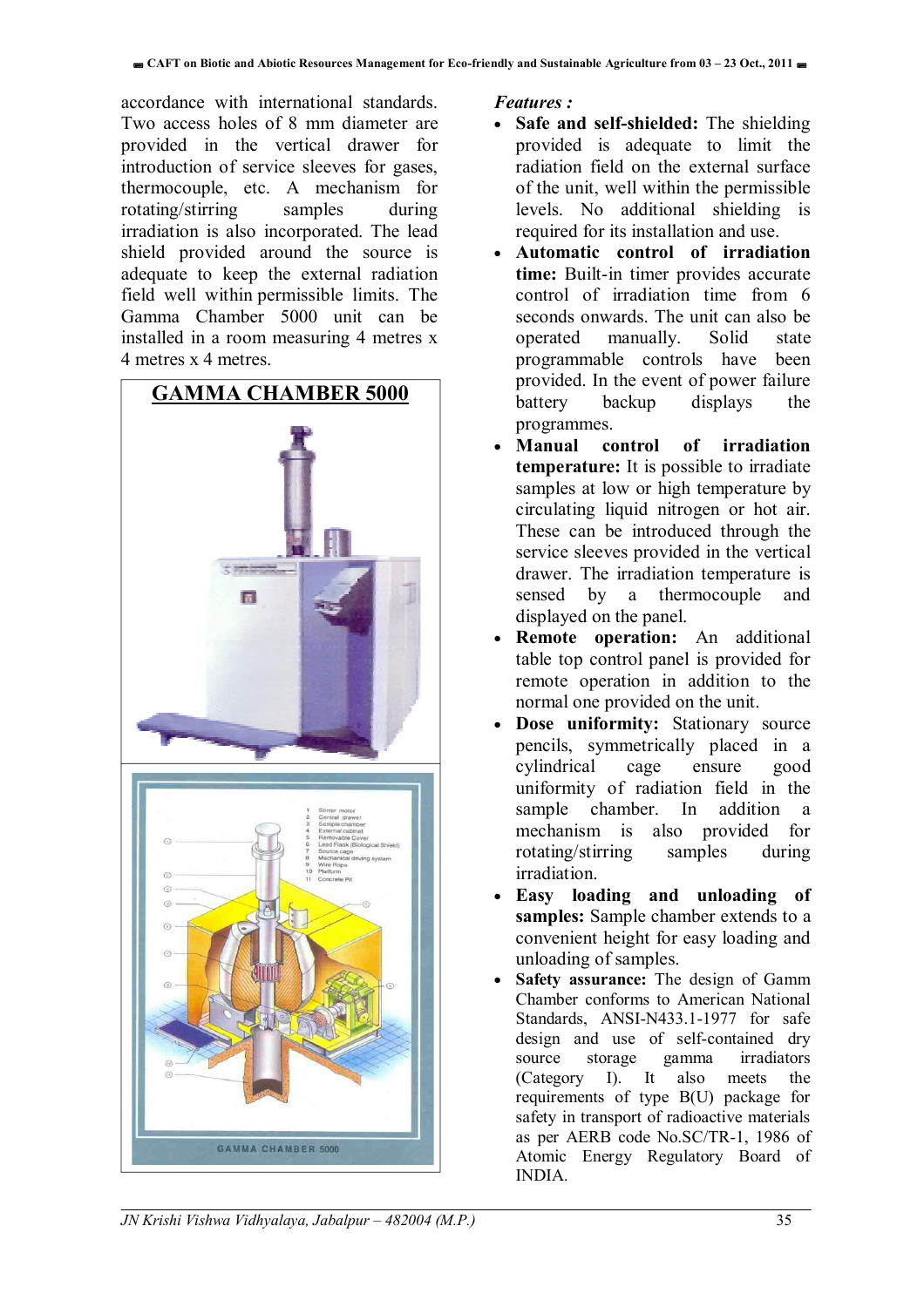accordance with international standards. Two access holes of 8 mm diameter are provided in the vertical drawer for introduction of service sleeves for gases, thermocouple, etc. A mechanism for rotating/stirring samples during irradiation is also incorporated. The lead shield provided around the source is adequate to keep the external radiation field well within permissible limits. The Gamma Chamber 5000 unit can be installed in a room measuring 4 metres x 4 metres.

**GAMMA CHAMBER 5000**

*Features :*

- **Safe and self-shielded:** The shielding provided is adequate to limit the radiation field on the external surface of the unit, well within the permissible levels. No additional shielding is required for its installation and use.
- **Automatic control of irradiation time:** Built-in timer provides accurate control of irradiation time from 6 seconds onwards. The unit can also be operated manually. Solid state programmable controls have been provided. In the event of power failure battery backup displays the programmes.
- **Manual control of irradiation temperature:** It is possible to irradiate samples at low or high temperature by circulating liquid nitrogen or hot air. These can be introduced through the service sleeves provided in the vertical drawer. The irradiation temperature is sensed by a thermocouple and displayed on the panel.
- **Remote operation:** An additional table top control panel is provided for remote operation in addition to the normal one provided on the unit.
- **Dose uniformity:** Stationary source pencils, symmetrically placed in a cylindrical cage ensure good uniformity of radiation field in the sample chamber. In addition a mechanism is also provided for rotating/stirring samples during irradiation.
- **Easy loading and unloading of samples:** Sample chamber extends to a convenient height for easy loading and unloading of samples.
- **Safety assurance:** The design of Gamm Chamber conforms to American National Standards, ANSI-N433.1-1977 for safe design and use of self-contained dry source storage gamma irradiators (Category I). It also meets the requirements of type B(U) package for safety in transport of radioactive materials as per AERB code No.SC/TR-1, 1986 of Atomic Energy Regulatory Board of INDIA.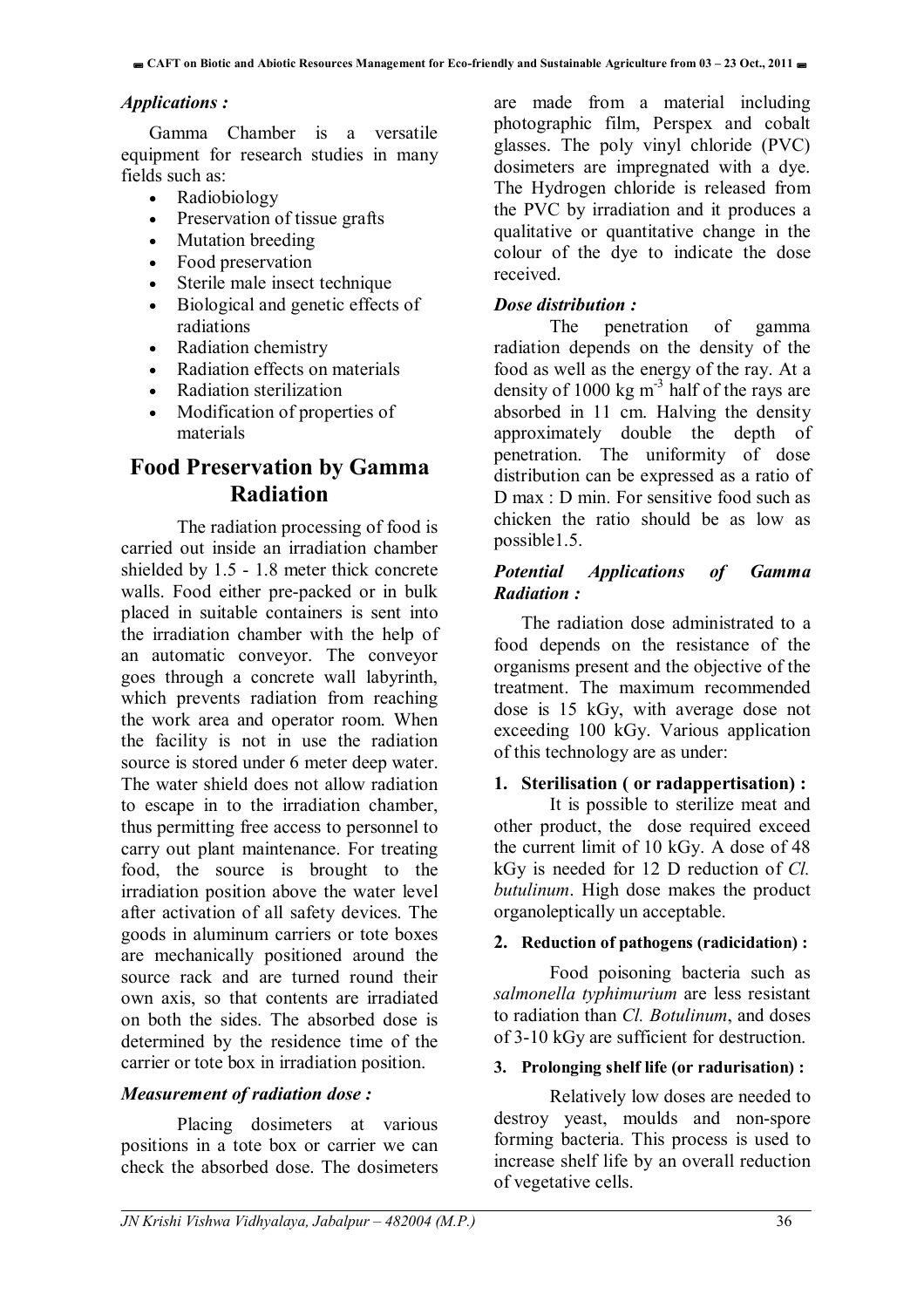### *Applications :*

Gamma Chamber is a versatile equipment for research studies in many fields such as:

- Radiobiology
- Preservation of tissue grafts
- Mutation breeding
- Food preservation
- Sterile male insect technique
- Biological and genetic effects of radiations
- Radiation chemistry
- Radiation effects on materials
- Radiation sterilization
- Modification of properties of materials

## Food Preservation by Gamma Radiation

The radiation processing of food is carried out inside an irradiation chamber shielded by 1.5 - 1.8 meter thick concrete walls. Food either pre-packed or in bulk placed in suitable containers is sent into the irradiation chamber with the help of an automatic conveyor. The conveyor goes through a concrete wall labyrinth, which prevents radiation from reaching the work area and operator room. When the facility is not in use the radiation source is stored under 6 meter deep water. The water shield does not allow radiation to escape in to the irradiation chamber, thus permitting free access to personnel to carry out plant maintenance. For treating food, the source is brought to the irradiation position above the water level after activation of all safety devices. The goods in aluminum carriers or tote boxes are mechanically positioned around the source rack and are turned round their own axis, so that contents are irradiated on both the sides. The absorbed dose is determined by the residence time of the carrier or tote box in irradiation position.

### *Measurement of radiation dose :*

Placing dosimeters at various positions in a tote box or carrier we can check the absorbed dose. The dosimeters are made from a material including photographic film, Perspex and cobalt glasses. The poly vinyl chloride (PVC) dosimeters are impregnated with a dye. The Hydrogen chloride is released from the PVC by irradiation and it produces a qualitative or quantitative change in the colour of the dye to indicate the dose received.

### *Dose distribution :*

The penetration of gamma radiation depends on the density of the food as well as the energy of the ray. At a density of 1000 kg $m^{-3}$ half of the rays are absorbed in 11 cm. Halving the density approximately double the depth of penetration. The uniformity of dose distribution can be expressed as a ratio of D max : D min. For sensitive food such as chicken the ratio should be as low as possible1.5.

### *Potential Applications of Gamma Radiation :*

The radiation dose administrated to a food depends on the resistance of the organisms present and the objective of the treatment. The maximum recommended dose is 15 kGy, with average dose not exceeding 100 kGy. Various application of this technology are as under:

**1. Sterilisation ( or radappertisation) :**

It is possible to sterilize meat and other product, the dose required exceed the current limit of 10 kGy. A dose of 48 kGy is needed for 12 D reduction of *Cl. butulinum*. High dose makes the product organoleptically un acceptable.

**2. Reduction of pathogens (radicidation) :**

Food poisoning bacteria such as *salmonella typhimurium* are less resistant to radiation than *Cl. Botulinum*, and doses of 3-10 kGy are sufficient for destruction.

**3. Prolonging shelf life (or radurisation) :**

Relatively low doses are needed to destroy yeast, moulds and non-spore forming bacteria. This process is used to increase shelf life by an overall reduction of vegetative cells.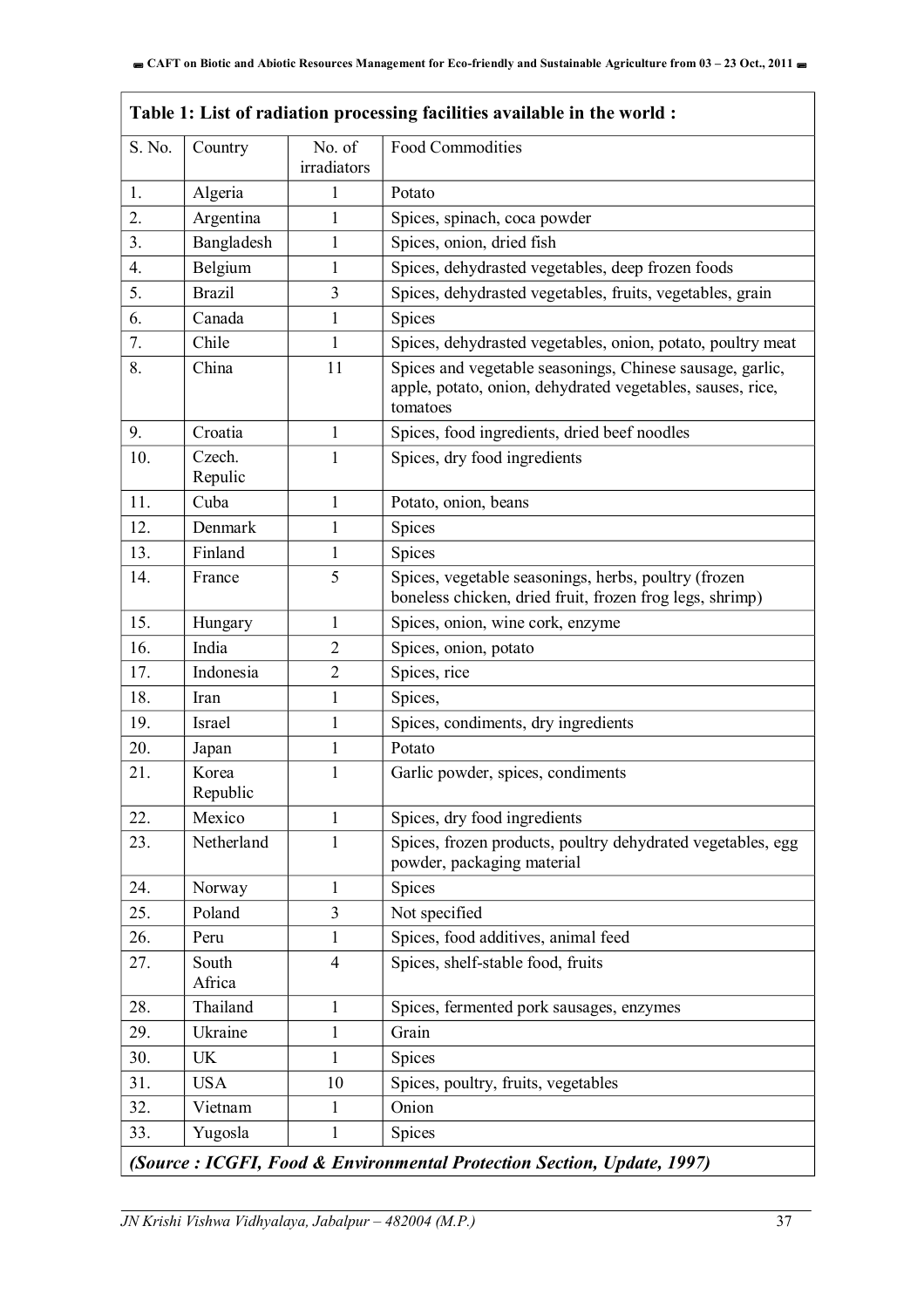**Table 1: List of radiation processing facilities available in the world :**

| S. No. | Country | No. of irradiators | Food Commodities |
|---|---|---|---|
| 1. | Algeria | 1 | Potato |
| 2. | Argentina | 1 | Spices, spinach, coca powder |
| 3. | Bangladesh | 1 | Spices, onion, dried fish |
| 4. | Belgium | 1 | Spices, dehydrasted vegetables, deep frozen foods |
| 5. | Brazil | 3 | Spices, dehydrasted vegetables, fruits, vegetables, grain |
| 6. | Canada | 1 | Spices |
| 7. | Chile | 1 | Spices, dehydrasted vegetables, onion, potato, poultry meat |
| 8. | China | 11 | Spices and vegetable seasonings, Chinese sausage, garlic, apple, potato, onion, dehydrated vegetables, sauses, rice, tomatoes |
| 9. | Croatia | 1 | Spices, food ingredients, dried beef noodles |
| 10. | Czech. Repulic | 1 | Spices, dry food ingredients |
| 11. | Cuba | 1 | Potato, onion, beans |
| 12. | Denmark | 1 | Spices |
| 13. | Finland | 1 | Spices |
| 14. | France | 5 | Spices, vegetable seasonings, herbs, poultry (frozen boneless chicken, dried fruit, frozen frog legs, shrimp) |
| 15. | Hungary | 1 | Spices, onion, wine cork, enzyme |
| 16. | India | 2 | Spices, onion, potato |
| 17. | Indonesia | 2 | Spices, rice |
| 18. | Iran | 1 | Spices, |
| 19. | Israel | 1 | Spices, condiments, dry ingredients |
| 20. | Japan | 1 | Potato |
| 21. | Korea Republic | 1 | Garlic powder, spices, condiments |
| 22. | Mexico | 1 | Spices, dry food ingredients |
| 23. | Netherland | 1 | Spices, frozen products, poultry dehydrated vegetables, egg powder, packaging material |
| 24. | Norway | 1 | Spices |
| 25. | Poland | 3 | Not specified |
| 26. | Peru | 1 | Spices, food additives, animal feed |
| 27. | South Africa | 4 | Spices, shelf-stable food, fruits |
| 28. | Thailand | 1 | Spices, fermented pork sausages, enzymes |
| 29. | Ukraine | 1 | Grain |
| 30. | UK | 1 | Spices |
| 31. | USA | 10 | Spices, poultry, fruits, vegetables |
| 32. | Vietnam | 1 | Onion |
| 33. | Yugosla | 1 | Spices |

***(Source : ICGFI, Food & Environmental Protection Section, Update, 1997)***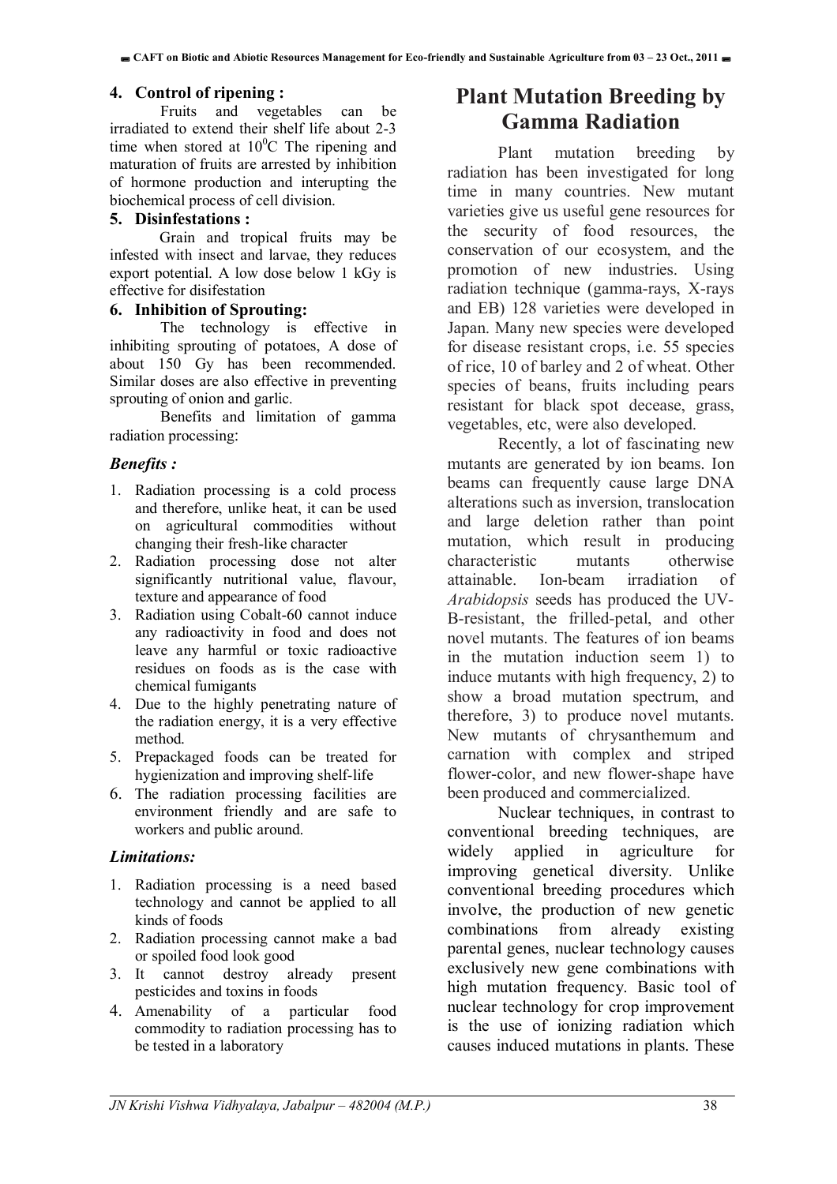### 4. Control of ripening :

Fruits and vegetables can be irradiated to extend their shelf life about 2-3 time when stored at $10^0$C The ripening and maturation of fruits are arrested by inhibition of hormone production and interupting the biochemical process of cell division.

### 5. Disinfestations :

Grain and tropical fruits may be infested with insect and larvae, they reduces export potential. A low dose below 1 kGy is effective for disifestation

### 6. Inhibition of Sprouting:

The technology is effective in inhibiting sprouting of potatoes, A dose of about 150 Gy has been recommended. Similar doses are also effective in preventing sprouting of onion and garlic.

Benefits and limitation of gamma radiation processing:

### *Benefits :*

1. Radiation processing is a cold process and therefore, unlike heat, it can be used on agricultural commodities without changing their fresh-like character
2. Radiation processing dose not alter significantly nutritional value, flavour, texture and appearance of food
3. Radiation using Cobalt-60 cannot induce any radioactivity in food and does not leave any harmful or toxic radioactive residues on foods as is the case with chemical fumigants
4. Due to the highly penetrating nature of the radiation energy, it is a very effective method.
5. Prepackaged foods can be treated for hygienization and improving shelf-life
6. The radiation processing facilities are environment friendly and are safe to workers and public around.

### *Limitations:*

1. Radiation processing is a need based technology and cannot be applied to all kinds of foods
2. Radiation processing cannot make a bad or spoiled food look good
3. It cannot destroy already present pesticides and toxins in foods
4. Amenability of a particular food commodity to radiation processing has to be tested in a laboratory

# Plant Mutation Breeding by Gamma Radiation

Plant mutation breeding by radiation has been investigated for long time in many countries. New mutant varieties give us useful gene resources for the security of food resources, the conservation of our ecosystem, and the promotion of new industries. Using radiation technique (gamma-rays, X-rays and EB) 128 varieties were developed in Japan. Many new species were developed for disease resistant crops, i.e. 55 species of rice, 10 of barley and 2 of wheat. Other species of beans, fruits including pears resistant for black spot decease, grass, vegetables, etc, were also developed.

Recently, a lot of fascinating new mutants are generated by ion beams. Ion beams can frequently cause large DNA alterations such as inversion, translocation and large deletion rather than point mutation, which result in producing characteristic mutants otherwise attainable. Ion-beam irradiation of *Arabidopsis* seeds has produced the UV-B-resistant, the frilled-petal, and other novel mutants. The features of ion beams in the mutation induction seem 1) to induce mutants with high frequency, 2) to show a broad mutation spectrum, and therefore, 3) to produce novel mutants. New mutants of chrysanthemum and carnation with complex and striped flower-color, and new flower-shape have been produced and commercialized.

Nuclear techniques, in contrast to conventional breeding techniques, are widely applied in agriculture for improving genetical diversity. Unlike conventional breeding procedures which involve, the production of new genetic combinations from already existing parental genes, nuclear technology causes exclusively new gene combinations with high mutation frequency. Basic tool of nuclear technology for crop improvement is the use of ionizing radiation which causes induced mutations in plants. These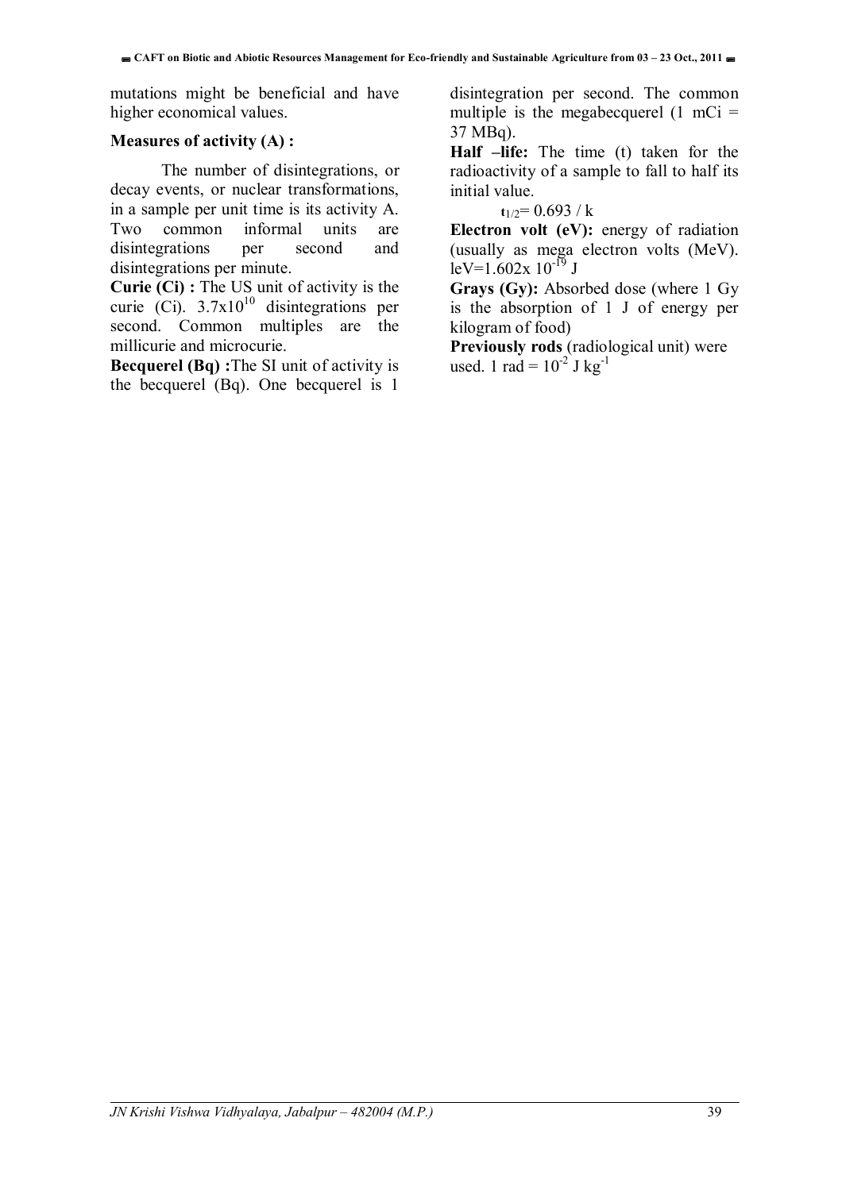mutations might be beneficial and have higher economical values.

**Measures of activity (A) :**

The number of disintegrations, or decay events, or nuclear transformations, in a sample per unit time is its activity A. Two common informal units are disintegrations per second and disintegrations per minute.

**Curie (Ci) :** The US unit of activity is the curie (Ci). $3.7 \times 10^{10}$ disintegrations per second. Common multiples are the millicurie and microcurie.

**Becquerel (Bq) :** The SI unit of activity is the becquerel (Bq). One becquerel is 1 disintegration per second. The common multiple is the megabecquerel (1 mCi = 37 MBq).

**Half –life:** The time (t) taken for the radioactivity of a sample to fall to half its initial value.

$$t_{1/2} = 0.693 / k$$

**Electron volt (eV):** energy of radiation (usually as mega electron volts (MeV). $1 eV = 1.602 \times 10^{-19}$ J

**Grays (Gy):** Absorbed dose (where 1 Gy is the absorption of 1 J of energy per kilogram of food)

**Previously rods** (radiological unit) were used. 1 rad = $10^{-2}$ J $kg^{-1}$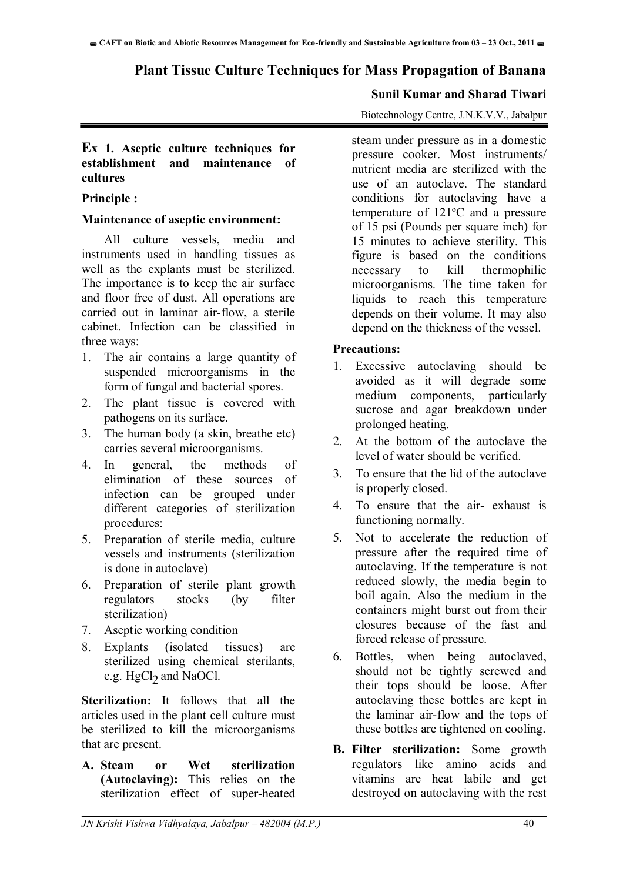# Plant Tissue Culture Techniques for Mass Propagation of Banana

**Sunil Kumar and Sharad Tiwari**

Biotechnology Centre, J.N.K.V.V., Jabalpur

## Ex 1. Aseptic culture techniques for establishment and maintenance of cultures

### Principle :

### Maintenance of aseptic environment:

All culture vessels, media and instruments used in handling tissues as well as the explants must be sterilized. The importance is to keep the air surface and floor free of dust. All operations are carried out in laminar air-flow, a sterile cabinet. Infection can be classified in three ways:

1. The air contains a large quantity of suspended microorganisms in the form of fungal and bacterial spores.
2. The plant tissue is covered with pathogens on its surface.
3. The human body (a skin, breathe etc) carries several microorganisms.
4. In general, the methods of elimination of these sources of infection can be grouped under different categories of sterilization procedures:
5. Preparation of sterile media, culture vessels and instruments (sterilization is done in autoclave)
6. Preparation of sterile plant growth regulators stocks (by filter sterilization)
7. Aseptic working condition
8. Explants (isolated tissues) are sterilized using chemical sterilants, e.g. $HgCl_2$ and NaOCl.

**Sterilization:** It follows that all the articles used in the plant cell culture must be sterilized to kill the microorganisms that are present.

**A. Steam or Wet sterilization (Autoclaving):** This relies on the sterilization effect of super-heated steam under pressure as in a domestic pressure cooker. Most instruments/ nutrient media are sterilized with the use of an autoclave. The standard conditions for autoclaving have a temperature of 121ºC and a pressure of 15 psi (Pounds per square inch) for 15 minutes to achieve sterility. This figure is based on the conditions necessary to kill thermophilic microorganisms. The time taken for liquids to reach this temperature depends on their volume. It may also depend on the thickness of the vessel.

### Precautions:

1. Excessive autoclaving should be avoided as it will degrade some medium components, particularly sucrose and agar breakdown under prolonged heating.
2. At the bottom of the autoclave the level of water should be verified.
3. To ensure that the lid of the autoclave is properly closed.
4. To ensure that the air- exhaust is functioning normally.
5. Not to accelerate the reduction of pressure after the required time of autoclaving. If the temperature is not reduced slowly, the media begin to boil again. Also the medium in the containers might burst out from their closures because of the fast and forced release of pressure.
6. Bottles, when being autoclaved, should not be tightly screwed and their tops should be loose. After autoclaving these bottles are kept in the laminar air-flow and the tops of these bottles are tightened on cooling.

**B. Filter sterilization:** Some growth regulators like amino acids and vitamins are heat labile and get destroyed on autoclaving with the rest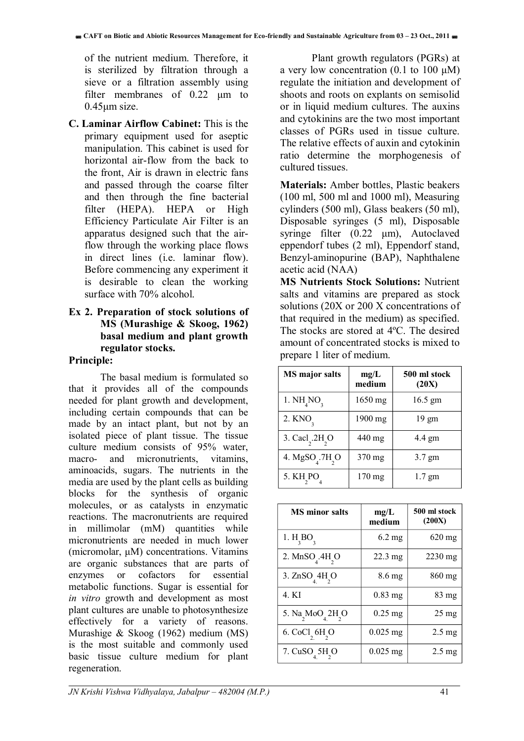of the nutrient medium. Therefore, it is sterilized by filtration through a sieve or a filtration assembly using filter membranes of 0.22 µm to 0.45µm size.

**C. Laminar Airflow Cabinet:** This is the primary equipment used for aseptic manipulation. This cabinet is used for horizontal air-flow from the back to the front, Air is drawn in electric fans and passed through the coarse filter and then through the fine bacterial filter (HEPA). HEPA or High Efficiency Particulate Air Filter is an apparatus designed such that the air-flow through the working place flows in direct lines (i.e. laminar flow). Before commencing any experiment it is desirable to clean the working surface with 70% alcohol.

### Ex 2. Preparation of stock solutions of MS (Murashige & Skoog, 1962) basal medium and plant growth regulator stocks.

**Principle:**

The basal medium is formulated so that it provides all of the compounds needed for plant growth and development, including certain compounds that can be made by an intact plant, but not by an isolated piece of plant tissue. The tissue culture medium consists of 95% water, macro- and micronutrients, vitamins, aminoacids, sugars. The nutrients in the media are used by the plant cells as building blocks for the synthesis of organic molecules, or as catalysts in enzymatic reactions. The macronutrients are required in millimolar (mM) quantities while micronutrients are needed in much lower (micromolar, µM) concentrations. Vitamins are organic substances that are parts of enzymes or cofactors for essential metabolic functions. Sugar is essential for *in vitro* growth and development as most plant cultures are unable to photosynthesize effectively for a variety of reasons. Murashige & Skoog (1962) medium (MS) is the most suitable and commonly used basic tissue culture medium for plant regeneration.

Plant growth regulators (PGRs) at a very low concentration (0.1 to 100 µM) regulate the initiation and development of shoots and roots on explants on semisolid or in liquid medium cultures. The auxins and cytokinins are the two most important classes of PGRs used in tissue culture. The relative effects of auxin and cytokinin ratio determine the morphogenesis of cultured tissues.

**Materials:** Amber bottles, Plastic beakers (100 ml, 500 ml and 1000 ml), Measuring cylinders (500 ml), Glass beakers (50 ml), Disposable syringes (5 ml), Disposable syringe filter (0.22 µm), Autoclaved eppendorf tubes (2 ml), Eppendorf stand, Benzyl-aminopurine (BAP), Naphthalene acetic acid (NAA)

**MS Nutrients Stock Solutions:** Nutrient salts and vitamins are prepared as stock solutions (20X or 200 X concentrations of that required in the medium) as specified. The stocks are stored at 4ºC. The desired amount of concentrated stocks is mixed to prepare 1 liter of medium.

| MS major salts | mg/L medium | 500 ml stock (20X) |
|---|---|---|
| 1. $NH_4NO_3$ | 1650 mg | 16.5 gm |
| 2. $KNO_3$ | 1900 mg | 19 gm |
| 3. $Cacl_2.2H_2O$ | 440 mg | 4.4 gm |
| 4. $MgSO_4.7H_2O$ | 370 mg | 3.7 gm |
| 5. $KH_2PO_4$ | 170 mg | 1.7 gm |

| MS minor salts | mg/L medium | 500 ml stock (200X) |
|---|---|---|
| 1. $H_3BO_3$ | 6.2 mg | 620 mg |
| 2. $MnSO_4.4H_2O$ | 22.3 mg | 2230 mg |
| 3. $ZnSO_4.4H_2O$ | 8.6 mg | 860 mg |
| 4. KI | 0.83 mg | 83 mg |
| 5. $Na_2MoO_4.2H_2O$ | 0.25 mg | 25 mg |
| 6. $CoCl_2.6H_2O$ | 0.025 mg | 2.5 mg |
| 7. $CuSO_4.5H_2O$ | 0.025 mg | 2.5 mg |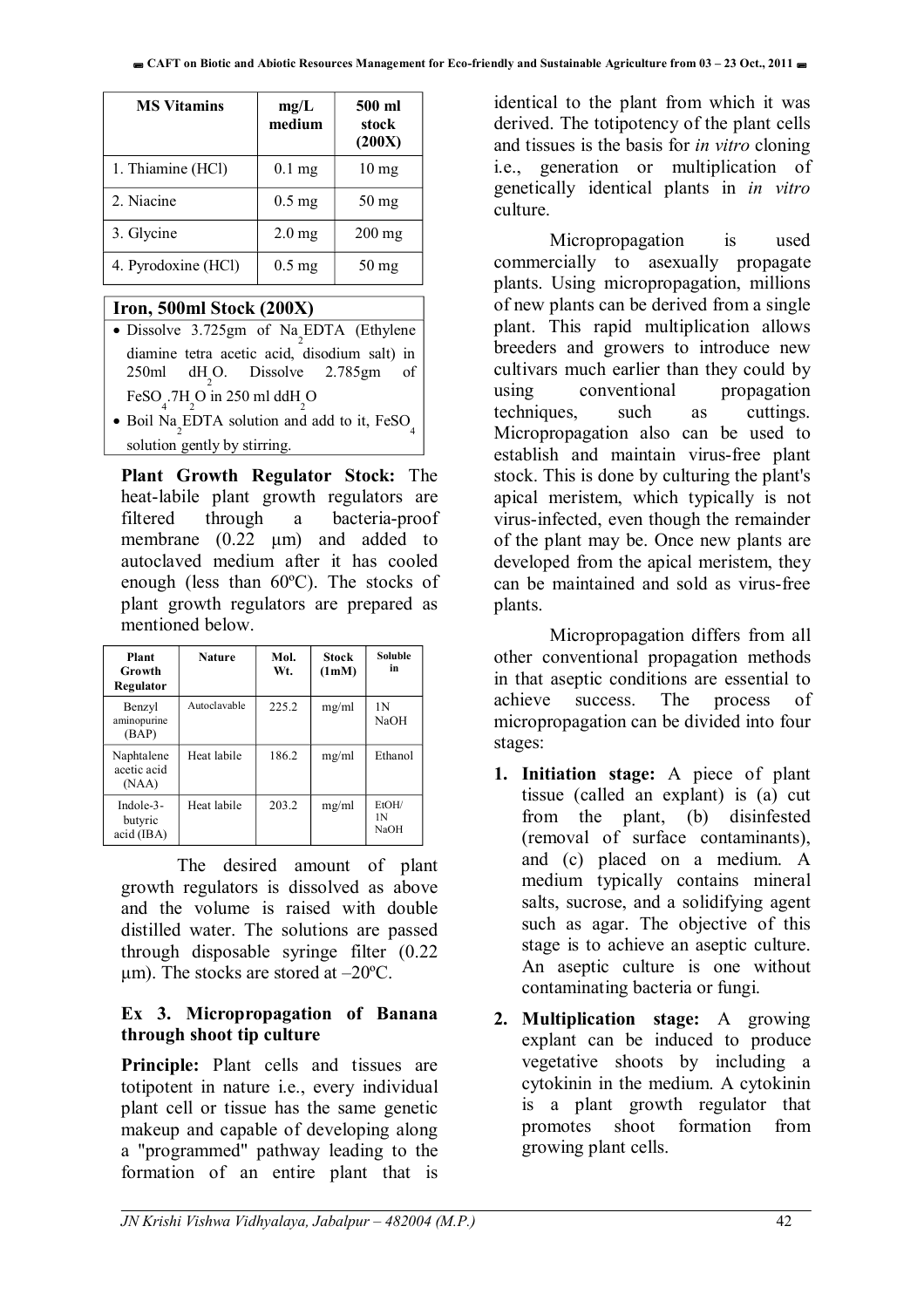| MS Vitamins | mg/L medium | 500 ml stock (200X) |
|---|---|---|
| 1. Thiamine (HCl) | 0.1 mg | 10 mg |
| 2. Niacine | 0.5 mg | 50 mg |
| 3. Glycine | 2.0 mg | 200 mg |
| 4. Pyrodoxine (HCl) | 0.5 mg | 50 mg |

**Iron, 500ml Stock (200X)**

- Dissolve 3.725gm of $Na_2EDTA$ (Ethylene diamine tetra acetic acid, disodium salt) in 250ml $dH_2O$. Dissolve 2.785gm of $FeSO_4.7H_2O$ in 250 ml dd$H_2O$
- Boil $Na_2EDTA$ solution and add to it, $FeSO_4$ solution gently by stirring.

**Plant Growth Regulator Stock:** The heat-labile plant growth regulators are filtered through a bacteria-proof membrane (0.22 µm) and added to autoclaved medium after it has cooled enough (less than 60ºC). The stocks of plant growth regulators are prepared as mentioned below.

| Plant Growth Regulator | Nature | Mol. Wt. | Stock (1mM) | Soluble in |
|---|---|---|---|---|
| Benzyl aminopurine (BAP) | Autoclavable | 225.2 | mg/ml | 1N NaOH |
| Naphtalene acetic acid (NAA) | Heat labile | 186.2 | mg/ml | Ethanol |
| Indole-3-butyric acid (IBA) | Heat labile | 203.2 | mg/ml | EtOH/ 1N NaOH |

The desired amount of plant growth regulators is dissolved as above and the volume is raised with double distilled water. The solutions are passed through disposable syringe filter (0.22 µm). The stocks are stored at –20ºC.

### Ex 3. Micropropagation of Banana through shoot tip culture

**Principle:** Plant cells and tissues are totipotent in nature i.e., every individual plant cell or tissue has the same genetic makeup and capable of developing along a "programmed" pathway leading to the formation of an entire plant that is identical to the plant from which it was derived. The totipotency of the plant cells and tissues is the basis for *in vitro* cloning i.e., generation or multiplication of genetically identical plants in *in vitro* culture.

Micropropagation is used commercially to asexually propagate plants. Using micropropagation, millions of new plants can be derived from a single plant. This rapid multiplication allows breeders and growers to introduce new cultivars much earlier than they could by using conventional propagation techniques, such as cuttings. Micropropagation also can be used to establish and maintain virus-free plant stock. This is done by culturing the plant's apical meristem, which typically is not virus-infected, even though the remainder of the plant may be. Once new plants are developed from the apical meristem, they can be maintained and sold as virus-free plants.

Micropropagation differs from all other conventional propagation methods in that aseptic conditions are essential to achieve success. The process of micropropagation can be divided into four stages:

1. **Initiation stage:** A piece of plant tissue (called an explant) is (a) cut from the plant, (b) disinfested (removal of surface contaminants), and (c) placed on a medium. A medium typically contains mineral salts, sucrose, and a solidifying agent such as agar. The objective of this stage is to achieve an aseptic culture. An aseptic culture is one without contaminating bacteria or fungi.
2. **Multiplication stage:** A growing explant can be induced to produce vegetative shoots by including a cytokinin in the medium. A cytokinin is a plant growth regulator that promotes shoot formation from growing plant cells.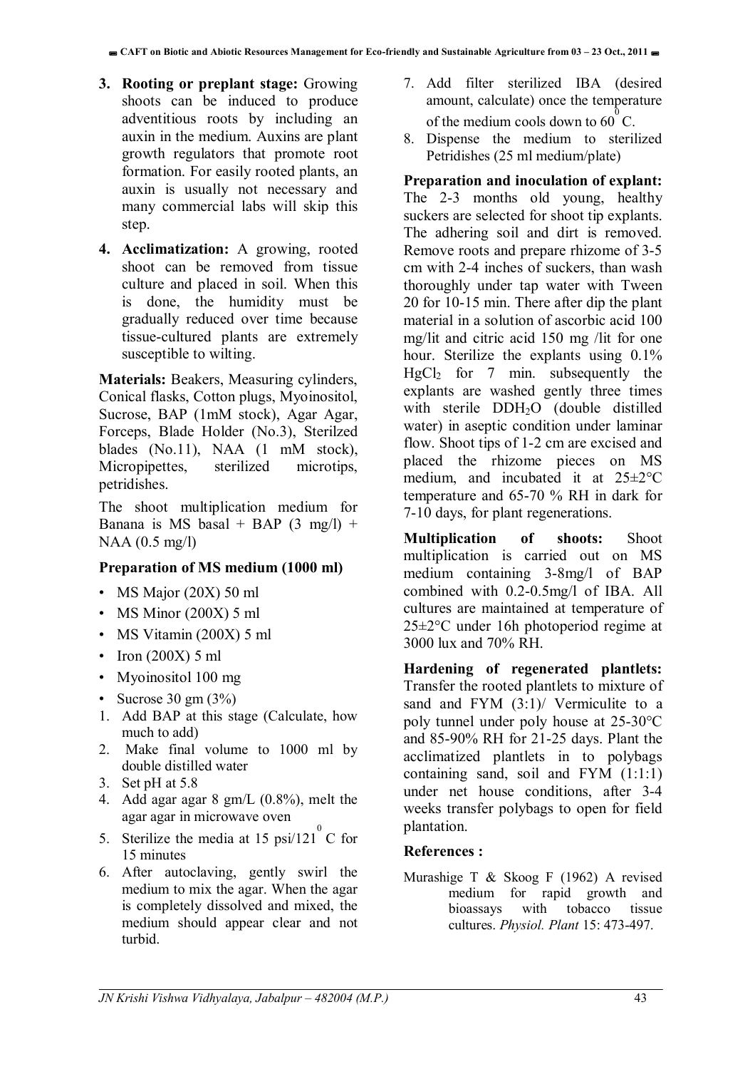3. **Rooting or preplant stage:** Growing shoots can be induced to produce adventitious roots by including an auxin in the medium. Auxins are plant growth regulators that promote root formation. For easily rooted plants, an auxin is usually not necessary and many commercial labs will skip this step.

4. **Acclimatization:** A growing, rooted shoot can be removed from tissue culture and placed in soil. When this is done, the humidity must be gradually reduced over time because tissue-cultured plants are extremely susceptible to wilting.

**Materials:** Beakers, Measuring cylinders, Conical flasks, Cotton plugs, Myoinositol, Sucrose, BAP (1mM stock), Agar Agar, Forceps, Blade Holder (No.3), Sterilzed blades (No.11), NAA (1 mM stock), Micropipettes, sterilized microtips, petridishes.

The shoot multiplication medium for Banana is MS basal + BAP (3 mg/l) + NAA (0.5 mg/l)

### Preparation of MS medium (1000 ml)

- MS Major (20X) 50 ml
- MS Minor (200X) 5 ml
- MS Vitamin (200X) 5 ml
- Iron (200X) 5 ml
- Myoinositol 100 mg
- Sucrose 30 gm (3%)

1. Add BAP at this stage (Calculate, how much to add)
2. Make final volume to 1000 ml by double distilled water
3. Set pH at 5.8
4. Add agar agar 8 gm/L (0.8%), melt the agar agar in microwave oven
5. Sterilize the media at 15 psi/121 $^0$C for 15 minutes
6. After autoclaving, gently swirl the medium to mix the agar. When the agar is completely dissolved and mixed, the medium should appear clear and not turbid.
7. Add filter sterilized IBA (desired amount, calculate) once the temperature of the medium cools down to 60 $^0$C.
8. Dispense the medium to sterilized Petridishes (25 ml medium/plate)

**Preparation and inoculation of explant:** The 2-3 months old young, healthy suckers are selected for shoot tip explants. The adhering soil and dirt is removed. Remove roots and prepare rhizome of 3-5 cm with 2-4 inches of suckers, than wash thoroughly under tap water with Tween 20 for 10-15 min. There after dip the plant material in a solution of ascorbic acid 100 mg/lit and citric acid 150 mg /lit for one hour. Sterilize the explants using 0.1% $HgCl_2$ for 7 min. subsequently the explants are washed gently three times with sterile $DDH_2O$ (double distilled water) in aseptic condition under laminar flow. Shoot tips of 1-2 cm are excised and placed the rhizome pieces on MS medium, and incubated it at 25±2°C temperature and 65-70 % RH in dark for 7-10 days, for plant regenerations.

**Multiplication of shoots:** Shoot multiplication is carried out on MS medium containing 3-8mg/l of BAP combined with 0.2-0.5mg/l of IBA. All cultures are maintained at temperature of 25±2°C under 16h photoperiod regime at 3000 lux and 70% RH.

**Hardening of regenerated plantlets:** Transfer the rooted plantlets to mixture of sand and FYM (3:1)/ Vermiculite to a poly tunnel under poly house at 25-30°C and 85-90% RH for 21-25 days. Plant the acclimatized plantlets in to polybags containing sand, soil and FYM (1:1:1) under net house conditions, after 3-4 weeks transfer polybags to open for field plantation.

### References :

Murashige T & Skoog F (1962) A revised medium for rapid growth and bioassays with tobacco tissue cultures. *Physiol. Plant* 15: 473-497.